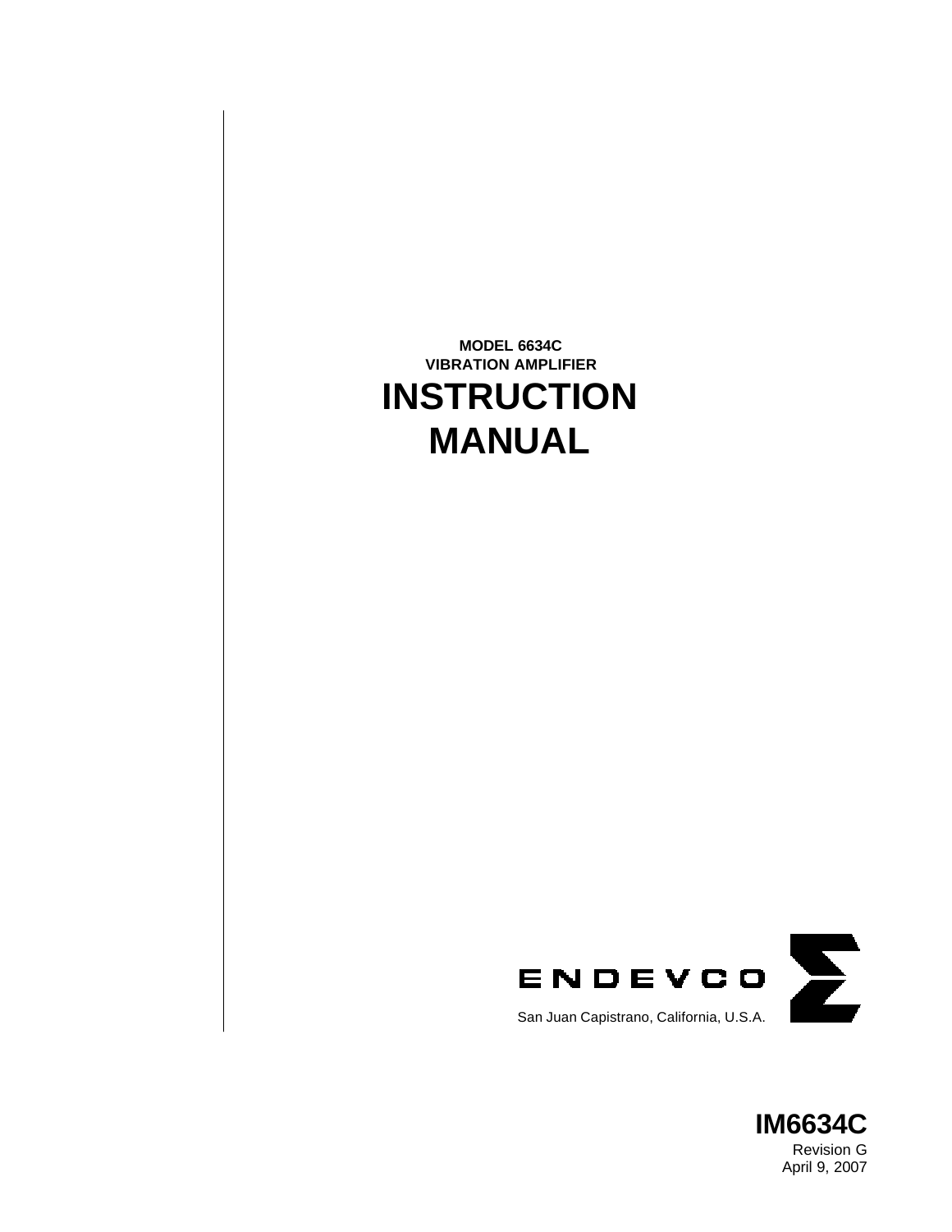**MODEL 6634C**
**VIBRATION AMPLIFIER**

# INSTRUCTION MANUAL

ENDEVCO

San Juan Capistrano, California, U.S.A.

**IM6634C**
Revision G
April 9, 2007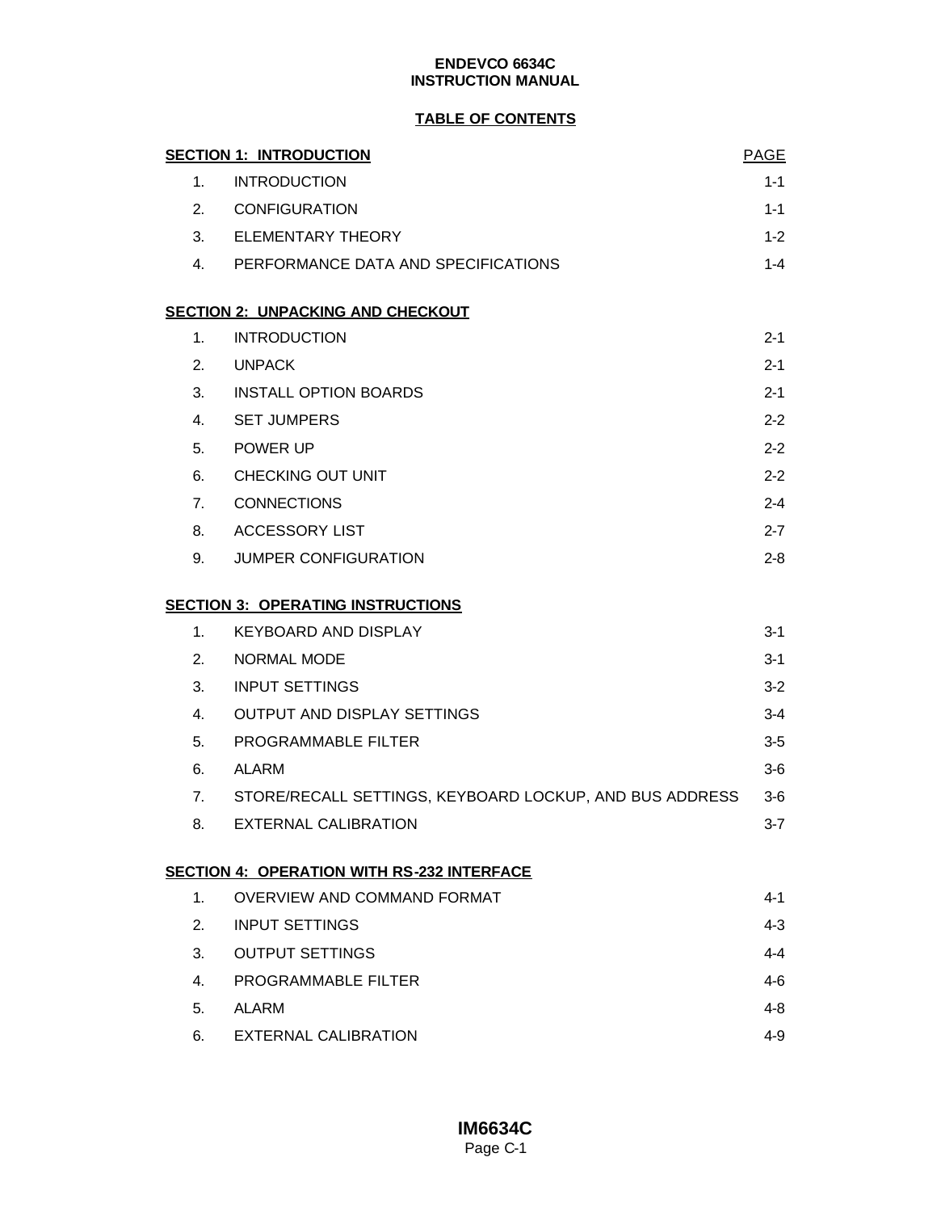**ENDEVCO 6634C**
**INSTRUCTION MANUAL**

## TABLE OF CONTENTS

| **SECTION 1: INTRODUCTION** | | PAGE |
|---|---|---|
| 1. | INTRODUCTION | 1-1 |
| 2. | CONFIGURATION | 1-1 |
| 3. | ELEMENTARY THEORY | 1-2 |
| 4. | PERFORMANCE DATA AND SPECIFICATIONS | 1-4 |
| **SECTION 2: UNPACKING AND CHECKOUT** | | |
| 1. | INTRODUCTION | 2-1 |
| 2. | UNPACK | 2-1 |
| 3. | INSTALL OPTION BOARDS | 2-1 |
| 4. | SET JUMPERS | 2-2 |
| 5. | POWER UP | 2-2 |
| 6. | CHECKING OUT UNIT | 2-2 |
| 7. | CONNECTIONS | 2-4 |
| 8. | ACCESSORY LIST | 2-7 |
| 9. | JUMPER CONFIGURATION | 2-8 |
| **SECTION 3: OPERATING INSTRUCTIONS** | | |
| 1. | KEYBOARD AND DISPLAY | 3-1 |
| 2. | NORMAL MODE | 3-1 |
| 3. | INPUT SETTINGS | 3-2 |
| 4. | OUTPUT AND DISPLAY SETTINGS | 3-4 |
| 5. | PROGRAMMABLE FILTER | 3-5 |
| 6. | ALARM | 3-6 |
| 7. | STORE/RECALL SETTINGS, KEYBOARD LOCKUP, AND BUS ADDRESS | 3-6 |
| 8. | EXTERNAL CALIBRATION | 3-7 |
| **SECTION 4: OPERATION WITH RS-232 INTERFACE** | | |
| 1. | OVERVIEW AND COMMAND FORMAT | 4-1 |
| 2. | INPUT SETTINGS | 4-3 |
| 3. | OUTPUT SETTINGS | 4-4 |
| 4. | PROGRAMMABLE FILTER | 4-6 |
| 5. | ALARM | 4-8 |
| 6. | EXTERNAL CALIBRATION | 4-9 |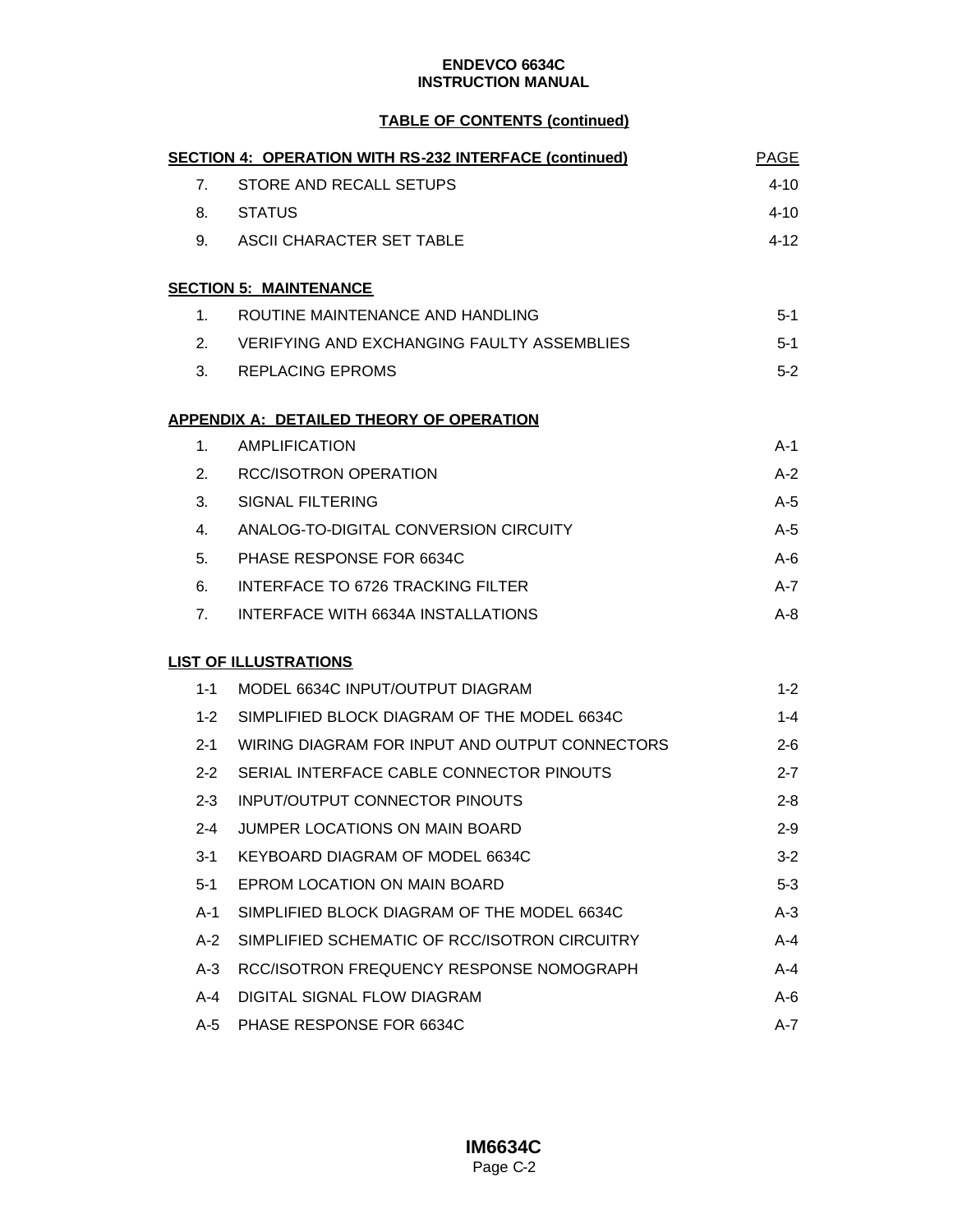## TABLE OF CONTENTS (continued)

| SECTION 4: OPERATION WITH RS-232 INTERFACE (continued) | | PAGE |
|---|---|---|
| 7. | STORE AND RECALL SETUPS | 4-10 |
| 8. | STATUS | 4-10 |
| 9. | ASCII CHARACTER SET TABLE | 4-12 |

**SECTION 5: MAINTENANCE**

| | | |
|---|---|---|
| 1. | ROUTINE MAINTENANCE AND HANDLING | 5-1 |
| 2. | VERIFYING AND EXCHANGING FAULTY ASSEMBLIES | 5-1 |
| 3. | REPLACING EPROMS | 5-2 |

**APPENDIX A: DETAILED THEORY OF OPERATION**

| | | |
|---|---|---|
| 1. | AMPLIFICATION | A-1 |
| 2. | RCC/ISOTRON OPERATION | A-2 |
| 3. | SIGNAL FILTERING | A-5 |
| 4. | ANALOG-TO-DIGITAL CONVERSION CIRCUITY | A-5 |
| 5. | PHASE RESPONSE FOR 6634C | A-6 |
| 6. | INTERFACE TO 6726 TRACKING FILTER | A-7 |
| 7. | INTERFACE WITH 6634A INSTALLATIONS | A-8 |

**LIST OF ILLUSTRATIONS**

| | | |
|---|---|---|
| 1-1 | MODEL 6634C INPUT/OUTPUT DIAGRAM | 1-2 |
| 1-2 | SIMPLIFIED BLOCK DIAGRAM OF THE MODEL 6634C | 1-4 |
| 2-1 | WIRING DIAGRAM FOR INPUT AND OUTPUT CONNECTORS | 2-6 |
| 2-2 | SERIAL INTERFACE CABLE CONNECTOR PINOUTS | 2-7 |
| 2-3 | INPUT/OUTPUT CONNECTOR PINOUTS | 2-8 |
| 2-4 | JUMPER LOCATIONS ON MAIN BOARD | 2-9 |
| 3-1 | KEYBOARD DIAGRAM OF MODEL 6634C | 3-2 |
| 5-1 | EPROM LOCATION ON MAIN BOARD | 5-3 |
| A-1 | SIMPLIFIED BLOCK DIAGRAM OF THE MODEL 6634C | A-3 |
| A-2 | SIMPLIFIED SCHEMATIC OF RCC/ISOTRON CIRCUITRY | A-4 |
| A-3 | RCC/ISOTRON FREQUENCY RESPONSE NOMOGRAPH | A-4 |
| A-4 | DIGITAL SIGNAL FLOW DIAGRAM | A-6 |
| A-5 | PHASE RESPONSE FOR 6634C | A-7 |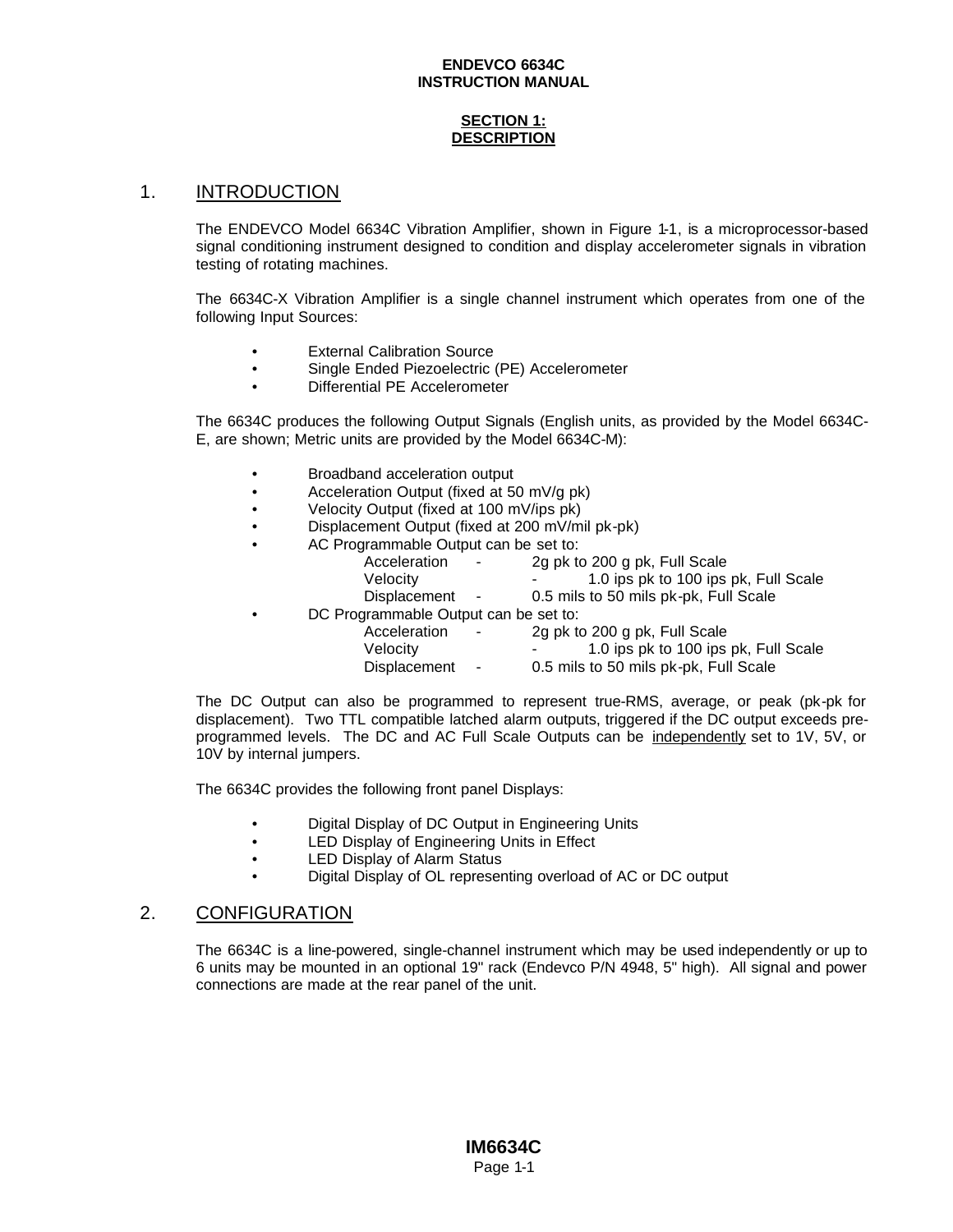# SECTION 1: DESCRIPTION

## 1. INTRODUCTION

The ENDEVCO Model 6634C Vibration Amplifier, shown in Figure 1-1, is a microprocessor-based signal conditioning instrument designed to condition and display accelerometer signals in vibration testing of rotating machines.

The 6634C-X Vibration Amplifier is a single channel instrument which operates from one of the following Input Sources:

- External Calibration Source
- Single Ended Piezoelectric (PE) Accelerometer
- Differential PE Accelerometer

The 6634C produces the following Output Signals (English units, as provided by the Model 6634C-E, are shown; Metric units are provided by the Model 6634C-M):

- Broadband acceleration output
- Acceleration Output (fixed at 50 mV/g pk)
- Velocity Output (fixed at 100 mV/ips pk)
- Displacement Output (fixed at 200 mV/mil pk-pk)
- AC Programmable Output can be set to:
  - Acceleration - 2g pk to 200 g pk, Full Scale
  - Velocity - 1.0 ips pk to 100 ips pk, Full Scale
  - Displacement - 0.5 mils to 50 mils pk-pk, Full Scale
- DC Programmable Output can be set to:
  - Acceleration - 2g pk to 200 g pk, Full Scale
  - Velocity - 1.0 ips pk to 100 ips pk, Full Scale
  - Displacement - 0.5 mils to 50 mils pk-pk, Full Scale

The DC Output can also be programmed to represent true-RMS, average, or peak (pk-pk for displacement). Two TTL compatible latched alarm outputs, triggered if the DC output exceeds pre-programmed levels. The DC and AC Full Scale Outputs can be <u>independently</u> set to 1V, 5V, or 10V by internal jumpers.

The 6634C provides the following front panel Displays:

- Digital Display of DC Output in Engineering Units
- LED Display of Engineering Units in Effect
- LED Display of Alarm Status
- Digital Display of OL representing overload of AC or DC output

## 2. CONFIGURATION

The 6634C is a line-powered, single-channel instrument which may be used independently or up to 6 units may be mounted in an optional 19" rack (Endevco P/N 4948, 5" high). All signal and power connections are made at the rear panel of the unit.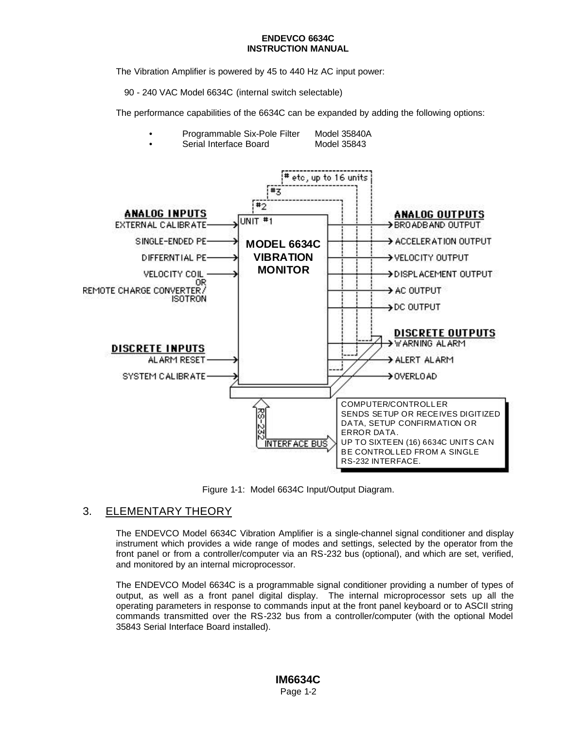The Vibration Amplifier is powered by 45 to 440 Hz AC input power:

90 - 240 VAC Model 6634C (internal switch selectable)

The performance capabilities of the 6634C can be expanded by adding the following options:

- Programmable Six-Pole Filter Model 35840A
- Serial Interface Board Model 35843

Figure 1-1: Model 6634C Input/Output Diagram.

## 3. ELEMENTARY THEORY

The ENDEVCO Model 6634C Vibration Amplifier is a single-channel signal conditioner and display instrument which provides a wide range of modes and settings, selected by the operator from the front panel or from a controller/computer via an RS-232 bus (optional), and which are set, verified, and monitored by an internal microprocessor.

The ENDEVCO Model 6634C is a programmable signal conditioner providing a number of types of output, as well as a front panel digital display. The internal microprocessor sets up all the operating parameters in response to commands input at the front panel keyboard or to ASCII string commands transmitted over the RS-232 bus from a controller/computer (with the optional Model 35843 Serial Interface Board installed).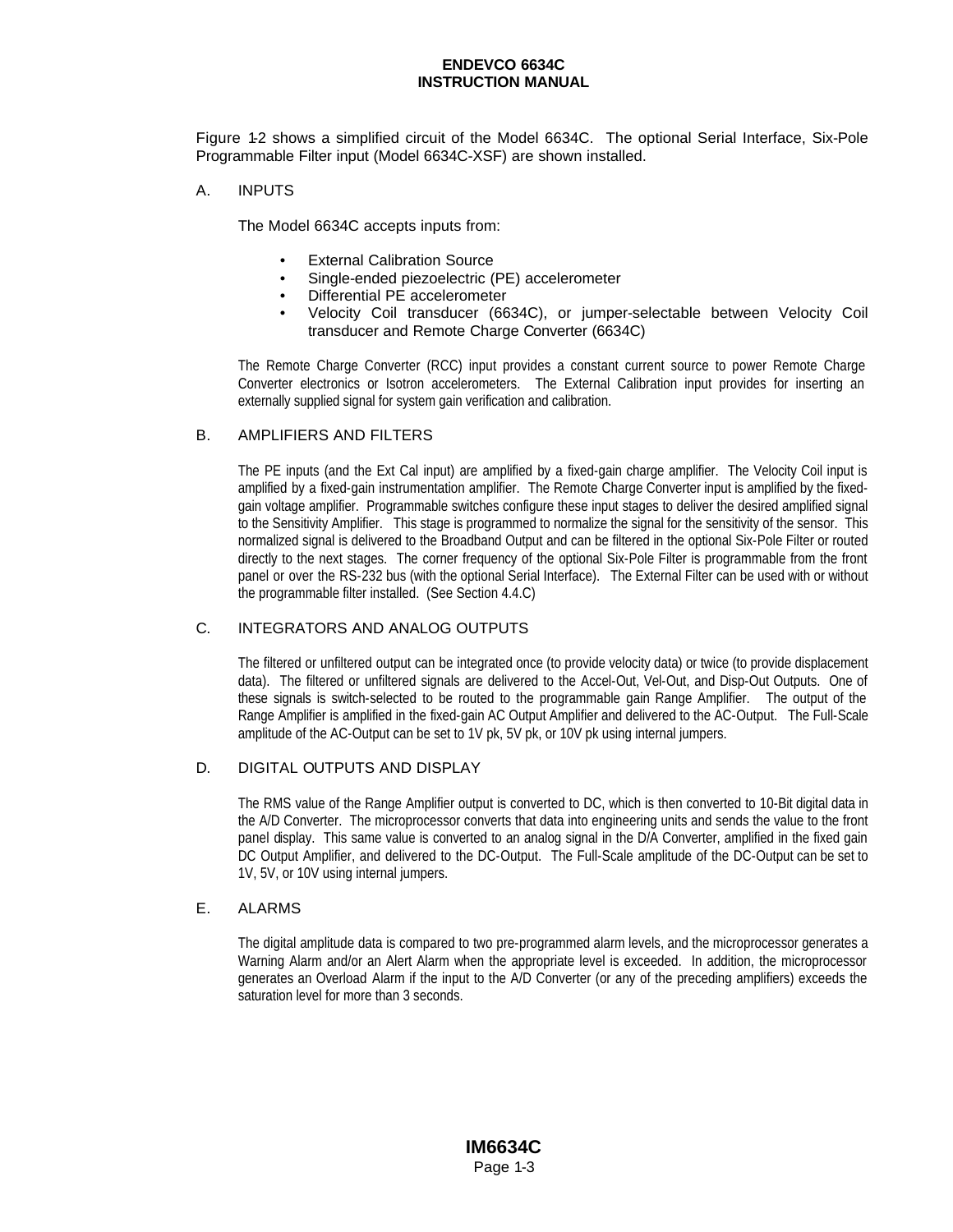Figure 1-2 shows a simplified circuit of the Model 6634C. The optional Serial Interface, Six-Pole Programmable Filter input (Model 6634C-XSF) are shown installed.

## A. INPUTS

The Model 6634C accepts inputs from:

- External Calibration Source
- Single-ended piezoelectric (PE) accelerometer
- Differential PE accelerometer
- Velocity Coil transducer (6634C), or jumper-selectable between Velocity Coil transducer and Remote Charge Converter (6634C)

The Remote Charge Converter (RCC) input provides a constant current source to power Remote Charge Converter electronics or Isotron accelerometers. The External Calibration input provides for inserting an externally supplied signal for system gain verification and calibration.

## B. AMPLIFIERS AND FILTERS

The PE inputs (and the Ext Cal input) are amplified by a fixed-gain charge amplifier. The Velocity Coil input is amplified by a fixed-gain instrumentation amplifier. The Remote Charge Converter input is amplified by the fixed-gain voltage amplifier. Programmable switches configure these input stages to deliver the desired amplified signal to the Sensitivity Amplifier. This stage is programmed to normalize the signal for the sensitivity of the sensor. This normalized signal is delivered to the Broadband Output and can be filtered in the optional Six-Pole Filter or routed directly to the next stages. The corner frequency of the optional Six-Pole Filter is programmable from the front panel or over the RS-232 bus (with the optional Serial Interface). The External Filter can be used with or without the programmable filter installed. (See Section 4.4.C)

## C. INTEGRATORS AND ANALOG OUTPUTS

The filtered or unfiltered output can be integrated once (to provide velocity data) or twice (to provide displacement data). The filtered or unfiltered signals are delivered to the Accel-Out, Vel-Out, and Disp-Out Outputs. One of these signals is switch-selected to be routed to the programmable gain Range Amplifier. The output of the Range Amplifier is amplified in the fixed-gain AC Output Amplifier and delivered to the AC-Output. The Full-Scale amplitude of the AC-Output can be set to 1V pk, 5V pk, or 10V pk using internal jumpers.

## D. DIGITAL OUTPUTS AND DISPLAY

The RMS value of the Range Amplifier output is converted to DC, which is then converted to 10-Bit digital data in the A/D Converter. The microprocessor converts that data into engineering units and sends the value to the front panel display. This same value is converted to an analog signal in the D/A Converter, amplified in the fixed gain DC Output Amplifier, and delivered to the DC-Output. The Full-Scale amplitude of the DC-Output can be set to 1V, 5V, or 10V using internal jumpers.

## E. ALARMS

The digital amplitude data is compared to two pre-programmed alarm levels, and the microprocessor generates a Warning Alarm and/or an Alert Alarm when the appropriate level is exceeded. In addition, the microprocessor generates an Overload Alarm if the input to the A/D Converter (or any of the preceding amplifiers) exceeds the saturation level for more than 3 seconds.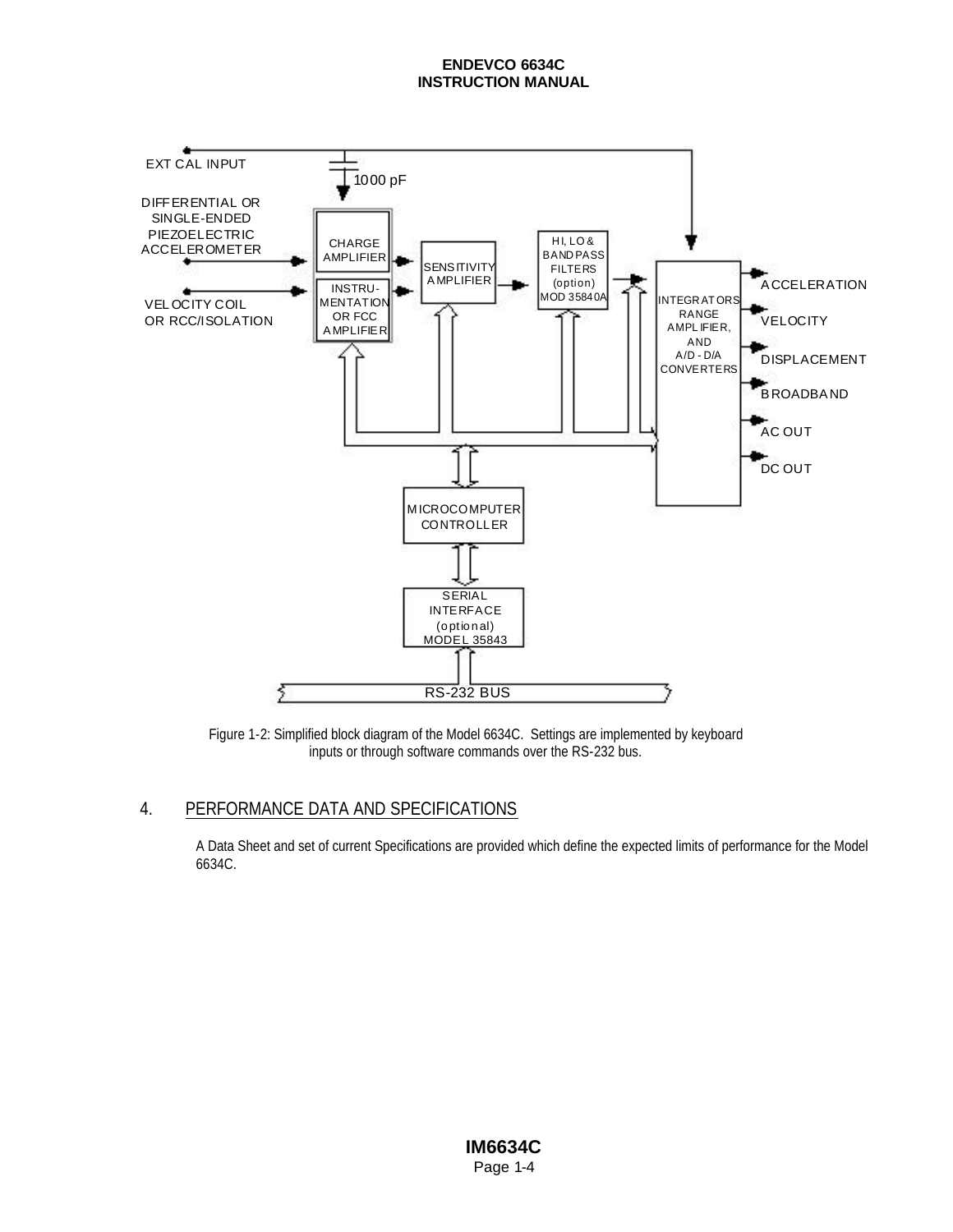EXT CAL INPUT

1000 pF

DIFFERENTIAL OR SINGLE-ENDED PIEZOELECTRIC ACCELEROMETER

VELOCITY COIL OR RCC/ISOLATION

CHARGE AMPLIFIER

INSTRU-MENTATION OR FCC AMPLIFIER

SENSITIVITY AMPLIFIER

HI, LO & BANDPASS FILTERS (option) MOD 35840A

INTEGRATORS RANGE AMPLIFIER, AND A/D - D/A CONVERTERS

ACCELERATION

VELOCITY

DISPLACEMENT

BROADBAND

AC OUT

DC OUT

MICROCOMPUTER CONTROLLER

SERIAL INTERFACE (optional) MODEL 35843

RS-232 BUS

Figure 1-2: Simplified block diagram of the Model 6634C. Settings are implemented by keyboard inputs or through software commands over the RS-232 bus.

## 4. PERFORMANCE DATA AND SPECIFICATIONS

A Data Sheet and set of current Specifications are provided which define the expected limits of performance for the Model 6634C.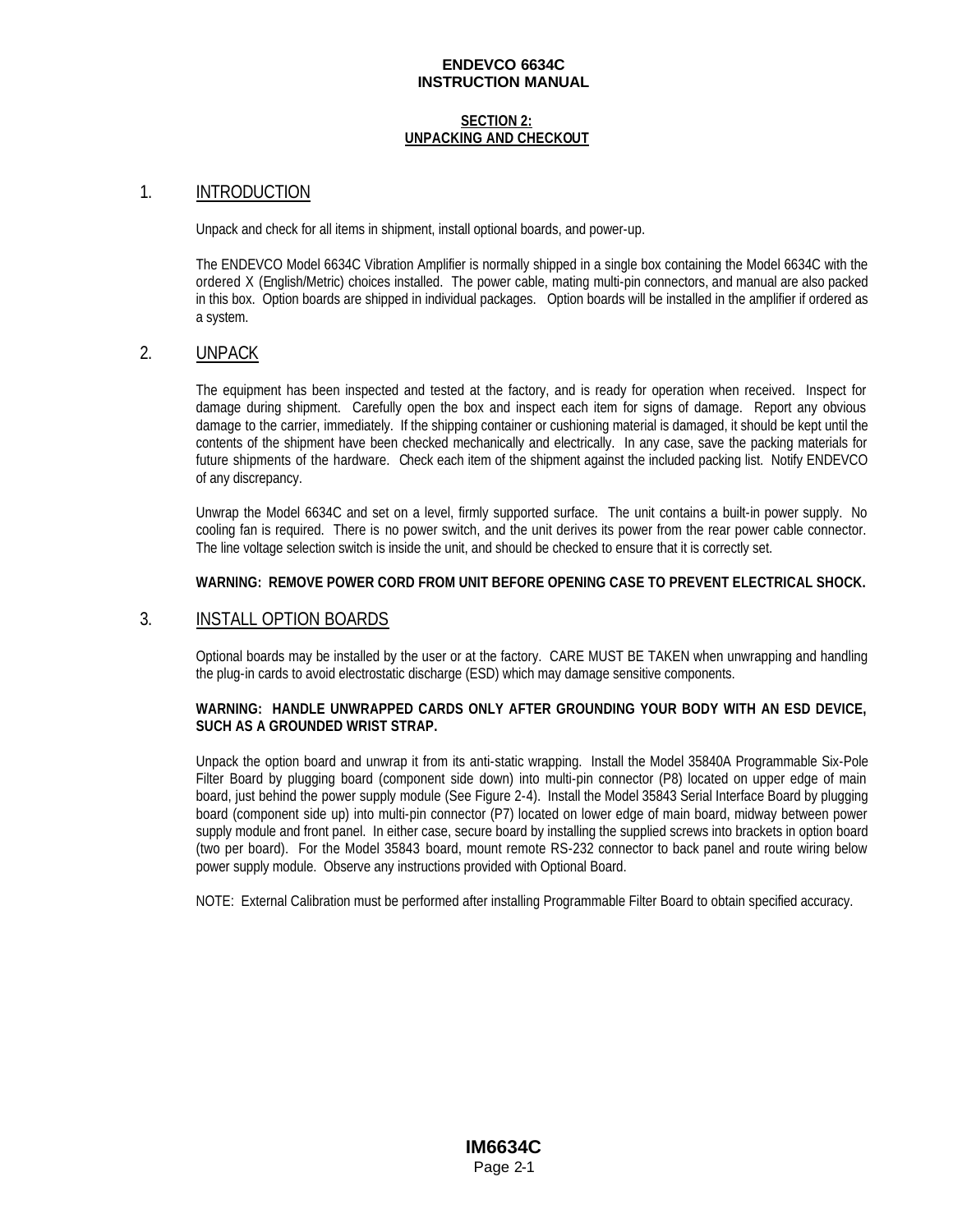## SECTION 2: UNPACKING AND CHECKOUT

### 1. INTRODUCTION

Unpack and check for all items in shipment, install optional boards, and power-up.

The ENDEVCO Model 6634C Vibration Amplifier is normally shipped in a single box containing the Model 6634C with the ordered X (English/Metric) choices installed. The power cable, mating multi-pin connectors, and manual are also packed in this box. Option boards are shipped in individual packages. Option boards will be installed in the amplifier if ordered as a system.

### 2. UNPACK

The equipment has been inspected and tested at the factory, and is ready for operation when received. Inspect for damage during shipment. Carefully open the box and inspect each item for signs of damage. Report any obvious damage to the carrier, immediately. If the shipping container or cushioning material is damaged, it should be kept until the contents of the shipment have been checked mechanically and electrically. In any case, save the packing materials for future shipments of the hardware. Check each item of the shipment against the included packing list. Notify ENDEVCO of any discrepancy.

Unwrap the Model 6634C and set on a level, firmly supported surface. The unit contains a built-in power supply. No cooling fan is required. There is no power switch, and the unit derives its power from the rear power cable connector. The line voltage selection switch is inside the unit, and should be checked to ensure that it is correctly set.

**WARNING: REMOVE POWER CORD FROM UNIT BEFORE OPENING CASE TO PREVENT ELECTRICAL SHOCK.**

### 3. INSTALL OPTION BOARDS

Optional boards may be installed by the user or at the factory. CARE MUST BE TAKEN when unwrapping and handling the plug-in cards to avoid electrostatic discharge (ESD) which may damage sensitive components.

**WARNING: HANDLE UNWRAPPED CARDS ONLY AFTER GROUNDING YOUR BODY WITH AN ESD DEVICE, SUCH AS A GROUNDED WRIST STRAP.**

Unpack the option board and unwrap it from its anti-static wrapping. Install the Model 35840A Programmable Six-Pole Filter Board by plugging board (component side down) into multi-pin connector (P8) located on upper edge of main board, just behind the power supply module (See Figure 2-4). Install the Model 35843 Serial Interface Board by plugging board (component side up) into multi-pin connector (P7) located on lower edge of main board, midway between power supply module and front panel. In either case, secure board by installing the supplied screws into brackets in option board (two per board). For the Model 35843 board, mount remote RS-232 connector to back panel and route wiring below power supply module. Observe any instructions provided with Optional Board.

NOTE: External Calibration must be performed after installing Programmable Filter Board to obtain specified accuracy.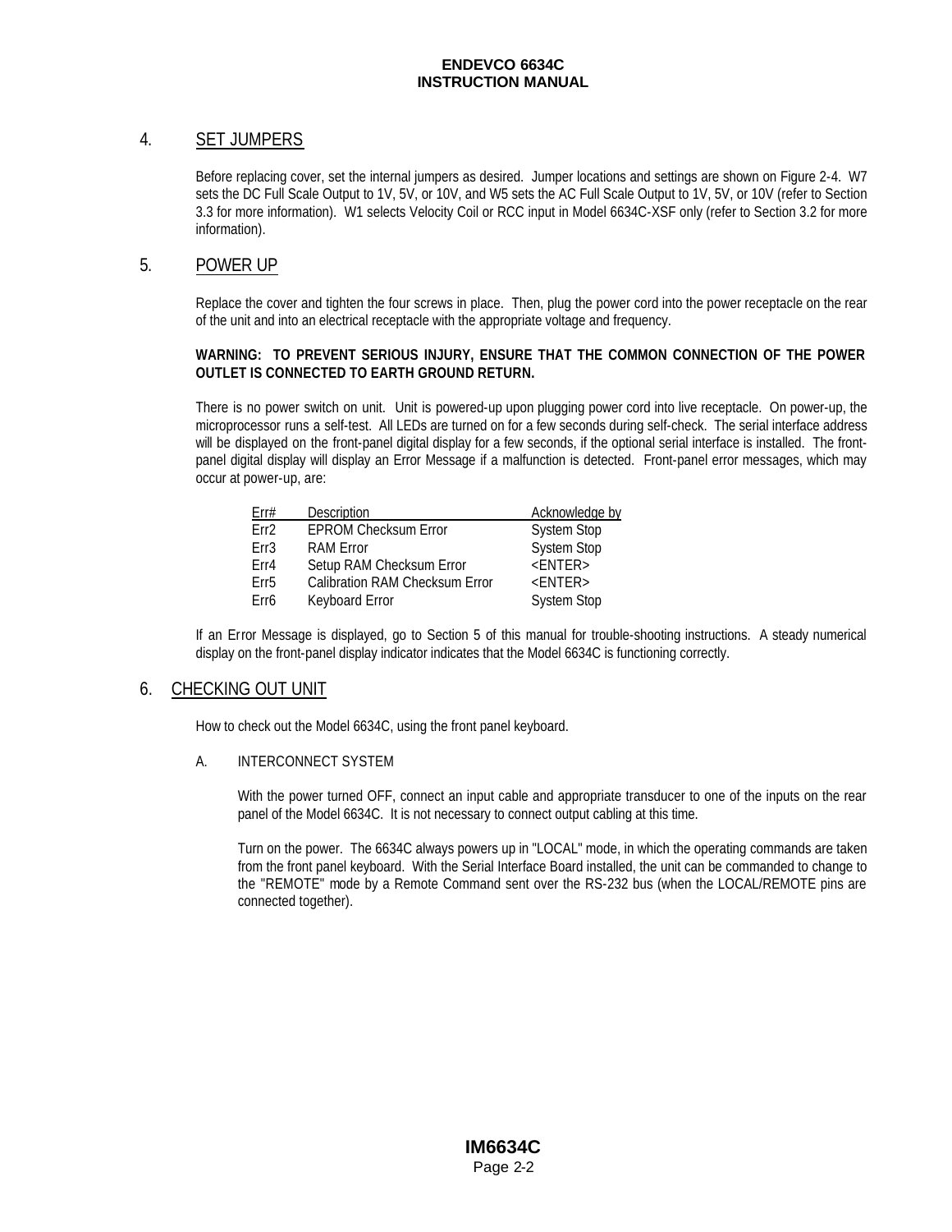## 4. SET JUMPERS

Before replacing cover, set the internal jumpers as desired. Jumper locations and settings are shown on Figure 2-4. W7 sets the DC Full Scale Output to 1V, 5V, or 10V, and W5 sets the AC Full Scale Output to 1V, 5V, or 10V (refer to Section 3.3 for more information). W1 selects Velocity Coil or RCC input in Model 6634C-XSF only (refer to Section 3.2 for more information).

## 5. POWER UP

Replace the cover and tighten the four screws in place. Then, plug the power cord into the power receptacle on the rear of the unit and into an electrical receptacle with the appropriate voltage and frequency.

**WARNING: TO PREVENT SERIOUS INJURY, ENSURE THAT THE COMMON CONNECTION OF THE POWER OUTLET IS CONNECTED TO EARTH GROUND RETURN.**

There is no power switch on unit. Unit is powered-up upon plugging power cord into live receptacle. On power-up, the microprocessor runs a self-test. All LEDs are turned on for a few seconds during self-check. The serial interface address will be displayed on the front-panel digital display for a few seconds, if the optional serial interface is installed. The front-panel digital display will display an Error Message if a malfunction is detected. Front-panel error messages, which may occur at power-up, are:

| Err# | Description | Acknowledge by |
|---|---|---|
| Err2 | EPROM Checksum Error | System Stop |
| Err3 | RAM Error | System Stop |
| Err4 | Setup RAM Checksum Error | <ENTER> |
| Err5 | Calibration RAM Checksum Error | <ENTER> |
| Err6 | Keyboard Error | System Stop |

If an Error Message is displayed, go to Section 5 of this manual for trouble-shooting instructions. A steady numerical display on the front-panel display indicator indicates that the Model 6634C is functioning correctly.

## 6. CHECKING OUT UNIT

How to check out the Model 6634C, using the front panel keyboard.

### A. INTERCONNECT SYSTEM

With the power turned OFF, connect an input cable and appropriate transducer to one of the inputs on the rear panel of the Model 6634C. It is not necessary to connect output cabling at this time.

Turn on the power. The 6634C always powers up in "LOCAL" mode, in which the operating commands are taken from the front panel keyboard. With the Serial Interface Board installed, the unit can be commanded to change to the "REMOTE" mode by a Remote Command sent over the RS-232 bus (when the LOCAL/REMOTE pins are connected together).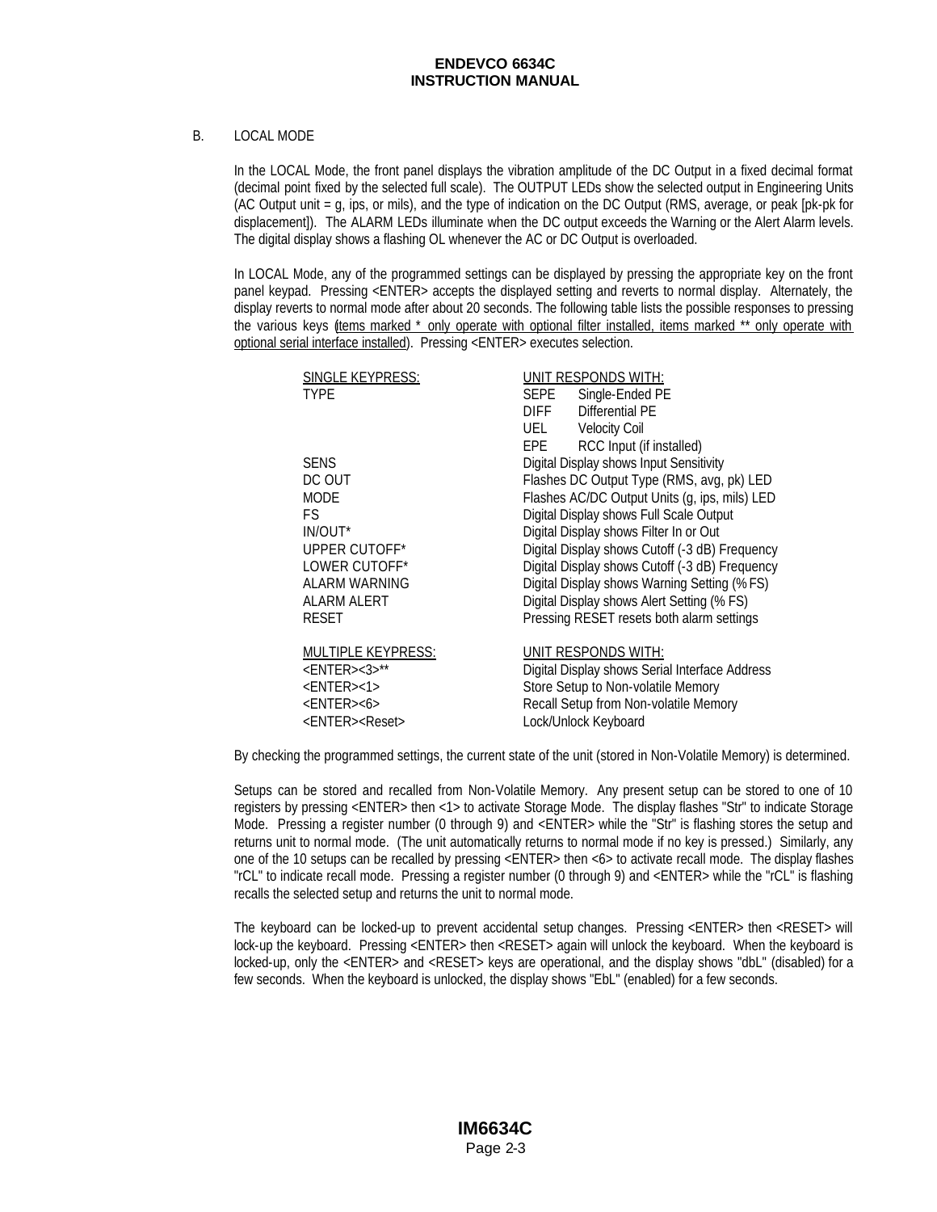## B. LOCAL MODE

In the LOCAL Mode, the front panel displays the vibration amplitude of the DC Output in a fixed decimal format (decimal point fixed by the selected full scale). The OUTPUT LEDs show the selected output in Engineering Units (AC Output unit = g, ips, or mils), and the type of indication on the DC Output (RMS, average, or peak [pk-pk for displacement]). The ALARM LEDs illuminate when the DC output exceeds the Warning or the Alert Alarm levels. The digital display shows a flashing OL whenever the AC or DC Output is overloaded.

In LOCAL Mode, any of the programmed settings can be displayed by pressing the appropriate key on the front panel keypad. Pressing <ENTER> accepts the displayed setting and reverts to normal display. Alternately, the display reverts to normal mode after about 20 seconds. The following table lists the possible responses to pressing the various keys (items marked * only operate with optional filter installed, items marked ** only operate with optional serial interface installed). Pressing <ENTER> executes selection.

| SINGLE KEYPRESS: | UNIT RESPONDS WITH: |
|---|---|
| TYPE | SEPE Single-Ended PE |
| | DIFF Differential PE |
| | UEL Velocity Coil |
| | EPE RCC Input (if installed) |
| SENS | Digital Display shows Input Sensitivity |
| DC OUT | Flashes DC Output Type (RMS, avg, pk) LED |
| MODE | Flashes AC/DC Output Units (g, ips, mils) LED |
| FS | Digital Display shows Full Scale Output |
| IN/OUT* | Digital Display shows Filter In or Out |
| UPPER CUTOFF* | Digital Display shows Cutoff (-3 dB) Frequency |
| LOWER CUTOFF* | Digital Display shows Cutoff (-3 dB) Frequency |
| ALARM WARNING | Digital Display shows Warning Setting (% FS) |
| ALARM ALERT | Digital Display shows Alert Setting (% FS) |
| RESET | Pressing RESET resets both alarm settings |

| MULTIPLE KEYPRESS: | UNIT RESPONDS WITH: |
|---|---|
| <ENTER><3>** | Digital Display shows Serial Interface Address |
| <ENTER><1> | Store Setup to Non-volatile Memory |
| <ENTER><6> | Recall Setup from Non-volatile Memory |
| <ENTER><Reset> | Lock/Unlock Keyboard |

By checking the programmed settings, the current state of the unit (stored in Non-Volatile Memory) is determined.

Setups can be stored and recalled from Non-Volatile Memory. Any present setup can be stored to one of 10 registers by pressing <ENTER> then <1> to activate Storage Mode. The display flashes "Str" to indicate Storage Mode. Pressing a register number (0 through 9) and <ENTER> while the "Str" is flashing stores the setup and returns unit to normal mode. (The unit automatically returns to normal mode if no key is pressed.) Similarly, any one of the 10 setups can be recalled by pressing <ENTER> then <6> to activate recall mode. The display flashes "rCL" to indicate recall mode. Pressing a register number (0 through 9) and <ENTER> while the "rCL" is flashing recalls the selected setup and returns the unit to normal mode.

The keyboard can be locked-up to prevent accidental setup changes. Pressing <ENTER> then <RESET> will lock-up the keyboard. Pressing <ENTER> then <RESET> again will unlock the keyboard. When the keyboard is locked-up, only the <ENTER> and <RESET> keys are operational, and the display shows "dbL" (disabled) for a few seconds. When the keyboard is unlocked, the display shows "EbL" (enabled) for a few seconds.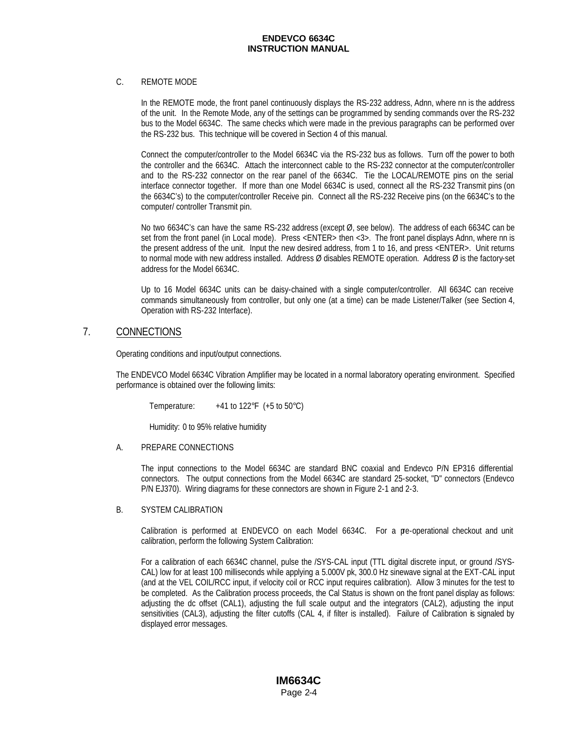C. REMOTE MODE

In the REMOTE mode, the front panel continuously displays the RS-232 address, Adnn, where nn is the address of the unit. In the Remote Mode, any of the settings can be programmed by sending commands over the RS-232 bus to the Model 6634C. The same checks which were made in the previous paragraphs can be performed over the RS-232 bus. This technique will be covered in Section 4 of this manual.

Connect the computer/controller to the Model 6634C via the RS-232 bus as follows. Turn off the power to both the controller and the 6634C. Attach the interconnect cable to the RS-232 connector at the computer/controller and to the RS-232 connector on the rear panel of the 6634C. Tie the LOCAL/REMOTE pins on the serial interface connector together. If more than one Model 6634C is used, connect all the RS-232 Transmit pins (on the 6634C's) to the computer/controller Receive pin. Connect all the RS-232 Receive pins (on the 6634C's to the computer/ controller Transmit pin.

No two 6634C's can have the same RS-232 address (except Ø, see below). The address of each 6634C can be set from the front panel (in Local mode). Press <ENTER> then <3>. The front panel displays Adnn, where nn is the present address of the unit. Input the new desired address, from 1 to 16, and press <ENTER>. Unit returns to normal mode with new address installed. Address Ø disables REMOTE operation. Address Ø is the factory-set address for the Model 6634C.

Up to 16 Model 6634C units can be daisy-chained with a single computer/controller. All 6634C can receive commands simultaneously from controller, but only one (at a time) can be made Listener/Talker (see Section 4, Operation with RS-232 Interface).

## 7. CONNECTIONS

Operating conditions and input/output connections.

The ENDEVCO Model 6634C Vibration Amplifier may be located in a normal laboratory operating environment. Specified performance is obtained over the following limits:

Temperature: +41 to 122°F (+5 to 50°C)

Humidity: 0 to 95% relative humidity

A. PREPARE CONNECTIONS

The input connections to the Model 6634C are standard BNC coaxial and Endevco P/N EP316 differential connectors. The output connections from the Model 6634C are standard 25-socket, "D" connectors (Endevco P/N EJ370). Wiring diagrams for these connectors are shown in Figure 2-1 and 2-3.

B. SYSTEM CALIBRATION

Calibration is performed at ENDEVCO on each Model 6634C. For a pre-operational checkout and unit calibration, perform the following System Calibration:

For a calibration of each 6634C channel, pulse the /SYS-CAL input (TTL digital discrete input, or ground /SYS-CAL) low for at least 100 milliseconds while applying a 5.000V pk, 300.0 Hz sinewave signal at the EXT-CAL input (and at the VEL COIL/RCC input, if velocity coil or RCC input requires calibration). Allow 3 minutes for the test to be completed. As the Calibration process proceeds, the Cal Status is shown on the front panel display as follows: adjusting the dc offset (CAL1), adjusting the full scale output and the integrators (CAL2), adjusting the input sensitivities (CAL3), adjusting the filter cutoffs (CAL 4, if filter is installed). Failure of Calibration is signaled by displayed error messages.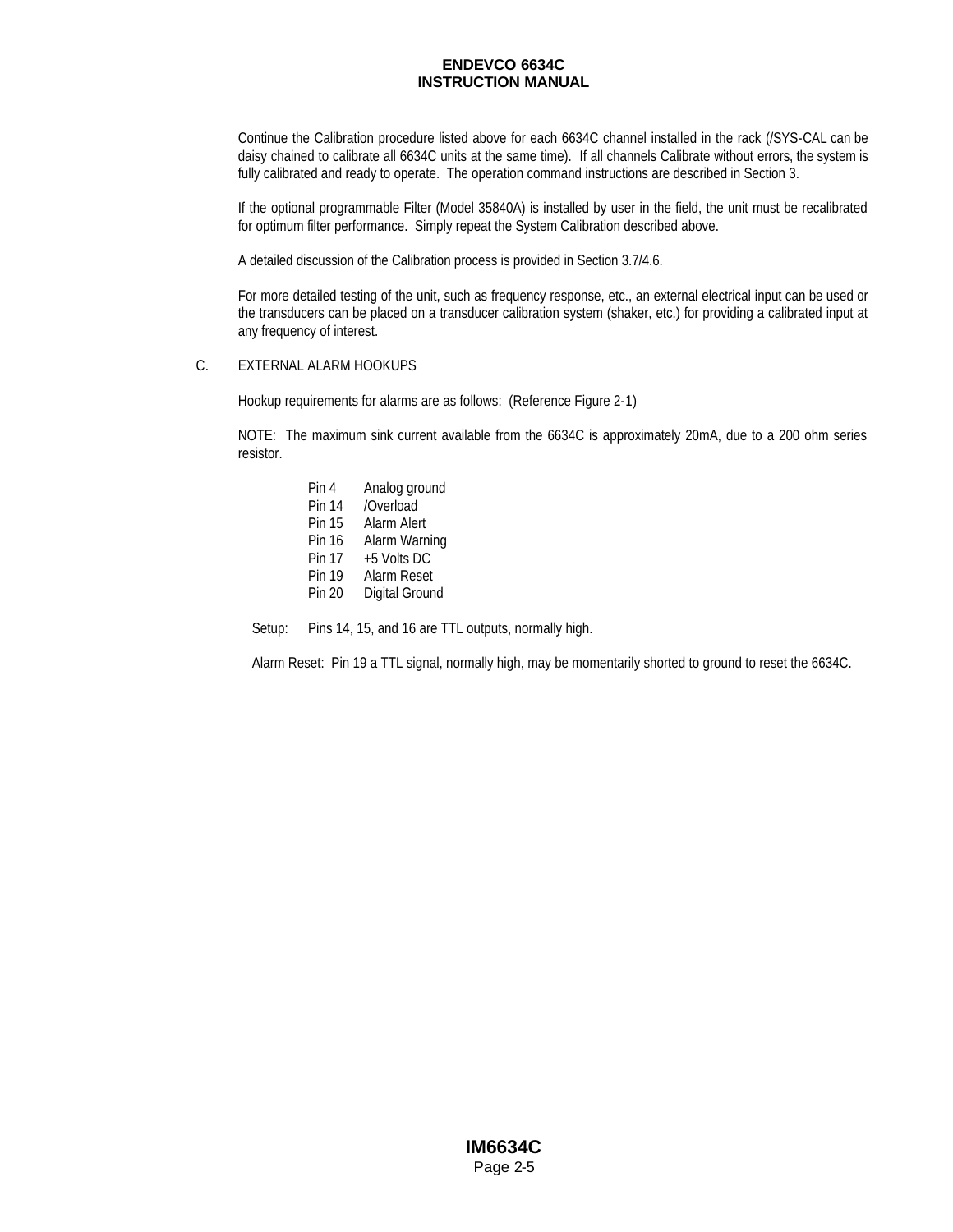Continue the Calibration procedure listed above for each 6634C channel installed in the rack (/SYS-CAL can be daisy chained to calibrate all 6634C units at the same time). If all channels Calibrate without errors, the system is fully calibrated and ready to operate. The operation command instructions are described in Section 3.

If the optional programmable Filter (Model 35840A) is installed by user in the field, the unit must be recalibrated for optimum filter performance. Simply repeat the System Calibration described above.

A detailed discussion of the Calibration process is provided in Section 3.7/4.6.

For more detailed testing of the unit, such as frequency response, etc., an external electrical input can be used or the transducers can be placed on a transducer calibration system (shaker, etc.) for providing a calibrated input at any frequency of interest.

C. EXTERNAL ALARM HOOKUPS

Hookup requirements for alarms are as follows: (Reference Figure 2-1)

NOTE: The maximum sink current available from the 6634C is approximately 20mA, due to a 200 ohm series resistor.

| | |
|---|---|
| Pin 4 | Analog ground |
| Pin 14 | /Overload |
| Pin 15 | Alarm Alert |
| Pin 16 | Alarm Warning |
| Pin 17 | +5 Volts DC |
| Pin 19 | Alarm Reset |
| Pin 20 | Digital Ground |

Setup: Pins 14, 15, and 16 are TTL outputs, normally high.

Alarm Reset: Pin 19 a TTL signal, normally high, may be momentarily shorted to ground to reset the 6634C.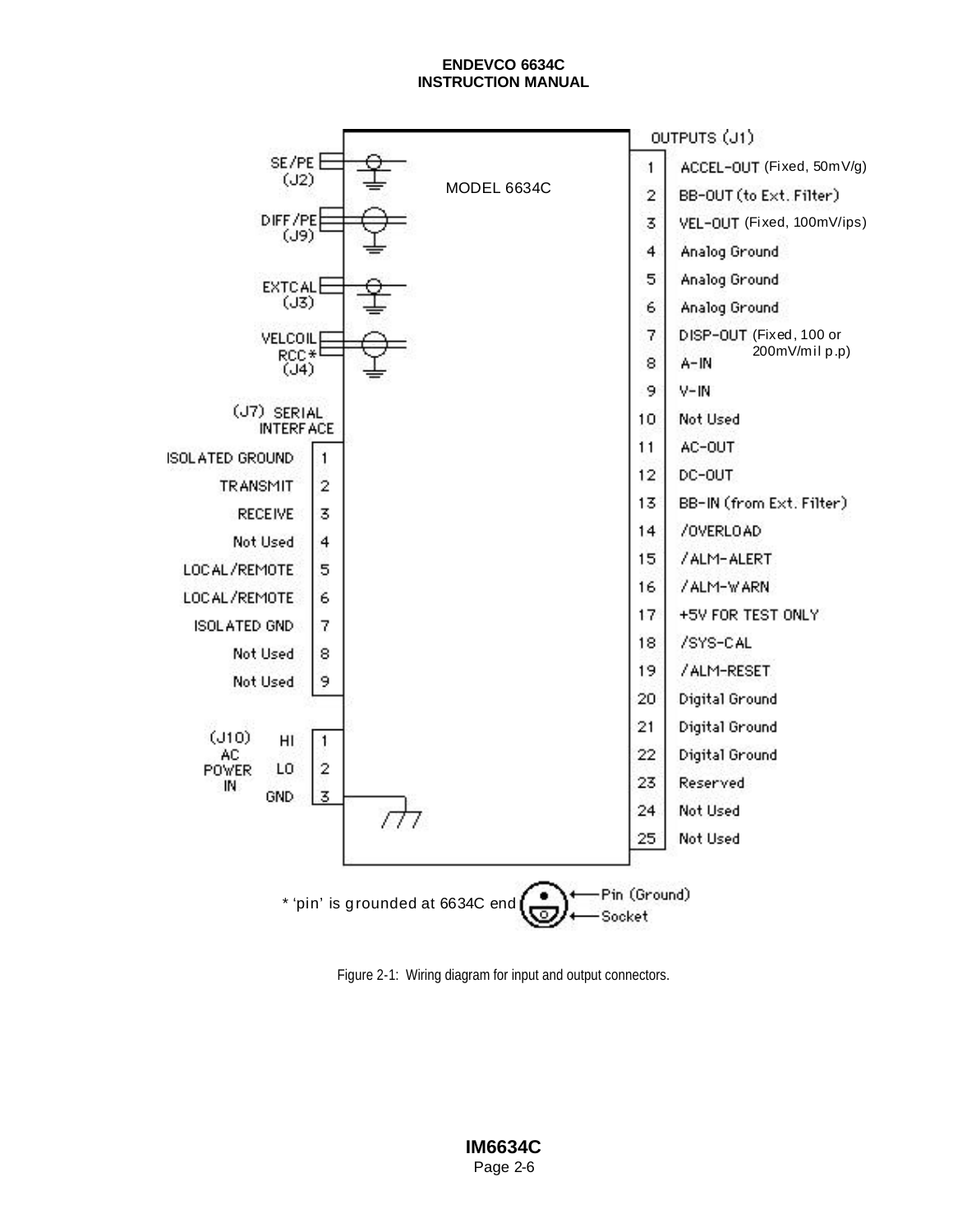MODEL 6634C

| Connector | Label |
| --- | --- |
| SE/PE (J2) | |
| DIFF/PE (J9) | |
| EXTCAL (J3) | |
| VELCOIL RCC* (J4) | |

**(J7) SERIAL INTERFACE**

| Pin | Signal |
| --- | --- |
| 1 | ISOLATED GROUND |
| 2 | TRANSMIT |
| 3 | RECEIVE |
| 4 | Not Used |
| 5 | LOCAL/REMOTE |
| 6 | LOCAL/REMOTE |
| 7 | ISOLATED GND |
| 8 | Not Used |
| 9 | Not Used |

**(J10) AC POWER IN**

| Pin | Signal |
| --- | --- |
| 1 | HI |
| 2 | LO |
| 3 | GND |

**OUTPUTS (J1)**

| Pin | Signal |
| --- | --- |
| 1 | ACCEL-OUT (Fixed, 50mV/g) |
| 2 | BB-OUT (to Ext. Filter) |
| 3 | VEL-OUT (Fixed, 100mV/ips) |
| 4 | Analog Ground |
| 5 | Analog Ground |
| 6 | Analog Ground |
| 7 | DISP-OUT (Fixed, 100 or 200mV/mil p.p) |
| 8 | A-IN |
| 9 | V-IN |
| 10 | Not Used |
| 11 | AC-OUT |
| 12 | DC-OUT |
| 13 | BB-IN (from Ext. Filter) |
| 14 | /OVERLOAD |
| 15 | /ALM-ALERT |
| 16 | /ALM-WARN |
| 17 | +5V FOR TEST ONLY |
| 18 | /SYS-CAL |
| 19 | /ALM-RESET |
| 20 | Digital Ground |
| 21 | Digital Ground |
| 22 | Digital Ground |
| 23 | Reserved |
| 24 | Not Used |
| 25 | Not Used |

* 'pin' is grounded at 6634C end — Pin (Ground), Socket

Figure 2-1: Wiring diagram for input and output connectors.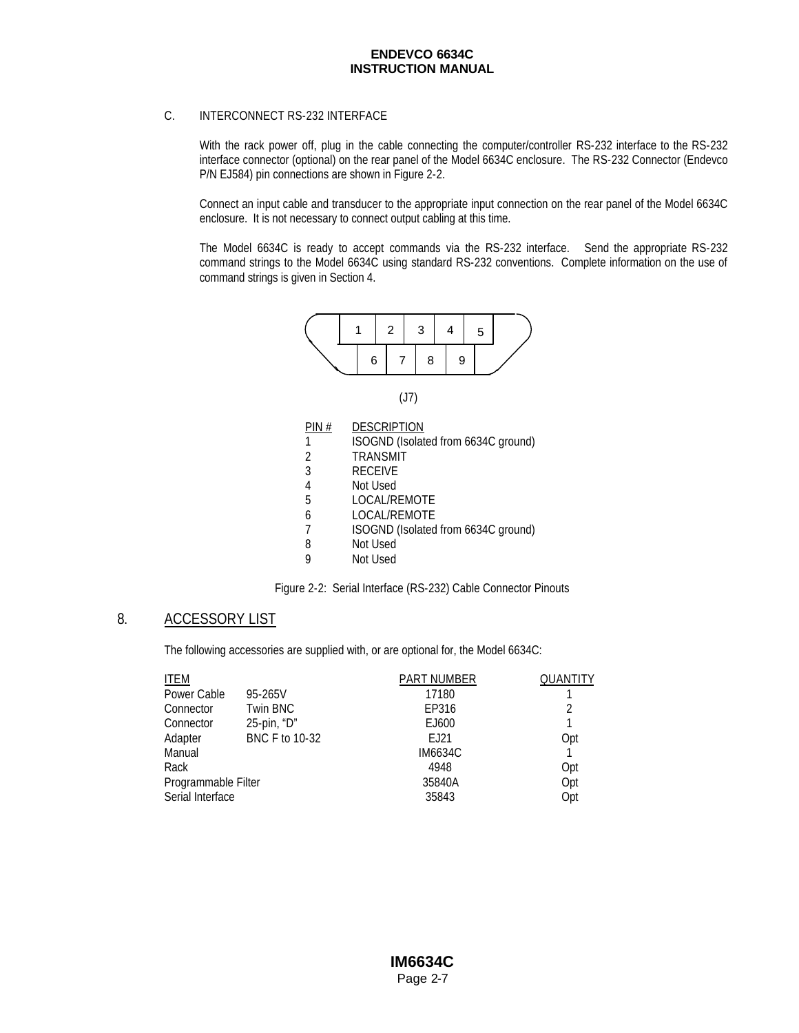C. INTERCONNECT RS-232 INTERFACE

With the rack power off, plug in the cable connecting the computer/controller RS-232 interface to the RS-232 interface connector (optional) on the rear panel of the Model 6634C enclosure. The RS-232 Connector (Endevco P/N EJ584) pin connections are shown in Figure 2-2.

Connect an input cable and transducer to the appropriate input connection on the rear panel of the Model 6634C enclosure. It is not necessary to connect output cabling at this time.

The Model 6634C is ready to accept commands via the RS-232 interface. Send the appropriate RS-232 command strings to the Model 6634C using standard RS-232 conventions. Complete information on the use of command strings is given in Section 4.

1 2 3 4 5
6 7 8 9

(J7)

| PIN # | DESCRIPTION |
|---|---|
| 1 | ISOGND (Isolated from 6634C ground) |
| 2 | TRANSMIT |
| 3 | RECEIVE |
| 4 | Not Used |
| 5 | LOCAL/REMOTE |
| 6 | LOCAL/REMOTE |
| 7 | ISOGND (Isolated from 6634C ground) |
| 8 | Not Used |
| 9 | Not Used |

Figure 2-2: Serial Interface (RS-232) Cable Connector Pinouts

## 8. ACCESSORY LIST

The following accessories are supplied with, or are optional for, the Model 6634C:

| ITEM | | PART NUMBER | QUANTITY |
|---|---|---|---|
| Power Cable | 95-265V | 17180 | 1 |
| Connector | Twin BNC | EP316 | 2 |
| Connector | 25-pin, "D" | EJ600 | 1 |
| Adapter | BNC F to 10-32 | EJ21 | Opt |
| Manual | | IM6634C | 1 |
| Rack | | 4948 | Opt |
| Programmable Filter | | 35840A | Opt |
| Serial Interface | | 35843 | Opt |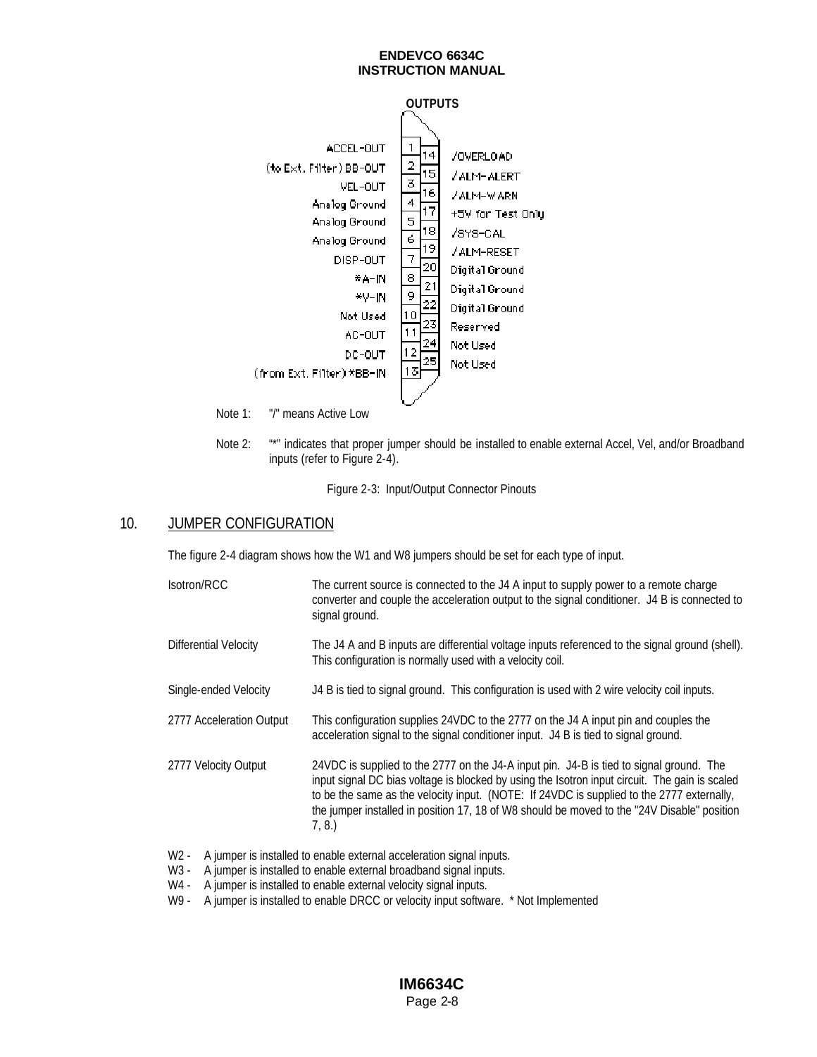**OUTPUTS**

| Signal | Pin | Pin | Signal |
|---|---|---|---|
| ACCEL-OUT | 1 | 14 | /OVERLOAD |
| (to Ext. Filter) BB-OUT | 2 | 15 | /ALM-ALERT |
| VEL-OUT | 3 | 16 | /ALM-WARN |
| Analog Ground | 4 | 17 | +5V for Test Only |
| Analog Ground | 5 | 18 | /SYS-CAL |
| Analog Ground | 6 | 19 | /ALM-RESET |
| DISP-OUT | 7 | 20 | Digital Ground |
| *A-IN | 8 | 21 | Digital Ground |
| *V-IN | 9 | 22 | Digital Ground |
| Not Used | 10 | 23 | Reserved |
| AC-OUT | 11 | 24 | Not Used |
| DC-OUT | 12 | 25 | Not Used |
| (from Ext. Filter) *BB-IN | 13 | | |

Note 1: "/" means Active Low

Note 2: "*" indicates that proper jumper should be installed to enable external Accel, Vel, and/or Broadband inputs (refer to Figure 2-4).

Figure 2-3: Input/Output Connector Pinouts

## 10. JUMPER CONFIGURATION

The figure 2-4 diagram shows how the W1 and W8 jumpers should be set for each type of input.

| | |
|---|---|
| Isotron/RCC | The current source is connected to the J4 A input to supply power to a remote charge converter and couple the acceleration output to the signal conditioner. J4 B is connected to signal ground. |
| Differential Velocity | The J4 A and B inputs are differential voltage inputs referenced to the signal ground (shell). This configuration is normally used with a velocity coil. |
| Single-ended Velocity | J4 B is tied to signal ground. This configuration is used with 2 wire velocity coil inputs. |
| 2777 Acceleration Output | This configuration supplies 24VDC to the 2777 on the J4 A input pin and couples the acceleration signal to the signal conditioner input. J4 B is tied to signal ground. |
| 2777 Velocity Output | 24VDC is supplied to the 2777 on the J4-A input pin. J4-B is tied to signal ground. The input signal DC bias voltage is blocked by using the Isotron input circuit. The gain is scaled to be the same as the velocity input. (NOTE: If 24VDC is supplied to the 2777 externally, the jumper installed in position 17, 18 of W8 should be moved to the "24V Disable" position 7, 8.) |

W2 - A jumper is installed to enable external acceleration signal inputs.
W3 - A jumper is installed to enable external broadband signal inputs.
W4 - A jumper is installed to enable external velocity signal inputs.
W9 - A jumper is installed to enable DRCC or velocity input software. * Not Implemented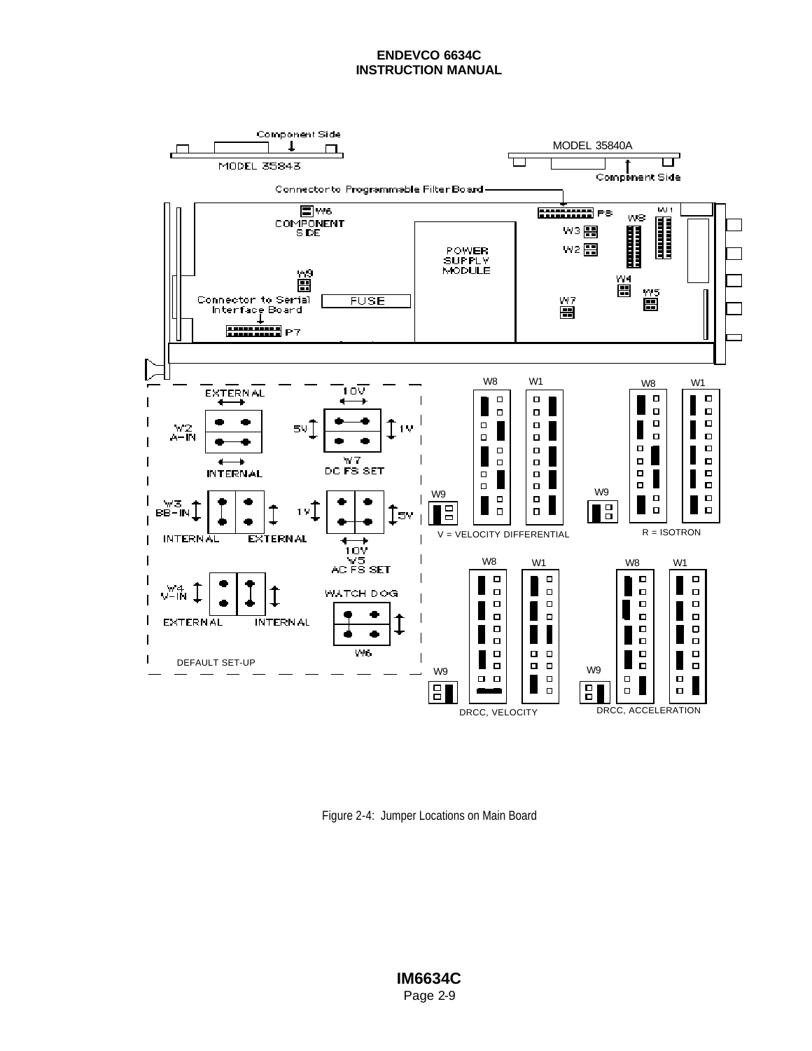Figure 2-4: Jumper Locations on Main Board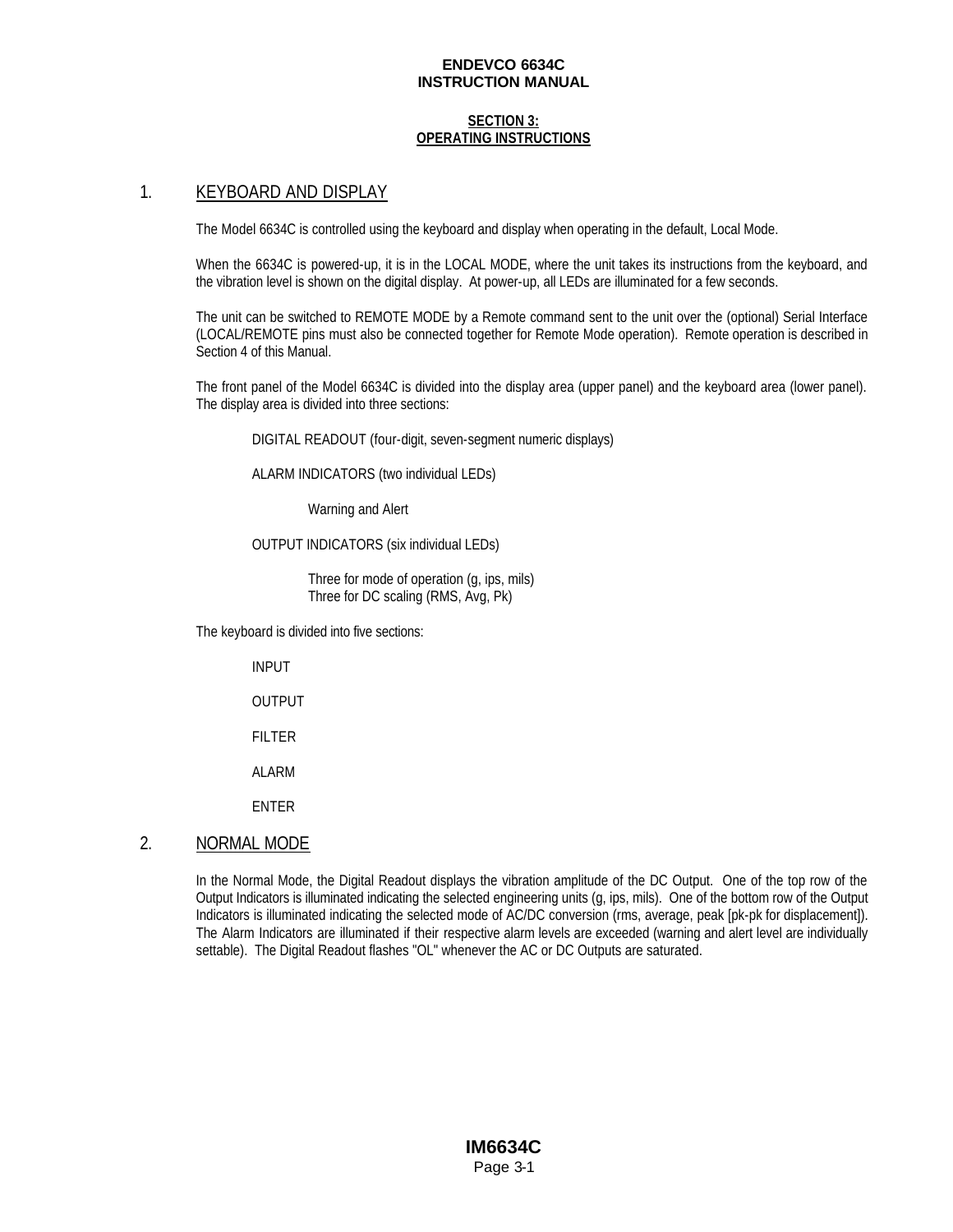## SECTION 3: OPERATING INSTRUCTIONS

## 1. KEYBOARD AND DISPLAY

The Model 6634C is controlled using the keyboard and display when operating in the default, Local Mode.

When the 6634C is powered-up, it is in the LOCAL MODE, where the unit takes its instructions from the keyboard, and the vibration level is shown on the digital display. At power-up, all LEDs are illuminated for a few seconds.

The unit can be switched to REMOTE MODE by a Remote command sent to the unit over the (optional) Serial Interface (LOCAL/REMOTE pins must also be connected together for Remote Mode operation). Remote operation is described in Section 4 of this Manual.

The front panel of the Model 6634C is divided into the display area (upper panel) and the keyboard area (lower panel). The display area is divided into three sections:

DIGITAL READOUT (four-digit, seven-segment numeric displays)

ALARM INDICATORS (two individual LEDs)

Warning and Alert

OUTPUT INDICATORS (six individual LEDs)

Three for mode of operation (g, ips, mils)
Three for DC scaling (RMS, Avg, Pk)

The keyboard is divided into five sections:

INPUT

OUTPUT

FILTER

ALARM

ENTER

## 2. NORMAL MODE

In the Normal Mode, the Digital Readout displays the vibration amplitude of the DC Output. One of the top row of the Output Indicators is illuminated indicating the selected engineering units (g, ips, mils). One of the bottom row of the Output Indicators is illuminated indicating the selected mode of AC/DC conversion (rms, average, peak [pk-pk for displacement]). The Alarm Indicators are illuminated if their respective alarm levels are exceeded (warning and alert level are individually settable). The Digital Readout flashes "OL" whenever the AC or DC Outputs are saturated.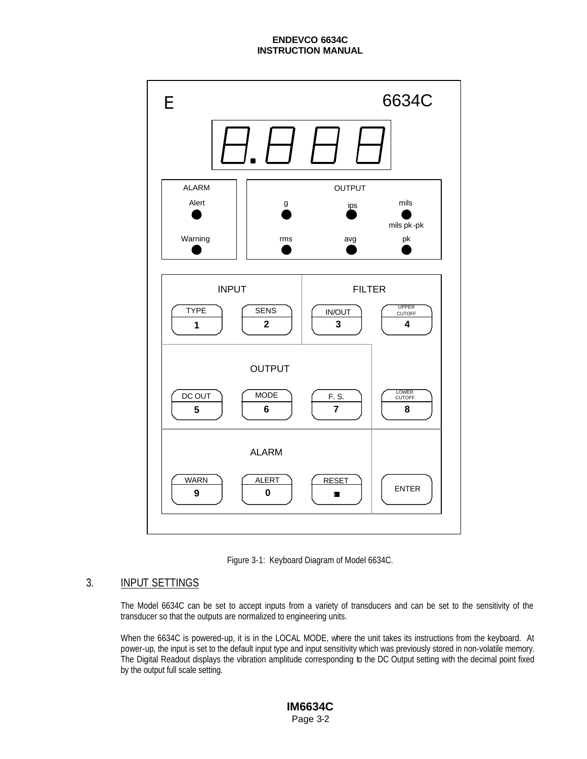Figure 3-1: Keyboard Diagram of Model 6634C.

## 3. INPUT SETTINGS

The Model 6634C can be set to accept inputs from a variety of transducers and can be set to the sensitivity of the transducer so that the outputs are normalized to engineering units.

When the 6634C is powered-up, it is in the LOCAL MODE, where the unit takes its instructions from the keyboard. At power-up, the input is set to the default input type and input sensitivity which was previously stored in non-volatile memory. The Digital Readout displays the vibration amplitude corresponding to the DC Output setting with the decimal point fixed by the output full scale setting.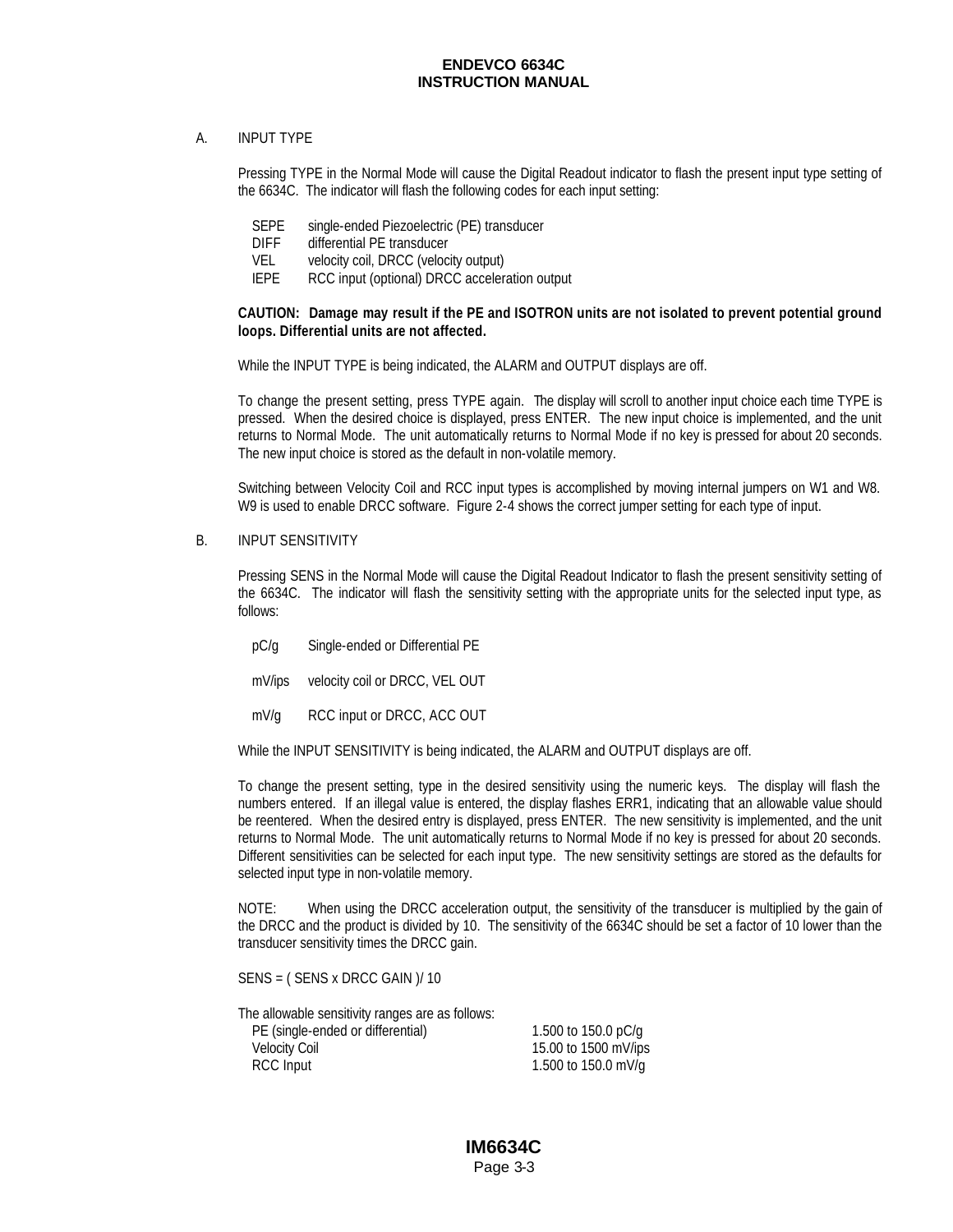## A. INPUT TYPE

Pressing TYPE in the Normal Mode will cause the Digital Readout indicator to flash the present input type setting of the 6634C. The indicator will flash the following codes for each input setting:

| | |
|---|---|
| SEPE | single-ended Piezoelectric (PE) transducer |
| DIFF | differential PE transducer |
| VEL | velocity coil, DRCC (velocity output) |
| IEPE | RCC input (optional) DRCC acceleration output |

**CAUTION: Damage may result if the PE and ISOTRON units are not isolated to prevent potential ground loops. Differential units are not affected.**

While the INPUT TYPE is being indicated, the ALARM and OUTPUT displays are off.

To change the present setting, press TYPE again. The display will scroll to another input choice each time TYPE is pressed. When the desired choice is displayed, press ENTER. The new input choice is implemented, and the unit returns to Normal Mode. The unit automatically returns to Normal Mode if no key is pressed for about 20 seconds. The new input choice is stored as the default in non-volatile memory.

Switching between Velocity Coil and RCC input types is accomplished by moving internal jumpers on W1 and W8. W9 is used to enable DRCC software. Figure 2-4 shows the correct jumper setting for each type of input.

## B. INPUT SENSITIVITY

Pressing SENS in the Normal Mode will cause the Digital Readout Indicator to flash the present sensitivity setting of the 6634C. The indicator will flash the sensitivity setting with the appropriate units for the selected input type, as follows:

| | |
|---|---|
| pC/g | Single-ended or Differential PE |
| mV/ips | velocity coil or DRCC, VEL OUT |
| mV/g | RCC input or DRCC, ACC OUT |

While the INPUT SENSITIVITY is being indicated, the ALARM and OUTPUT displays are off.

To change the present setting, type in the desired sensitivity using the numeric keys. The display will flash the numbers entered. If an illegal value is entered, the display flashes ERR1, indicating that an allowable value should be reentered. When the desired entry is displayed, press ENTER. The new sensitivity is implemented, and the unit returns to Normal Mode. The unit automatically returns to Normal Mode if no key is pressed for about 20 seconds. Different sensitivities can be selected for each input type. The new sensitivity settings are stored as the defaults for selected input type in non-volatile memory.

NOTE: When using the DRCC acceleration output, the sensitivity of the transducer is multiplied by the gain of the DRCC and the product is divided by 10. The sensitivity of the 6634C should be set a factor of 10 lower than the transducer sensitivity times the DRCC gain.

SENS = ( SENS x DRCC GAIN )/ 10

The allowable sensitivity ranges are as follows:

| | |
|---|---|
| PE (single-ended or differential) | 1.500 to 150.0 pC/g |
| Velocity Coil | 15.00 to 1500 mV/ips |
| RCC Input | 1.500 to 150.0 mV/g |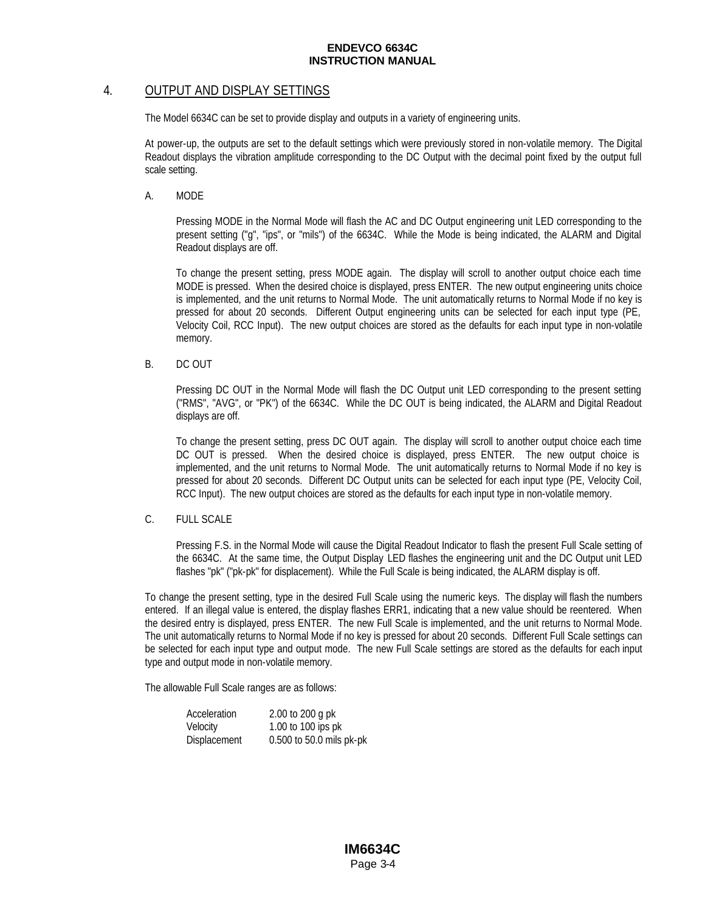## 4. OUTPUT AND DISPLAY SETTINGS

The Model 6634C can be set to provide display and outputs in a variety of engineering units.

At power-up, the outputs are set to the default settings which were previously stored in non-volatile memory. The Digital Readout displays the vibration amplitude corresponding to the DC Output with the decimal point fixed by the output full scale setting.

### A. MODE

Pressing MODE in the Normal Mode will flash the AC and DC Output engineering unit LED corresponding to the present setting ("g", "ips", or "mils") of the 6634C. While the Mode is being indicated, the ALARM and Digital Readout displays are off.

To change the present setting, press MODE again. The display will scroll to another output choice each time MODE is pressed. When the desired choice is displayed, press ENTER. The new output engineering units choice is implemented, and the unit returns to Normal Mode. The unit automatically returns to Normal Mode if no key is pressed for about 20 seconds. Different Output engineering units can be selected for each input type (PE, Velocity Coil, RCC Input). The new output choices are stored as the defaults for each input type in non-volatile memory.

### B. DC OUT

Pressing DC OUT in the Normal Mode will flash the DC Output unit LED corresponding to the present setting ("RMS", "AVG", or "PK") of the 6634C. While the DC OUT is being indicated, the ALARM and Digital Readout displays are off.

To change the present setting, press DC OUT again. The display will scroll to another output choice each time DC OUT is pressed. When the desired choice is displayed, press ENTER. The new output choice is implemented, and the unit returns to Normal Mode. The unit automatically returns to Normal Mode if no key is pressed for about 20 seconds. Different DC Output units can be selected for each input type (PE, Velocity Coil, RCC Input). The new output choices are stored as the defaults for each input type in non-volatile memory.

### C. FULL SCALE

Pressing F.S. in the Normal Mode will cause the Digital Readout Indicator to flash the present Full Scale setting of the 6634C. At the same time, the Output Display LED flashes the engineering unit and the DC Output unit LED flashes "pk" ("pk-pk" for displacement). While the Full Scale is being indicated, the ALARM display is off.

To change the present setting, type in the desired Full Scale using the numeric keys. The display will flash the numbers entered. If an illegal value is entered, the display flashes ERR1, indicating that a new value should be reentered. When the desired entry is displayed, press ENTER. The new Full Scale is implemented, and the unit returns to Normal Mode. The unit automatically returns to Normal Mode if no key is pressed for about 20 seconds. Different Full Scale settings can be selected for each input type and output mode. The new Full Scale settings are stored as the defaults for each input type and output mode in non-volatile memory.

The allowable Full Scale ranges are as follows:

| | |
|---|---|
| Acceleration | 2.00 to 200 g pk |
| Velocity | 1.00 to 100 ips pk |
| Displacement | 0.500 to 50.0 mils pk-pk |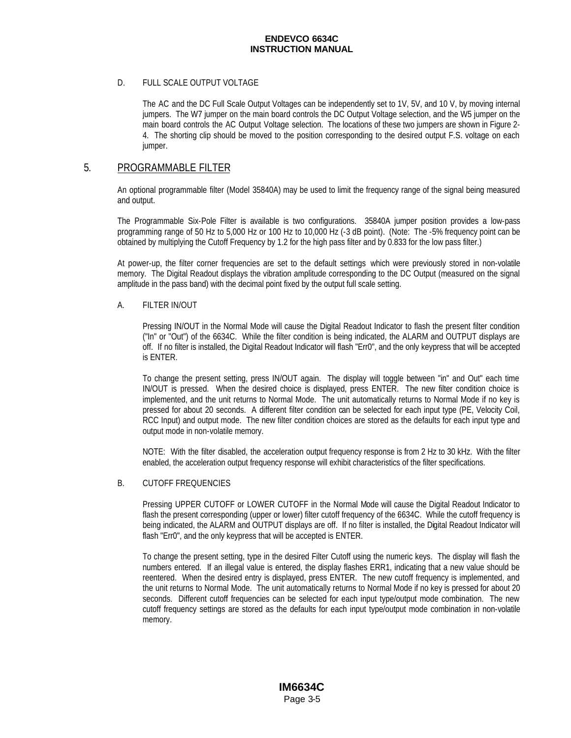D. FULL SCALE OUTPUT VOLTAGE

The AC and the DC Full Scale Output Voltages can be independently set to 1V, 5V, and 10 V, by moving internal jumpers. The W7 jumper on the main board controls the DC Output Voltage selection, and the W5 jumper on the main board controls the AC Output Voltage selection. The locations of these two jumpers are shown in Figure 2-4. The shorting clip should be moved to the position corresponding to the desired output F.S. voltage on each jumper.

## 5. PROGRAMMABLE FILTER

An optional programmable filter (Model 35840A) may be used to limit the frequency range of the signal being measured and output.

The Programmable Six-Pole Filter is available is two configurations. 35840A jumper position provides a low-pass programming range of 50 Hz to 5,000 Hz or 100 Hz to 10,000 Hz (-3 dB point). (Note: The -5% frequency point can be obtained by multiplying the Cutoff Frequency by 1.2 for the high pass filter and by 0.833 for the low pass filter.)

At power-up, the filter corner frequencies are set to the default settings which were previously stored in non-volatile memory. The Digital Readout displays the vibration amplitude corresponding to the DC Output (measured on the signal amplitude in the pass band) with the decimal point fixed by the output full scale setting.

A. FILTER IN/OUT

Pressing IN/OUT in the Normal Mode will cause the Digital Readout Indicator to flash the present filter condition ("In" or "Out") of the 6634C. While the filter condition is being indicated, the ALARM and OUTPUT displays are off. If no filter is installed, the Digital Readout Indicator will flash "Err0", and the only keypress that will be accepted is ENTER.

To change the present setting, press IN/OUT again. The display will toggle between "in" and Out" each time IN/OUT is pressed. When the desired choice is displayed, press ENTER. The new filter condition choice is implemented, and the unit returns to Normal Mode. The unit automatically returns to Normal Mode if no key is pressed for about 20 seconds. A different filter condition can be selected for each input type (PE, Velocity Coil, RCC Input) and output mode. The new filter condition choices are stored as the defaults for each input type and output mode in non-volatile memory.

NOTE: With the filter disabled, the acceleration output frequency response is from 2 Hz to 30 kHz. With the filter enabled, the acceleration output frequency response will exhibit characteristics of the filter specifications.

B. CUTOFF FREQUENCIES

Pressing UPPER CUTOFF or LOWER CUTOFF in the Normal Mode will cause the Digital Readout Indicator to flash the present corresponding (upper or lower) filter cutoff frequency of the 6634C. While the cutoff frequency is being indicated, the ALARM and OUTPUT displays are off. If no filter is installed, the Digital Readout Indicator will flash "Err0", and the only keypress that will be accepted is ENTER.

To change the present setting, type in the desired Filter Cutoff using the numeric keys. The display will flash the numbers entered. If an illegal value is entered, the display flashes ERR1, indicating that a new value should be reentered. When the desired entry is displayed, press ENTER. The new cutoff frequency is implemented, and the unit returns to Normal Mode. The unit automatically returns to Normal Mode if no key is pressed for about 20 seconds. Different cutoff frequencies can be selected for each input type/output mode combination. The new cutoff frequency settings are stored as the defaults for each input type/output mode combination in non-volatile memory.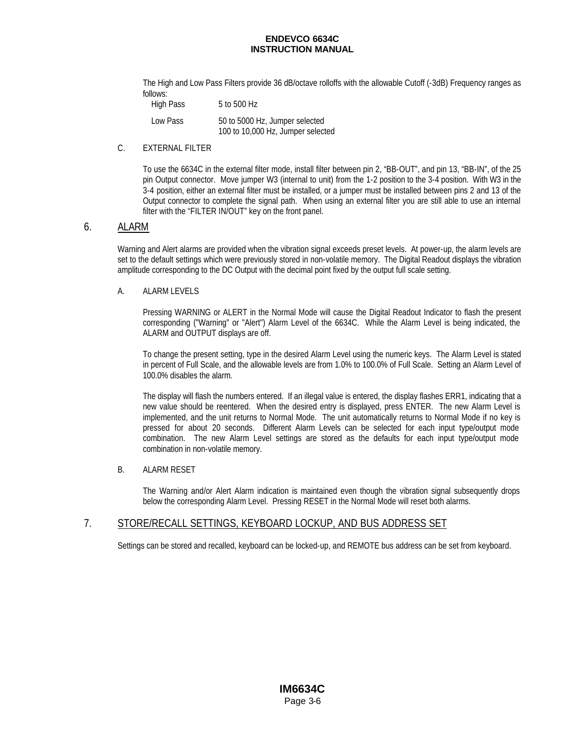The High and Low Pass Filters provide 36 dB/octave rolloffs with the allowable Cutoff (-3dB) Frequency ranges as follows:

| | |
|---|---|
| High Pass | 5 to 500 Hz |
| Low Pass | 50 to 5000 Hz, Jumper selected<br>100 to 10,000 Hz, Jumper selected |

C. EXTERNAL FILTER

To use the 6634C in the external filter mode, install filter between pin 2, "BB-OUT", and pin 13, "BB-IN", of the 25 pin Output connector. Move jumper W3 (internal to unit) from the 1-2 position to the 3-4 position. With W3 in the 3-4 position, either an external filter must be installed, or a jumper must be installed between pins 2 and 13 of the Output connector to complete the signal path. When using an external filter you are still able to use an internal filter with the "FILTER IN/OUT" key on the front panel.

## 6. ALARM

Warning and Alert alarms are provided when the vibration signal exceeds preset levels. At power-up, the alarm levels are set to the default settings which were previously stored in non-volatile memory. The Digital Readout displays the vibration amplitude corresponding to the DC Output with the decimal point fixed by the output full scale setting.

A. ALARM LEVELS

Pressing WARNING or ALERT in the Normal Mode will cause the Digital Readout Indicator to flash the present corresponding ("Warning" or "Alert") Alarm Level of the 6634C. While the Alarm Level is being indicated, the ALARM and OUTPUT displays are off.

To change the present setting, type in the desired Alarm Level using the numeric keys. The Alarm Level is stated in percent of Full Scale, and the allowable levels are from 1.0% to 100.0% of Full Scale. Setting an Alarm Level of 100.0% disables the alarm.

The display will flash the numbers entered. If an illegal value is entered, the display flashes ERR1, indicating that a new value should be reentered. When the desired entry is displayed, press ENTER. The new Alarm Level is implemented, and the unit returns to Normal Mode. The unit automatically returns to Normal Mode if no key is pressed for about 20 seconds. Different Alarm Levels can be selected for each input type/output mode combination. The new Alarm Level settings are stored as the defaults for each input type/output mode combination in non-volatile memory.

B. ALARM RESET

The Warning and/or Alert Alarm indication is maintained even though the vibration signal subsequently drops below the corresponding Alarm Level. Pressing RESET in the Normal Mode will reset both alarms.

## 7. STORE/RECALL SETTINGS, KEYBOARD LOCKUP, AND BUS ADDRESS SET

Settings can be stored and recalled, keyboard can be locked-up, and REMOTE bus address can be set from keyboard.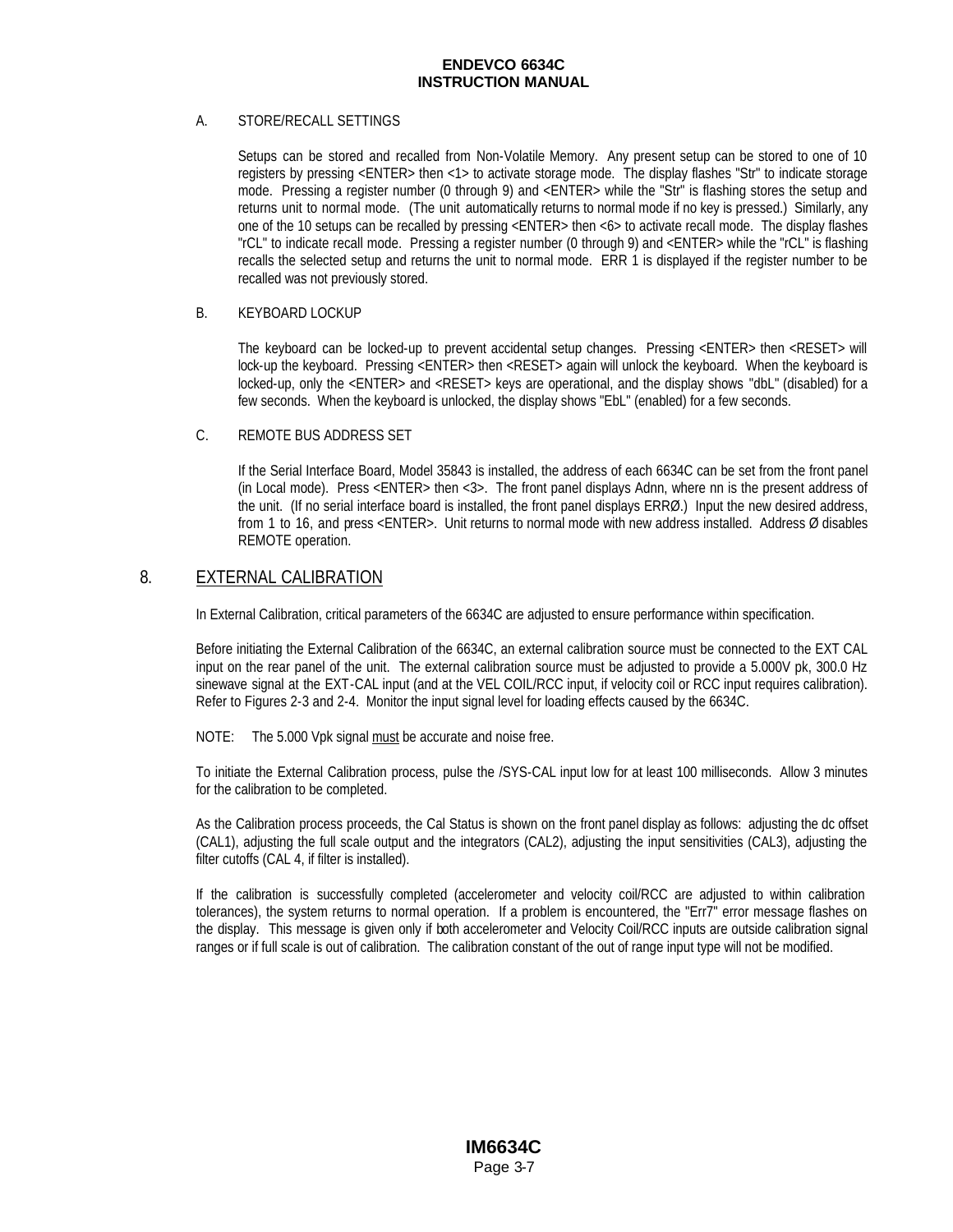A. STORE/RECALL SETTINGS

Setups can be stored and recalled from Non-Volatile Memory. Any present setup can be stored to one of 10 registers by pressing <ENTER> then <1> to activate storage mode. The display flashes "Str" to indicate storage mode. Pressing a register number (0 through 9) and <ENTER> while the "Str" is flashing stores the setup and returns unit to normal mode. (The unit automatically returns to normal mode if no key is pressed.) Similarly, any one of the 10 setups can be recalled by pressing <ENTER> then <6> to activate recall mode. The display flashes "rCL" to indicate recall mode. Pressing a register number (0 through 9) and <ENTER> while the "rCL" is flashing recalls the selected setup and returns the unit to normal mode. ERR 1 is displayed if the register number to be recalled was not previously stored.

B. KEYBOARD LOCKUP

The keyboard can be locked-up to prevent accidental setup changes. Pressing <ENTER> then <RESET> will lock-up the keyboard. Pressing <ENTER> then <RESET> again will unlock the keyboard. When the keyboard is locked-up, only the <ENTER> and <RESET> keys are operational, and the display shows "dbL" (disabled) for a few seconds. When the keyboard is unlocked, the display shows "EbL" (enabled) for a few seconds.

C. REMOTE BUS ADDRESS SET

If the Serial Interface Board, Model 35843 is installed, the address of each 6634C can be set from the front panel (in Local mode). Press <ENTER> then <3>. The front panel displays Adnn, where nn is the present address of the unit. (If no serial interface board is installed, the front panel displays ERRØ.) Input the new desired address, from 1 to 16, and press <ENTER>. Unit returns to normal mode with new address installed. Address Ø disables REMOTE operation.

## 8. EXTERNAL CALIBRATION

In External Calibration, critical parameters of the 6634C are adjusted to ensure performance within specification.

Before initiating the External Calibration of the 6634C, an external calibration source must be connected to the EXT CAL input on the rear panel of the unit. The external calibration source must be adjusted to provide a 5.000V pk, 300.0 Hz sinewave signal at the EXT-CAL input (and at the VEL COIL/RCC input, if velocity coil or RCC input requires calibration). Refer to Figures 2-3 and 2-4. Monitor the input signal level for loading effects caused by the 6634C.

NOTE: The 5.000 Vpk signal must be accurate and noise free.

To initiate the External Calibration process, pulse the /SYS-CAL input low for at least 100 milliseconds. Allow 3 minutes for the calibration to be completed.

As the Calibration process proceeds, the Cal Status is shown on the front panel display as follows: adjusting the dc offset (CAL1), adjusting the full scale output and the integrators (CAL2), adjusting the input sensitivities (CAL3), adjusting the filter cutoffs (CAL 4, if filter is installed).

If the calibration is successfully completed (accelerometer and velocity coil/RCC are adjusted to within calibration tolerances), the system returns to normal operation. If a problem is encountered, the "Err7" error message flashes on the display. This message is given only if both accelerometer and Velocity Coil/RCC inputs are outside calibration signal ranges or if full scale is out of calibration. The calibration constant of the out of range input type will not be modified.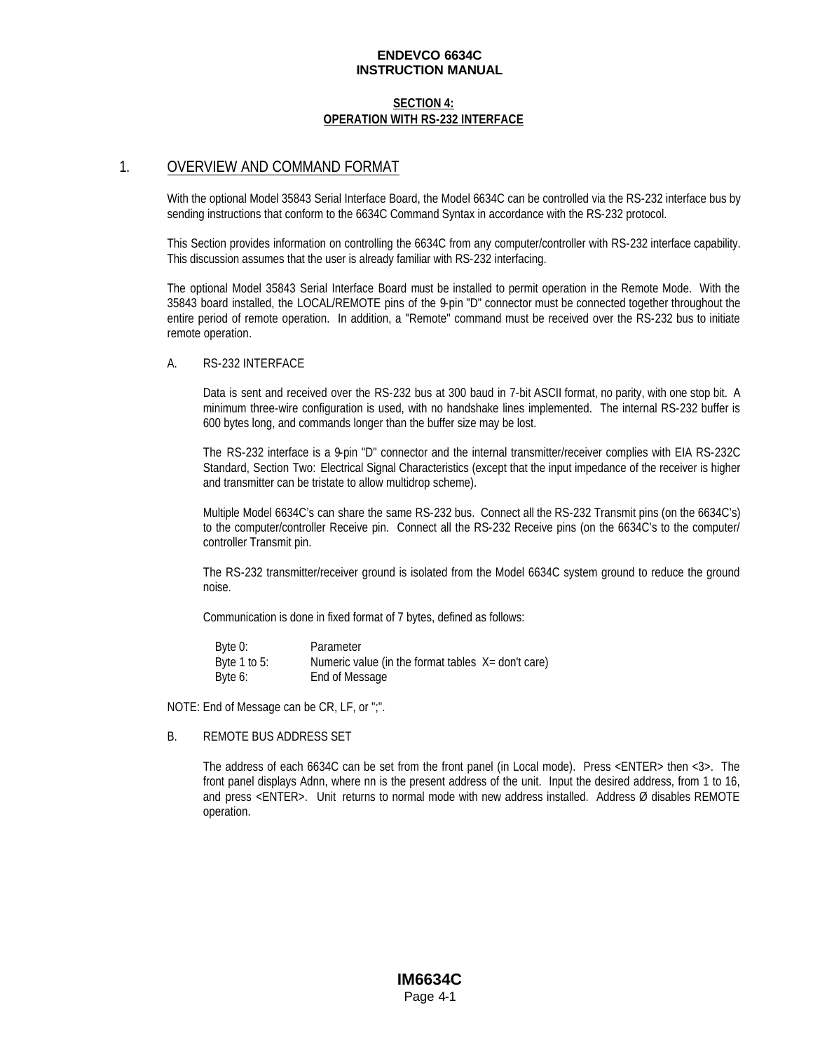## SECTION 4:
## OPERATION WITH RS-232 INTERFACE

### 1. OVERVIEW AND COMMAND FORMAT

With the optional Model 35843 Serial Interface Board, the Model 6634C can be controlled via the RS-232 interface bus by sending instructions that conform to the 6634C Command Syntax in accordance with the RS-232 protocol.

This Section provides information on controlling the 6634C from any computer/controller with RS-232 interface capability. This discussion assumes that the user is already familiar with RS-232 interfacing.

The optional Model 35843 Serial Interface Board must be installed to permit operation in the Remote Mode. With the 35843 board installed, the LOCAL/REMOTE pins of the 9-pin "D" connector must be connected together throughout the entire period of remote operation. In addition, a "Remote" command must be received over the RS-232 bus to initiate remote operation.

#### A. RS-232 INTERFACE

Data is sent and received over the RS-232 bus at 300 baud in 7-bit ASCII format, no parity, with one stop bit. A minimum three-wire configuration is used, with no handshake lines implemented. The internal RS-232 buffer is 600 bytes long, and commands longer than the buffer size may be lost.

The RS-232 interface is a 9-pin "D" connector and the internal transmitter/receiver complies with EIA RS-232C Standard, Section Two: Electrical Signal Characteristics (except that the input impedance of the receiver is higher and transmitter can be tristate to allow multidrop scheme).

Multiple Model 6634C's can share the same RS-232 bus. Connect all the RS-232 Transmit pins (on the 6634C's) to the computer/controller Receive pin. Connect all the RS-232 Receive pins (on the 6634C's to the computer/ controller Transmit pin.

The RS-232 transmitter/receiver ground is isolated from the Model 6634C system ground to reduce the ground noise.

Communication is done in fixed format of 7 bytes, defined as follows:

| | |
|---|---|
| Byte 0: | Parameter |
| Byte 1 to 5: | Numeric value (in the format tables X= don't care) |
| Byte 6: | End of Message |

NOTE: End of Message can be CR, LF, or ";".

#### B. REMOTE BUS ADDRESS SET

The address of each 6634C can be set from the front panel (in Local mode). Press <ENTER> then <3>. The front panel displays Adnn, where nn is the present address of the unit. Input the desired address, from 1 to 16, and press <ENTER>. Unit returns to normal mode with new address installed. Address Ø disables REMOTE operation.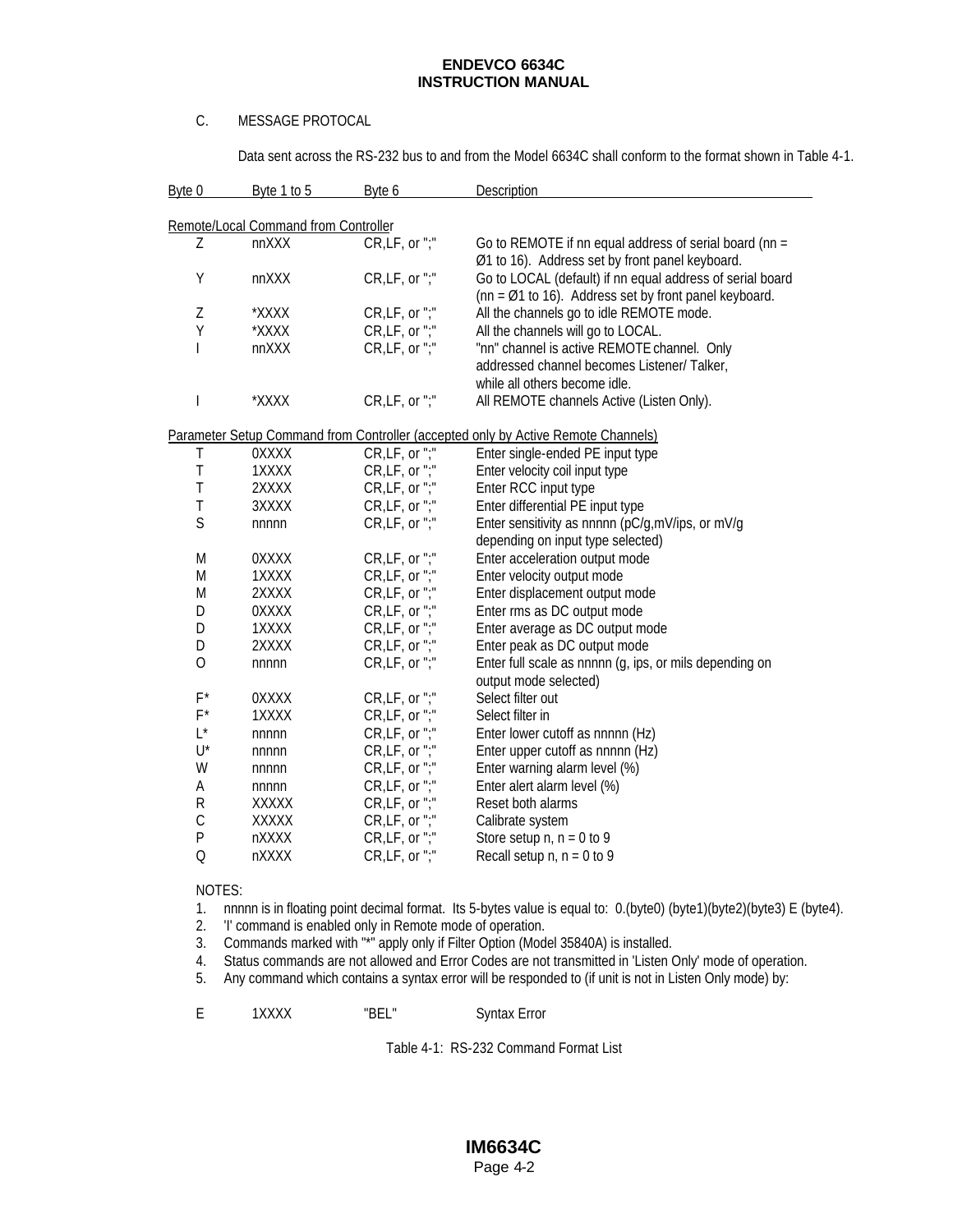### C. MESSAGE PROTOCAL

Data sent across the RS-232 bus to and from the Model 6634C shall conform to the format shown in Table 4-1.

| Byte 0 | Byte 1 to 5 | Byte 6 | Description |
|---|---|---|---|
| Remote/Local Command from Controller | | | |
| Z | nnXXX | CR,LF, or ";" | Go to REMOTE if nn equal address of serial board (nn = Ø1 to 16). Address set by front panel keyboard. |
| Y | nnXXX | CR,LF, or ";" | Go to LOCAL (default) if nn equal address of serial board (nn = Ø1 to 16). Address set by front panel keyboard. |
| Z | *XXXX | CR,LF, or ";" | All the channels go to idle REMOTE mode. |
| Y | *XXXX | CR,LF, or ";" | All the channels will go to LOCAL. |
| I | nnXXX | CR,LF, or ";" | "nn" channel is active REMOTE channel. Only addressed channel becomes Listener/ Talker, while all others become idle. |
| I | *XXXX | CR,LF, or ";" | All REMOTE channels Active (Listen Only). |
| Parameter Setup Command from Controller (accepted only by Active Remote Channels) | | | |
| T | 0XXXX | CR,LF, or ";" | Enter single-ended PE input type |
| T | 1XXXX | CR,LF, or ";" | Enter velocity coil input type |
| T | 2XXXX | CR,LF, or ";" | Enter RCC input type |
| T | 3XXXX | CR,LF, or ";" | Enter differential PE input type |
| S | nnnnn | CR,LF, or ";" | Enter sensitivity as nnnnn (pC/g,mV/ips, or mV/g depending on input type selected) |
| M | 0XXXX | CR,LF, or ";" | Enter acceleration output mode |
| M | 1XXXX | CR,LF, or ";" | Enter velocity output mode |
| M | 2XXXX | CR,LF, or ";" | Enter displacement output mode |
| D | 0XXXX | CR,LF, or ";" | Enter rms as DC output mode |
| D | 1XXXX | CR,LF, or ";" | Enter average as DC output mode |
| D | 2XXXX | CR,LF, or ";" | Enter peak as DC output mode |
| O | nnnnn | CR,LF, or ";" | Enter full scale as nnnnn (g, ips, or mils depending on output mode selected) |
| F* | 0XXXX | CR,LF, or ";" | Select filter out |
| F* | 1XXXX | CR,LF, or ";" | Select filter in |
| L* | nnnnn | CR,LF, or ";" | Enter lower cutoff as nnnnn (Hz) |
| U* | nnnnn | CR,LF, or ";" | Enter upper cutoff as nnnnn (Hz) |
| W | nnnnn | CR,LF, or ";" | Enter warning alarm level (%) |
| A | nnnnn | CR,LF, or ";" | Enter alert alarm level (%) |
| R | XXXXX | CR,LF, or ";" | Reset both alarms |
| C | XXXXX | CR,LF, or ";" | Calibrate system |
| P | nXXXX | CR,LF, or ";" | Store setup n, n = 0 to 9 |
| Q | nXXXX | CR,LF, or ";" | Recall setup n, n = 0 to 9 |

NOTES:

1. nnnnn is in floating point decimal format. Its 5-bytes value is equal to: 0.(byte0) (byte1)(byte2)(byte3) E (byte4).
2. 'I' command is enabled only in Remote mode of operation.
3. Commands marked with "*" apply only if Filter Option (Model 35840A) is installed.
4. Status commands are not allowed and Error Codes are not transmitted in 'Listen Only' mode of operation.
5. Any command which contains a syntax error will be responded to (if unit is not in Listen Only mode) by:

| | | | |
|---|---|---|---|
| E | 1XXXX | "BEL" | Syntax Error |

Table 4-1: RS-232 Command Format List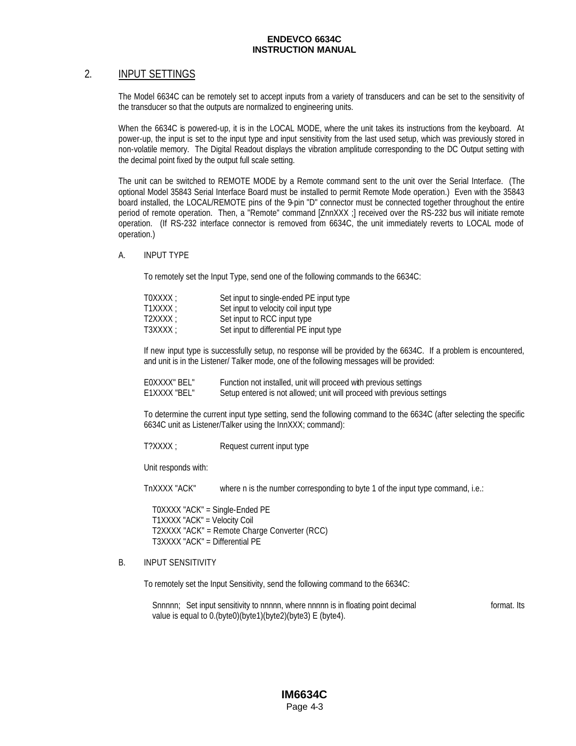## 2. INPUT SETTINGS

The Model 6634C can be remotely set to accept inputs from a variety of transducers and can be set to the sensitivity of the transducer so that the outputs are normalized to engineering units.

When the 6634C is powered-up, it is in the LOCAL MODE, where the unit takes its instructions from the keyboard. At power-up, the input is set to the input type and input sensitivity from the last used setup, which was previously stored in non-volatile memory. The Digital Readout displays the vibration amplitude corresponding to the DC Output setting with the decimal point fixed by the output full scale setting.

The unit can be switched to REMOTE MODE by a Remote command sent to the unit over the Serial Interface. (The optional Model 35843 Serial Interface Board must be installed to permit Remote Mode operation.) Even with the 35843 board installed, the LOCAL/REMOTE pins of the 9-pin "D" connector must be connected together throughout the entire period of remote operation. Then, a "Remote" command [ZnnXXX ;] received over the RS-232 bus will initiate remote operation. (If RS-232 interface connector is removed from 6634C, the unit immediately reverts to LOCAL mode of operation.)

### A. INPUT TYPE

To remotely set the Input Type, send one of the following commands to the 6634C:

| | |
|---|---|
| T0XXXX ; | Set input to single-ended PE input type |
| T1XXXX ; | Set input to velocity coil input type |
| T2XXXX ; | Set input to RCC input type |
| T3XXXX ; | Set input to differential PE input type |

If new input type is successfully setup, no response will be provided by the 6634C. If a problem is encountered, and unit is in the Listener/ Talker mode, one of the following messages will be provided:

| | |
|---|---|
| E0XXXX" BEL" | Function not installed, unit will proceed with previous settings |
| E1XXXX "BEL" | Setup entered is not allowed; unit will proceed with previous settings |

To determine the current input type setting, send the following command to the 6634C (after selecting the specific 6634C unit as Listener/Talker using the InnXXX; command):

T?XXXX ; Request current input type

Unit responds with:

TnXXXX "ACK" where n is the number corresponding to byte 1 of the input type command, i.e.:

T0XXXX "ACK" = Single-Ended PE
T1XXXX "ACK" = Velocity Coil
T2XXXX "ACK" = Remote Charge Converter (RCC)
T3XXXX "ACK" = Differential PE

### B. INPUT SENSITIVITY

To remotely set the Input Sensitivity, send the following command to the 6634C:

Snnnnn; Set input sensitivity to nnnnn, where nnnnn is in floating point decimal format. Its value is equal to 0.(byte0)(byte1)(byte2)(byte3) E (byte4).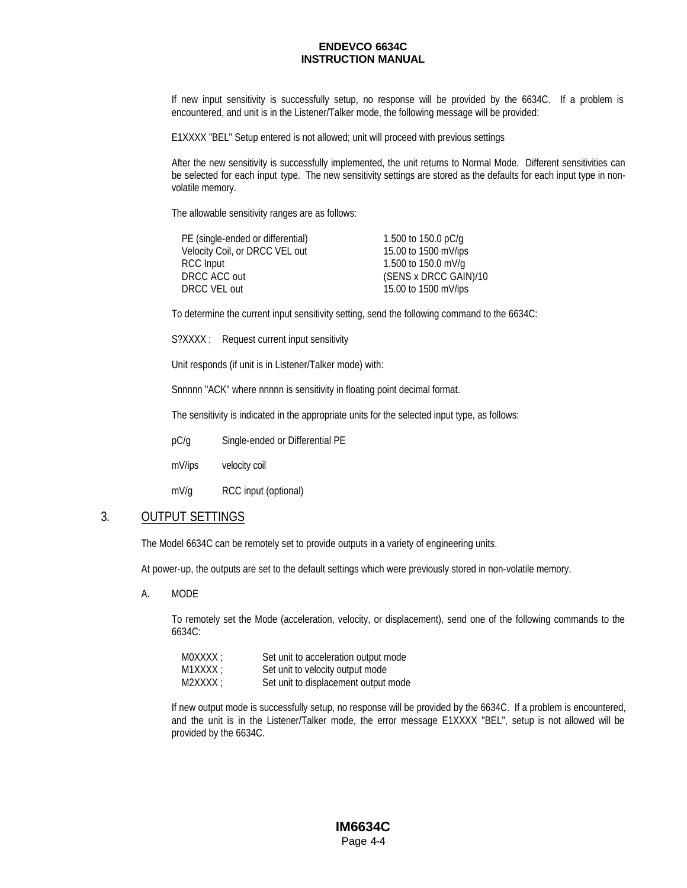If new input sensitivity is successfully setup, no response will be provided by the 6634C. If a problem is encountered, and unit is in the Listener/Talker mode, the following message will be provided:

E1XXXX "BEL" Setup entered is not allowed; unit will proceed with previous settings

After the new sensitivity is successfully implemented, the unit returns to Normal Mode. Different sensitivities can be selected for each input type. The new sensitivity settings are stored as the defaults for each input type in non-volatile memory.

The allowable sensitivity ranges are as follows:

| | |
|---|---|
| PE (single-ended or differential) | 1.500 to 150.0 pC/g |
| Velocity Coil, or DRCC VEL out | 15.00 to 1500 mV/ips |
| RCC Input | 1.500 to 150.0 mV/g |
| DRCC ACC out | (SENS x DRCC GAIN)/10 |
| DRCC VEL out | 15.00 to 1500 mV/ips |

To determine the current input sensitivity setting, send the following command to the 6634C:

S?XXXX ; Request current input sensitivity

Unit responds (if unit is in Listener/Talker mode) with:

Snnnnn "ACK" where nnnnn is sensitivity in floating point decimal format.

The sensitivity is indicated in the appropriate units for the selected input type, as follows:

| | |
|---|---|
| pC/g | Single-ended or Differential PE |
| mV/ips | velocity coil |
| mV/g | RCC input (optional) |

## 3. OUTPUT SETTINGS

The Model 6634C can be remotely set to provide outputs in a variety of engineering units.

At power-up, the outputs are set to the default settings which were previously stored in non-volatile memory.

### A. MODE

To remotely set the Mode (acceleration, velocity, or displacement), send one of the following commands to the 6634C:

| | |
|---|---|
| M0XXXX ; | Set unit to acceleration output mode |
| M1XXXX ; | Set unit to velocity output mode |
| M2XXXX ; | Set unit to displacement output mode |

If new output mode is successfully setup, no response will be provided by the 6634C. If a problem is encountered, and the unit is in the Listener/Talker mode, the error message E1XXXX "BEL", setup is not allowed will be provided by the 6634C.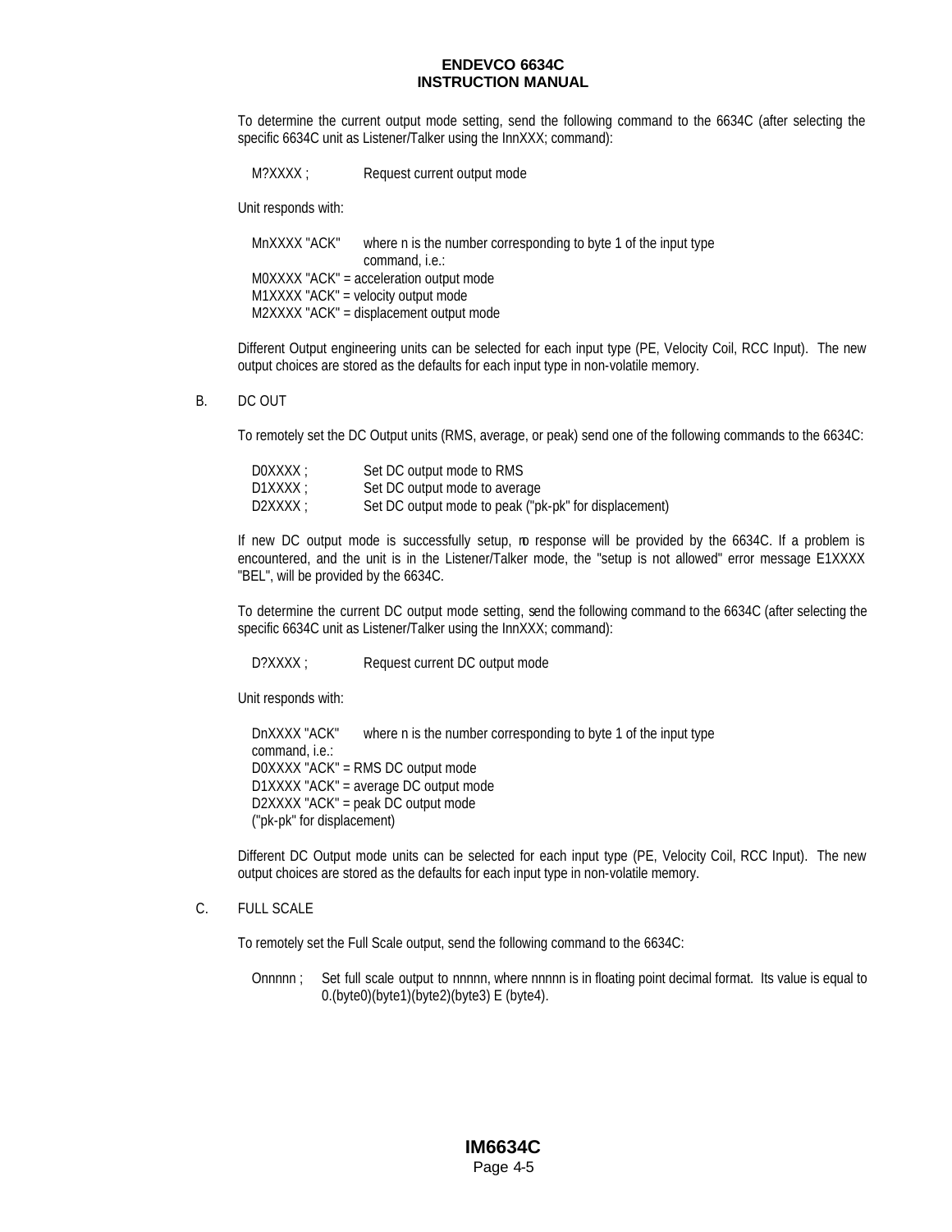To determine the current output mode setting, send the following command to the 6634C (after selecting the specific 6634C unit as Listener/Talker using the InnXXX; command):

M?XXXX ; Request current output mode

Unit responds with:

MnXXXX "ACK" where n is the number corresponding to byte 1 of the input type command, i.e.:
M0XXXX "ACK" = acceleration output mode
M1XXXX "ACK" = velocity output mode
M2XXXX "ACK" = displacement output mode

Different Output engineering units can be selected for each input type (PE, Velocity Coil, RCC Input). The new output choices are stored as the defaults for each input type in non-volatile memory.

B. DC OUT

To remotely set the DC Output units (RMS, average, or peak) send one of the following commands to the 6634C:

| | |
|---|---|
| D0XXXX ; | Set DC output mode to RMS |
| D1XXXX ; | Set DC output mode to average |
| D2XXXX ; | Set DC output mode to peak ("pk-pk" for displacement) |

If new DC output mode is successfully setup, no response will be provided by the 6634C. If a problem is encountered, and the unit is in the Listener/Talker mode, the "setup is not allowed" error message E1XXXX "BEL", will be provided by the 6634C.

To determine the current DC output mode setting, send the following command to the 6634C (after selecting the specific 6634C unit as Listener/Talker using the InnXXX; command):

D?XXXX ; Request current DC output mode

Unit responds with:

DnXXXX "ACK" where n is the number corresponding to byte 1 of the input type command, i.e.:
D0XXXX "ACK" = RMS DC output mode
D1XXXX "ACK" = average DC output mode
D2XXXX "ACK" = peak DC output mode
("pk-pk" for displacement)

Different DC Output mode units can be selected for each input type (PE, Velocity Coil, RCC Input). The new output choices are stored as the defaults for each input type in non-volatile memory.

C. FULL SCALE

To remotely set the Full Scale output, send the following command to the 6634C:

Onnnnn ; Set full scale output to nnnnn, where nnnnn is in floating point decimal format. Its value is equal to 0.(byte0)(byte1)(byte2)(byte3) E (byte4).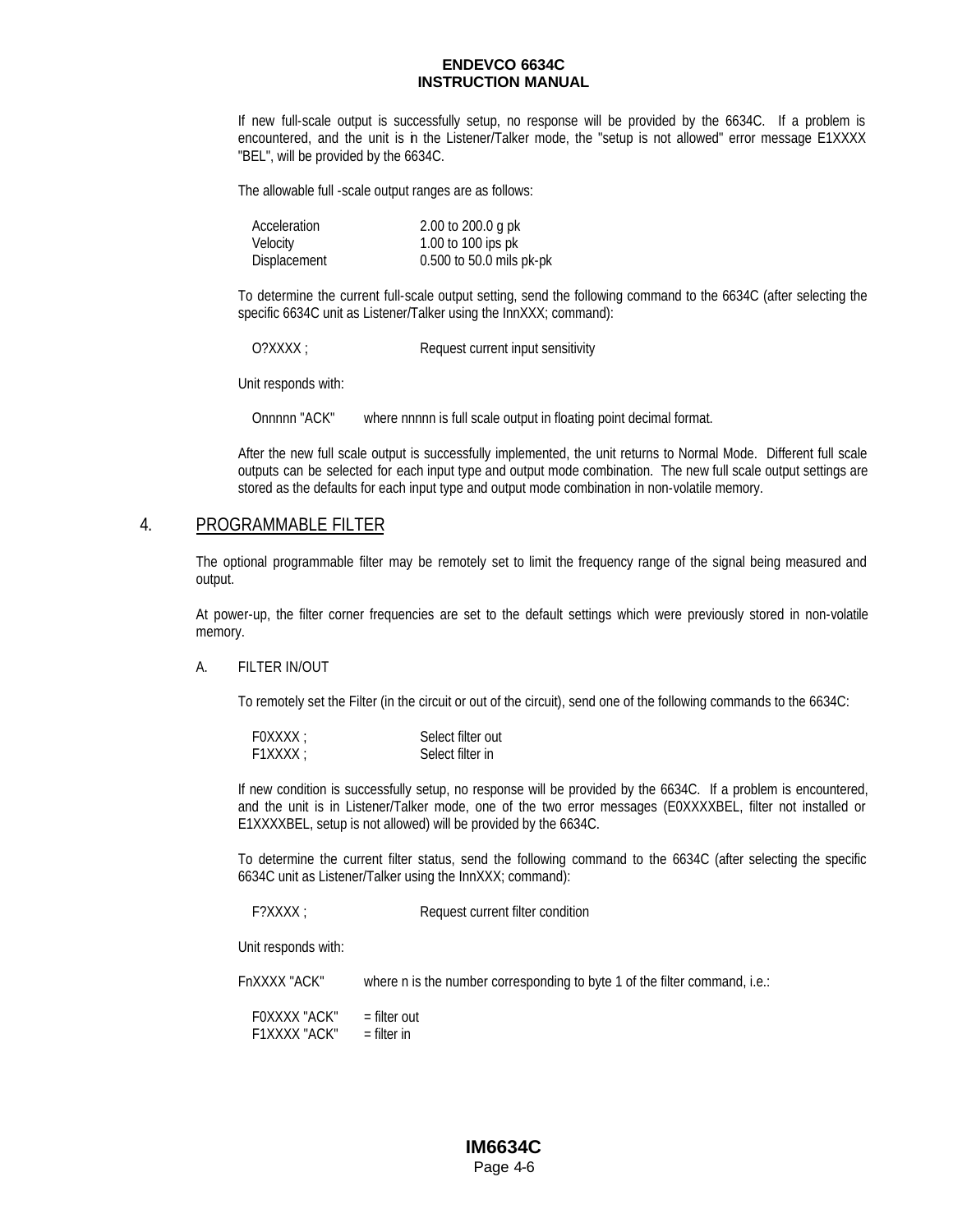If new full-scale output is successfully setup, no response will be provided by the 6634C. If a problem is encountered, and the unit is in the Listener/Talker mode, the "setup is not allowed" error message E1XXXX "BEL", will be provided by the 6634C.

The allowable full -scale output ranges are as follows:

| | |
|---|---|
| Acceleration | 2.00 to 200.0 g pk |
| Velocity | 1.00 to 100 ips pk |
| Displacement | 0.500 to 50.0 mils pk-pk |

To determine the current full-scale output setting, send the following command to the 6634C (after selecting the specific 6634C unit as Listener/Talker using the InnXXX; command):

O?XXXX ;    Request current input sensitivity

Unit responds with:

Onnnnn "ACK"    where nnnnn is full scale output in floating point decimal format.

After the new full scale output is successfully implemented, the unit returns to Normal Mode. Different full scale outputs can be selected for each input type and output mode combination. The new full scale output settings are stored as the defaults for each input type and output mode combination in non-volatile memory.

## 4. PROGRAMMABLE FILTER

The optional programmable filter may be remotely set to limit the frequency range of the signal being measured and output.

At power-up, the filter corner frequencies are set to the default settings which were previously stored in non-volatile memory.

### A. FILTER IN/OUT

To remotely set the Filter (in the circuit or out of the circuit), send one of the following commands to the 6634C:

F0XXXX ;    Select filter out
F1XXXX ;    Select filter in

If new condition is successfully setup, no response will be provided by the 6634C. If a problem is encountered, and the unit is in Listener/Talker mode, one of the two error messages (E0XXXXBEL, filter not installed or E1XXXXBEL, setup is not allowed) will be provided by the 6634C.

To determine the current filter status, send the following command to the 6634C (after selecting the specific 6634C unit as Listener/Talker using the InnXXX; command):

F?XXXX ;    Request current filter condition

Unit responds with:

FnXXXX "ACK"    where n is the number corresponding to byte 1 of the filter command, i.e.:

F0XXXX "ACK"    = filter out
F1XXXX "ACK"    = filter in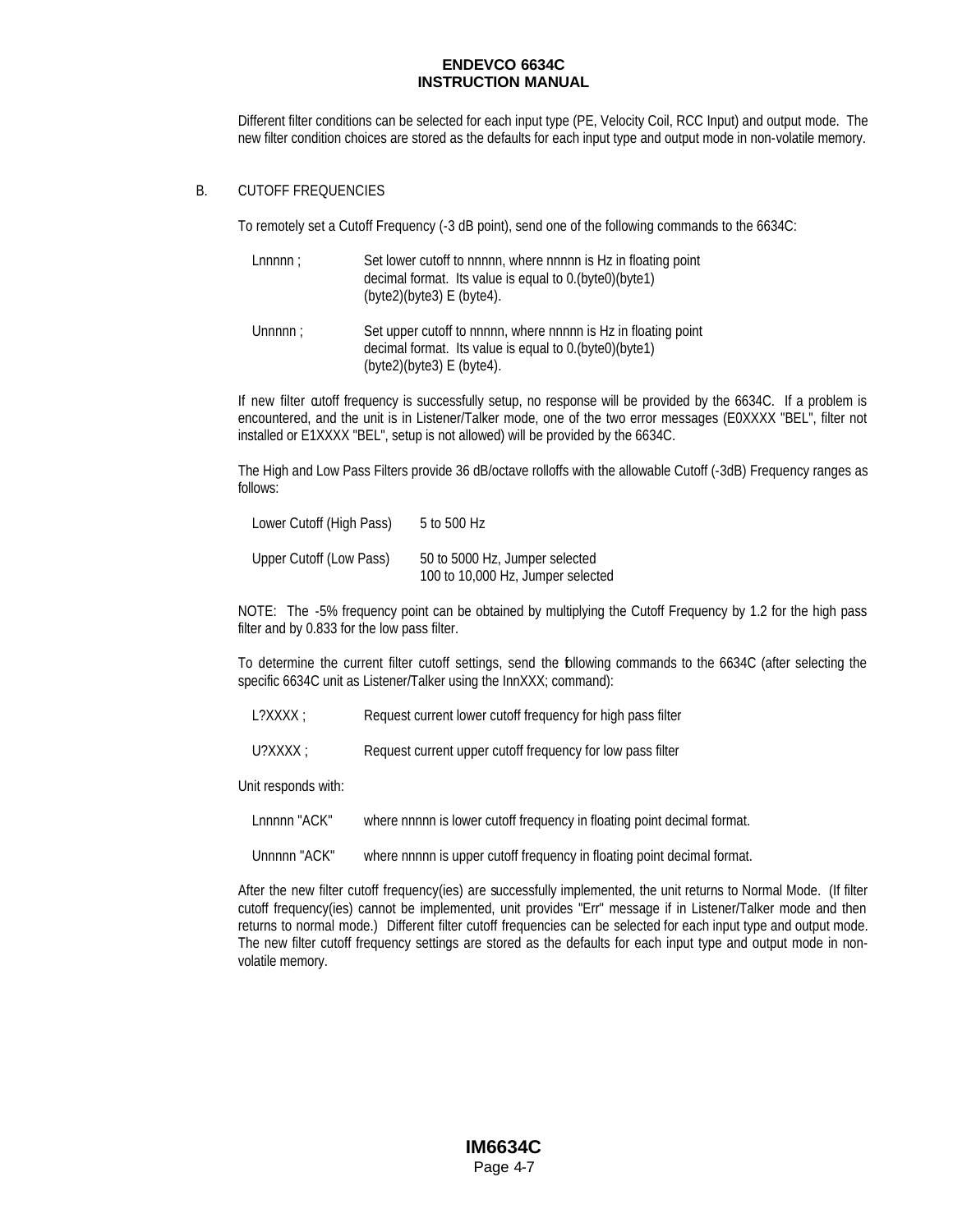Different filter conditions can be selected for each input type (PE, Velocity Coil, RCC Input) and output mode. The new filter condition choices are stored as the defaults for each input type and output mode in non-volatile memory.

## B. CUTOFF FREQUENCIES

To remotely set a Cutoff Frequency (-3 dB point), send one of the following commands to the 6634C:

| | |
|---|---|
| Lnnnnn ; | Set lower cutoff to nnnnn, where nnnnn is Hz in floating point decimal format. Its value is equal to 0.(byte0)(byte1)(byte2)(byte3) E (byte4). |
| Unnnnn ; | Set upper cutoff to nnnnn, where nnnnn is Hz in floating point decimal format. Its value is equal to 0.(byte0)(byte1)(byte2)(byte3) E (byte4). |

If new filter cutoff frequency is successfully setup, no response will be provided by the 6634C. If a problem is encountered, and the unit is in Listener/Talker mode, one of the two error messages (E0XXXX "BEL", filter not installed or E1XXXX "BEL", setup is not allowed) will be provided by the 6634C.

The High and Low Pass Filters provide 36 dB/octave rolloffs with the allowable Cutoff (-3dB) Frequency ranges as follows:

| | |
|---|---|
| Lower Cutoff (High Pass) | 5 to 500 Hz |
| Upper Cutoff (Low Pass) | 50 to 5000 Hz, Jumper selected<br>100 to 10,000 Hz, Jumper selected |

NOTE: The -5% frequency point can be obtained by multiplying the Cutoff Frequency by 1.2 for the high pass filter and by 0.833 for the low pass filter.

To determine the current filter cutoff settings, send the following commands to the 6634C (after selecting the specific 6634C unit as Listener/Talker using the InnXXX; command):

| | |
|---|---|
| L?XXXX ; | Request current lower cutoff frequency for high pass filter |
| U?XXXX ; | Request current upper cutoff frequency for low pass filter |

Unit responds with:

| | |
|---|---|
| Lnnnnn "ACK" | where nnnnn is lower cutoff frequency in floating point decimal format. |
| Unnnnn "ACK" | where nnnnn is upper cutoff frequency in floating point decimal format. |

After the new filter cutoff frequency(ies) are successfully implemented, the unit returns to Normal Mode. (If filter cutoff frequency(ies) cannot be implemented, unit provides "Err" message if in Listener/Talker mode and then returns to normal mode.) Different filter cutoff frequencies can be selected for each input type and output mode. The new filter cutoff frequency settings are stored as the defaults for each input type and output mode in non-volatile memory.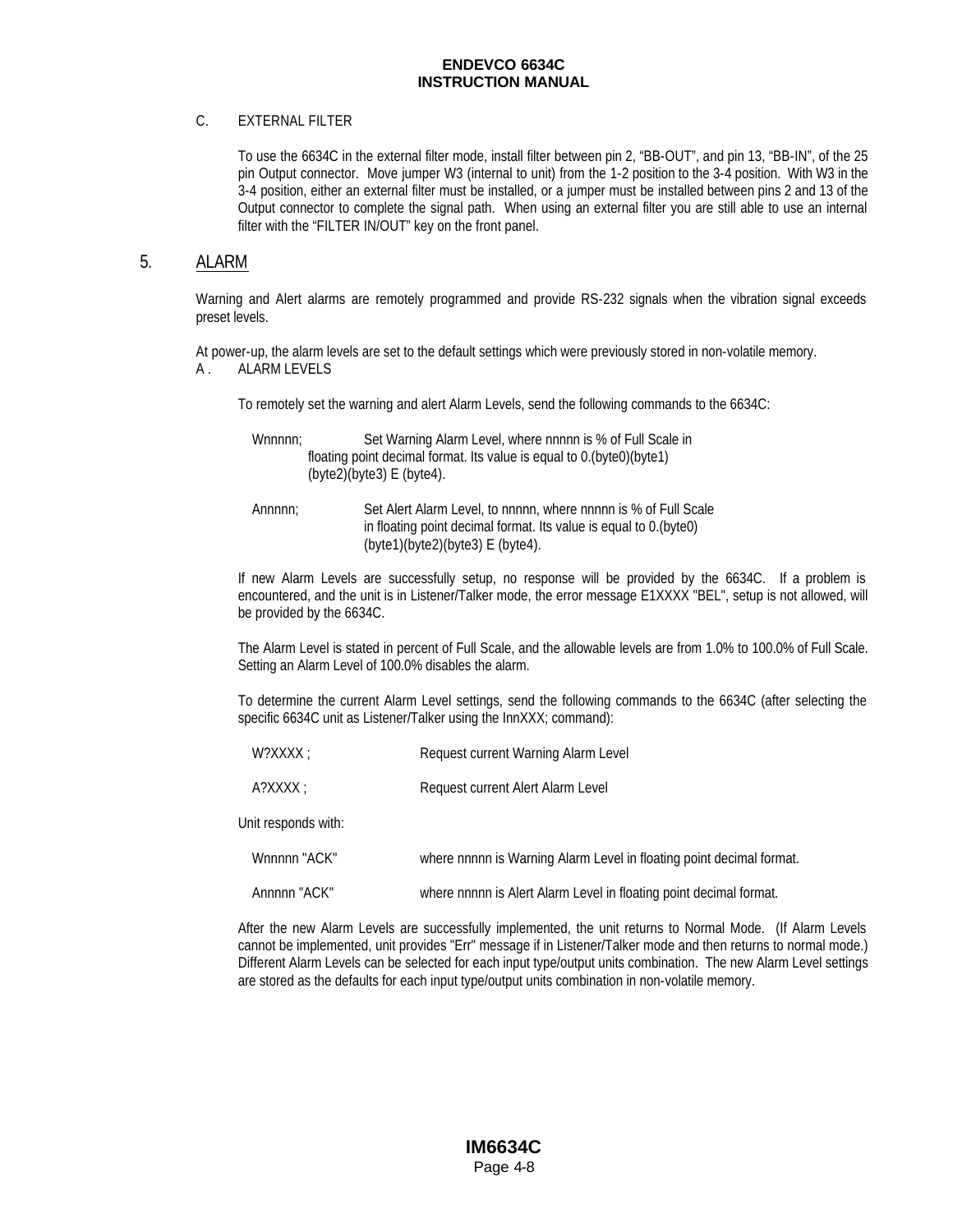C. EXTERNAL FILTER

To use the 6634C in the external filter mode, install filter between pin 2, "BB-OUT", and pin 13, "BB-IN", of the 25 pin Output connector. Move jumper W3 (internal to unit) from the 1-2 position to the 3-4 position. With W3 in the 3-4 position, either an external filter must be installed, or a jumper must be installed between pins 2 and 13 of the Output connector to complete the signal path. When using an external filter you are still able to use an internal filter with the "FILTER IN/OUT" key on the front panel.

## 5. ALARM

Warning and Alert alarms are remotely programmed and provide RS-232 signals when the vibration signal exceeds preset levels.

At power-up, the alarm levels are set to the default settings which were previously stored in non-volatile memory.

A . ALARM LEVELS

To remotely set the warning and alert Alarm Levels, send the following commands to the 6634C:

Wnnnnn; Set Warning Alarm Level, where nnnnn is % of Full Scale in floating point decimal format. Its value is equal to 0.(byte0)(byte1)(byte2)(byte3) E (byte4).

Annnnn; Set Alert Alarm Level, to nnnnn, where nnnnn is % of Full Scale in floating point decimal format. Its value is equal to 0.(byte0)(byte1)(byte2)(byte3) E (byte4).

If new Alarm Levels are successfully setup, no response will be provided by the 6634C. If a problem is encountered, and the unit is in Listener/Talker mode, the error message E1XXXX "BEL", setup is not allowed, will be provided by the 6634C.

The Alarm Level is stated in percent of Full Scale, and the allowable levels are from 1.0% to 100.0% of Full Scale. Setting an Alarm Level of 100.0% disables the alarm.

To determine the current Alarm Level settings, send the following commands to the 6634C (after selecting the specific 6634C unit as Listener/Talker using the InnXXX; command):

W?XXXX ; Request current Warning Alarm Level

A?XXXX ; Request current Alert Alarm Level

Unit responds with:

Wnnnnn "ACK" where nnnnn is Warning Alarm Level in floating point decimal format.

Annnnn "ACK" where nnnnn is Alert Alarm Level in floating point decimal format.

After the new Alarm Levels are successfully implemented, the unit returns to Normal Mode. (If Alarm Levels cannot be implemented, unit provides "Err" message if in Listener/Talker mode and then returns to normal mode.) Different Alarm Levels can be selected for each input type/output units combination. The new Alarm Level settings are stored as the defaults for each input type/output units combination in non-volatile memory.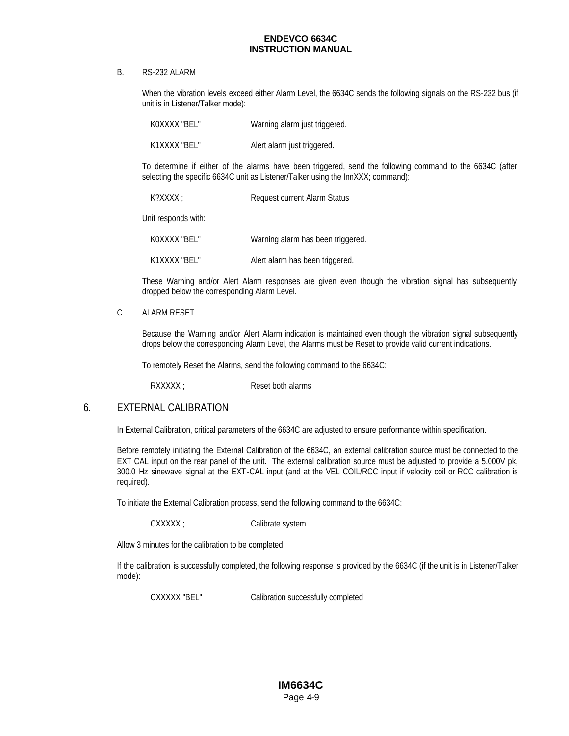B. RS-232 ALARM

When the vibration levels exceed either Alarm Level, the 6634C sends the following signals on the RS-232 bus (if unit is in Listener/Talker mode):

| | |
|---|---|
| K0XXXX "BEL" | Warning alarm just triggered. |
| K1XXXX "BEL" | Alert alarm just triggered. |

To determine if either of the alarms have been triggered, send the following command to the 6634C (after selecting the specific 6634C unit as Listener/Talker using the InnXXX; command):

| | |
|---|---|
| K?XXXX ; | Request current Alarm Status |

Unit responds with:

| | |
|---|---|
| K0XXXX "BEL" | Warning alarm has been triggered. |
| K1XXXX "BEL" | Alert alarm has been triggered. |

These Warning and/or Alert Alarm responses are given even though the vibration signal has subsequently dropped below the corresponding Alarm Level.

C. ALARM RESET

Because the Warning and/or Alert Alarm indication is maintained even though the vibration signal subsequently drops below the corresponding Alarm Level, the Alarms must be Reset to provide valid current indications.

To remotely Reset the Alarms, send the following command to the 6634C:

| | |
|---|---|
| RXXXXX ; | Reset both alarms |

## 6. EXTERNAL CALIBRATION

In External Calibration, critical parameters of the 6634C are adjusted to ensure performance within specification.

Before remotely initiating the External Calibration of the 6634C, an external calibration source must be connected to the EXT CAL input on the rear panel of the unit. The external calibration source must be adjusted to provide a 5.000V pk, 300.0 Hz sinewave signal at the EXT-CAL input (and at the VEL COIL/RCC input if velocity coil or RCC calibration is required).

To initiate the External Calibration process, send the following command to the 6634C:

| | |
|---|---|
| CXXXXX ; | Calibrate system |

Allow 3 minutes for the calibration to be completed.

If the calibration is successfully completed, the following response is provided by the 6634C (if the unit is in Listener/Talker mode):

| | |
|---|---|
| CXXXXX "BEL" | Calibration successfully completed |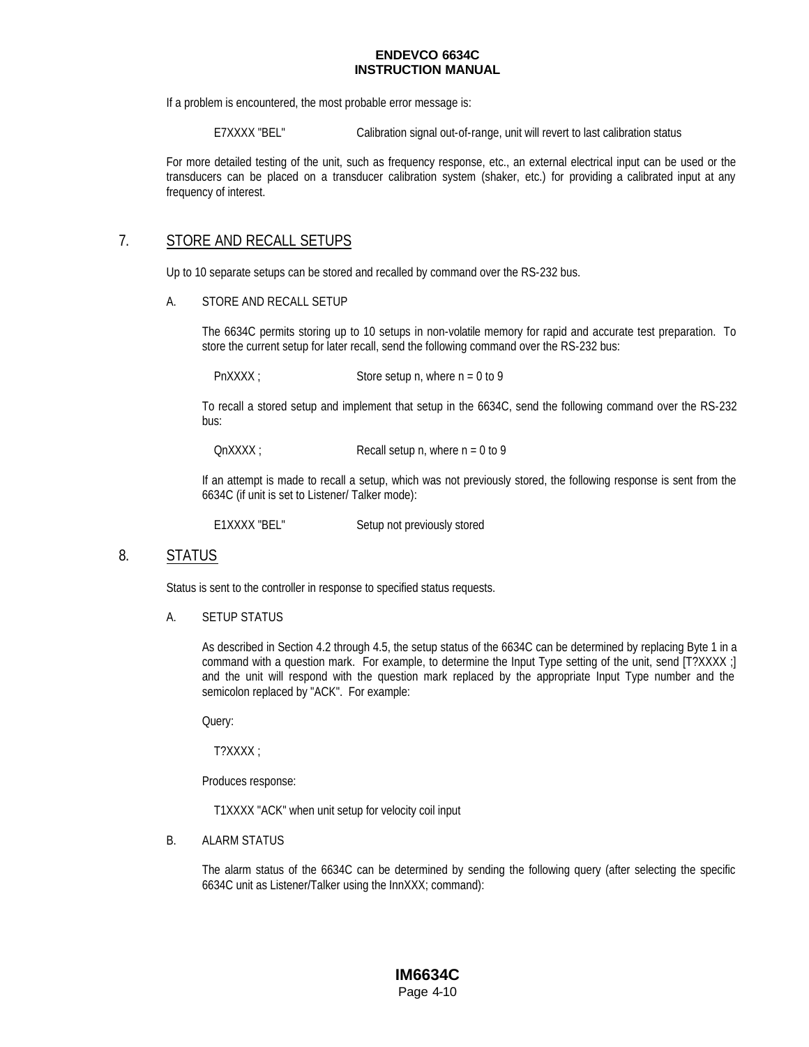If a problem is encountered, the most probable error message is:

E7XXXX "BEL"     Calibration signal out-of-range, unit will revert to last calibration status

For more detailed testing of the unit, such as frequency response, etc., an external electrical input can be used or the transducers can be placed on a transducer calibration system (shaker, etc.) for providing a calibrated input at any frequency of interest.

## 7. STORE AND RECALL SETUPS

Up to 10 separate setups can be stored and recalled by command over the RS-232 bus.

### A. STORE AND RECALL SETUP

The 6634C permits storing up to 10 setups in non-volatile memory for rapid and accurate test preparation. To store the current setup for later recall, send the following command over the RS-232 bus:

PnXXXX ;     Store setup n, where n = 0 to 9

To recall a stored setup and implement that setup in the 6634C, send the following command over the RS-232 bus:

QnXXXX ;     Recall setup n, where n = 0 to 9

If an attempt is made to recall a setup, which was not previously stored, the following response is sent from the 6634C (if unit is set to Listener/ Talker mode):

E1XXXX "BEL"     Setup not previously stored

## 8. STATUS

Status is sent to the controller in response to specified status requests.

### A. SETUP STATUS

As described in Section 4.2 through 4.5, the setup status of the 6634C can be determined by replacing Byte 1 in a command with a question mark. For example, to determine the Input Type setting of the unit, send [T?XXXX ;] and the unit will respond with the question mark replaced by the appropriate Input Type number and the semicolon replaced by "ACK". For example:

Query:

T?XXXX ;

Produces response:

T1XXXX "ACK" when unit setup for velocity coil input

### B. ALARM STATUS

The alarm status of the 6634C can be determined by sending the following query (after selecting the specific 6634C unit as Listener/Talker using the InnXXX; command):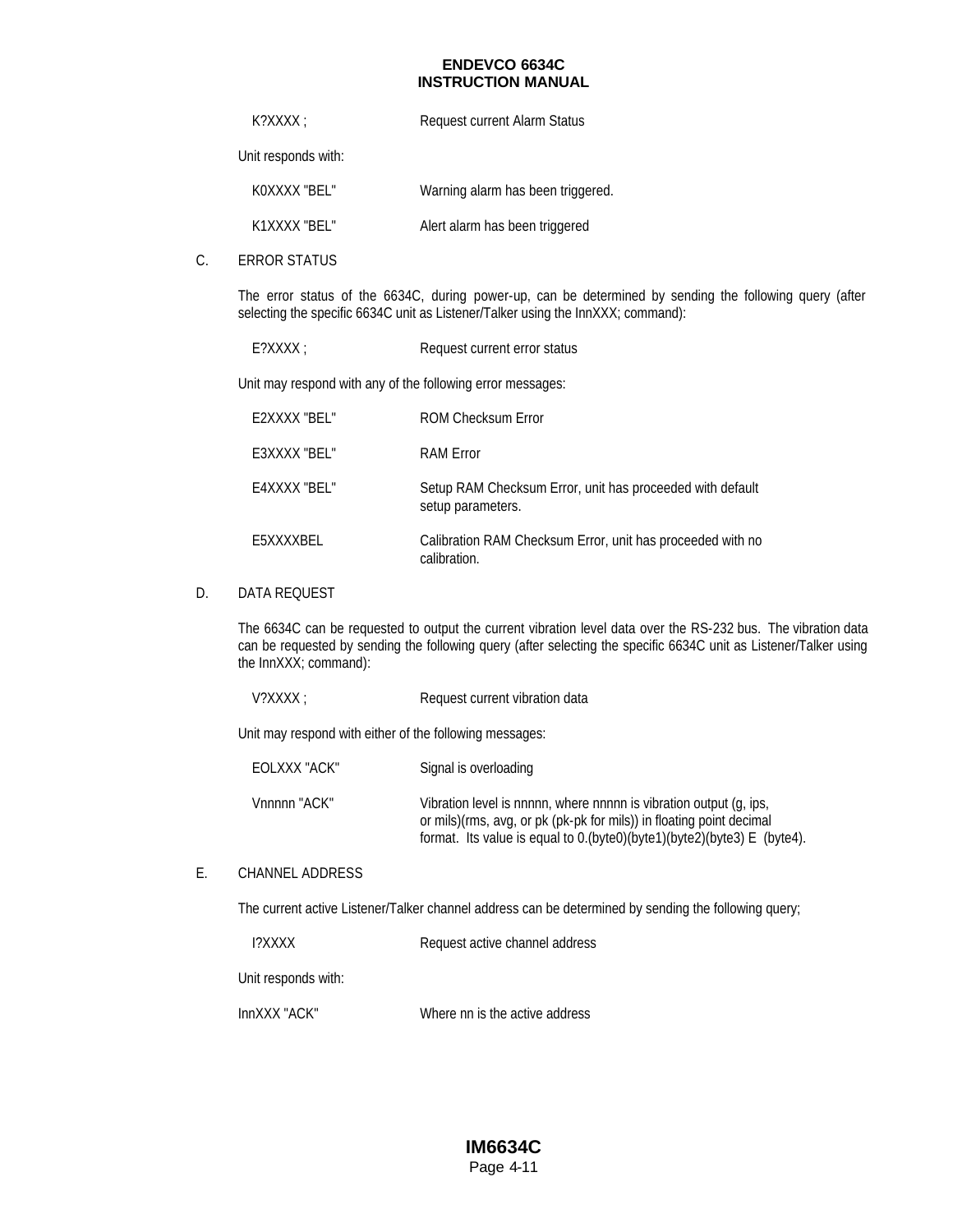K?XXXX ; Request current Alarm Status

Unit responds with:

K0XXXX "BEL" Warning alarm has been triggered.

K1XXXX "BEL" Alert alarm has been triggered

C. ERROR STATUS

The error status of the 6634C, during power-up, can be determined by sending the following query (after selecting the specific 6634C unit as Listener/Talker using the InnXXX; command):

E?XXXX ; Request current error status

Unit may respond with any of the following error messages:

E2XXXX "BEL" ROM Checksum Error

E3XXXX "BEL" RAM Error

E4XXXX "BEL" Setup RAM Checksum Error, unit has proceeded with default setup parameters.

E5XXXXBEL Calibration RAM Checksum Error, unit has proceeded with no calibration.

D. DATA REQUEST

The 6634C can be requested to output the current vibration level data over the RS-232 bus. The vibration data can be requested by sending the following query (after selecting the specific 6634C unit as Listener/Talker using the InnXXX; command):

V?XXXX ; Request current vibration data

Unit may respond with either of the following messages:

EOLXXX "ACK" Signal is overloading

Vnnnnn "ACK" Vibration level is nnnnn, where nnnnn is vibration output (g, ips, or mils)(rms, avg, or pk (pk-pk for mils)) in floating point decimal format. Its value is equal to 0.(byte0)(byte1)(byte2)(byte3) E (byte4).

E. CHANNEL ADDRESS

The current active Listener/Talker channel address can be determined by sending the following query;

I?XXXX Request active channel address

Unit responds with:

InnXXX "ACK" Where nn is the active address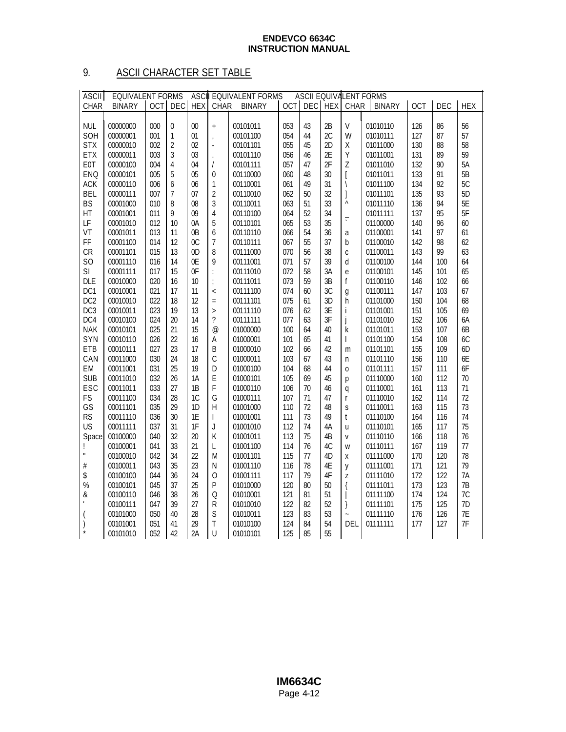## 9. ASCII CHARACTER SET TABLE

| ASCII | EQUIVALENT FORMS | | | | ASCII | EQUIVALENT FORMS | | | | ASCII | EQUIVALENT FORMS | | | |
|---|---|---|---|---|---|---|---|---|---|---|---|---|---|---|
| CHAR | BINARY | OCT | DEC | HEX | CHAR | BINARY | OCT | DEC | HEX | CHAR | BINARY | OCT | DEC | HEX |
| NUL | 00000000 | 000 | 0 | 00 | + | 00101011 | 053 | 43 | 2B | V | 01010110 | 126 | 86 | 56 |
| SOH | 00000001 | 001 | 1 | 01 | , | 00101100 | 054 | 44 | 2C | W | 01010111 | 127 | 87 | 57 |
| STX | 00000010 | 002 | 2 | 02 | - | 00101101 | 055 | 45 | 2D | X | 01011000 | 130 | 88 | 58 |
| ETX | 00000011 | 003 | 3 | 03 | . | 00101110 | 056 | 46 | 2E | Y | 01011001 | 131 | 89 | 59 |
| E0T | 00000100 | 004 | 4 | 04 | / | 00101111 | 057 | 47 | 2F | Z | 01011010 | 132 | 90 | 5A |
| ENQ | 00000101 | 005 | 5 | 05 | 0 | 00110000 | 060 | 48 | 30 | [ | 01011011 | 133 | 91 | 5B |
| ACK | 00000110 | 006 | 6 | 06 | 1 | 00110001 | 061 | 49 | 31 | \ | 01011100 | 134 | 92 | 5C |
| BEL | 00000111 | 007 | 7 | 07 | 2 | 00110010 | 062 | 50 | 32 | ] | 01011101 | 135 | 93 | 5D |
| BS | 00001000 | 010 | 8 | 08 | 3 | 00110011 | 063 | 51 | 33 | ^ | 01011110 | 136 | 94 | 5E |
| HT | 00001001 | 011 | 9 | 09 | 4 | 00110100 | 064 | 52 | 34 | _ | 01011111 | 137 | 95 | 5F |
| LF | 00001010 | 012 | 10 | 0A | 5 | 00110101 | 065 | 53 | 35 | ` | 01100000 | 140 | 96 | 60 |
| VT | 00001011 | 013 | 11 | 0B | 6 | 00110110 | 066 | 54 | 36 | a | 01100001 | 141 | 97 | 61 |
| FF | 00001100 | 014 | 12 | 0C | 7 | 00110111 | 067 | 55 | 37 | b | 01100010 | 142 | 98 | 62 |
| CR | 00001101 | 015 | 13 | 0D | 8 | 00111000 | 070 | 56 | 38 | c | 01100011 | 143 | 99 | 63 |
| SO | 00001110 | 016 | 14 | 0E | 9 | 00111001 | 071 | 57 | 39 | d | 01100100 | 144 | 100 | 64 |
| SI | 00001111 | 017 | 15 | 0F | : | 00111010 | 072 | 58 | 3A | e | 01100101 | 145 | 101 | 65 |
| DLE | 00010000 | 020 | 16 | 10 | ; | 00111011 | 073 | 59 | 3B | f | 01100110 | 146 | 102 | 66 |
| DC1 | 00010001 | 021 | 17 | 11 | < | 00111100 | 074 | 60 | 3C | g | 01100111 | 147 | 103 | 67 |
| DC2 | 00010010 | 022 | 18 | 12 | = | 00111101 | 075 | 61 | 3D | h | 01101000 | 150 | 104 | 68 |
| DC3 | 00010011 | 023 | 19 | 13 | > | 00111110 | 076 | 62 | 3E | i | 01101001 | 151 | 105 | 69 |
| DC4 | 00010100 | 024 | 20 | 14 | ? | 00111111 | 077 | 63 | 3F | j | 01101010 | 152 | 106 | 6A |
| NAK | 00010101 | 025 | 21 | 15 | @ | 01000000 | 100 | 64 | 40 | k | 01101011 | 153 | 107 | 6B |
| SYN | 00010110 | 026 | 22 | 16 | A | 01000001 | 101 | 65 | 41 | l | 01101100 | 154 | 108 | 6C |
| ETB | 00010111 | 027 | 23 | 17 | B | 01000010 | 102 | 66 | 42 | m | 01101101 | 155 | 109 | 6D |
| CAN | 00011000 | 030 | 24 | 18 | C | 01000011 | 103 | 67 | 43 | n | 01101110 | 156 | 110 | 6E |
| EM | 00011001 | 031 | 25 | 19 | D | 01000100 | 104 | 68 | 44 | o | 01101111 | 157 | 111 | 6F |
| SUB | 00011010 | 032 | 26 | 1A | E | 01000101 | 105 | 69 | 45 | p | 01110000 | 160 | 112 | 70 |
| ESC | 00011011 | 033 | 27 | 1B | F | 01000110 | 106 | 70 | 46 | q | 01110001 | 161 | 113 | 71 |
| FS | 00011100 | 034 | 28 | 1C | G | 01000111 | 107 | 71 | 47 | r | 01110010 | 162 | 114 | 72 |
| GS | 00011101 | 035 | 29 | 1D | H | 01001000 | 110 | 72 | 48 | s | 01110011 | 163 | 115 | 73 |
| RS | 00011110 | 036 | 30 | 1E | I | 01001001 | 111 | 73 | 49 | t | 01110100 | 164 | 116 | 74 |
| US | 00011111 | 037 | 31 | 1F | J | 01001010 | 112 | 74 | 4A | u | 01110101 | 165 | 117 | 75 |
| Space | 00100000 | 040 | 32 | 20 | K | 01001011 | 113 | 75 | 4B | v | 01110110 | 166 | 118 | 76 |
| ! | 00100001 | 041 | 33 | 21 | L | 01001100 | 114 | 76 | 4C | w | 01110111 | 167 | 119 | 77 |
| " | 00100010 | 042 | 34 | 22 | M | 01001101 | 115 | 77 | 4D | x | 01111000 | 170 | 120 | 78 |
| # | 00100011 | 043 | 35 | 23 | N | 01001110 | 116 | 78 | 4E | y | 01111001 | 171 | 121 | 79 |
| $ | 00100100 | 044 | 36 | 24 | O | 01001111 | 117 | 79 | 4F | z | 01111010 | 172 | 122 | 7A |
| % | 00100101 | 045 | 37 | 25 | P | 01010000 | 120 | 80 | 50 | { | 01111011 | 173 | 123 | 7B |
| & | 00100110 | 046 | 38 | 26 | Q | 01010001 | 121 | 81 | 51 | \| | 01111100 | 174 | 124 | 7C |
| ' | 00100111 | 047 | 39 | 27 | R | 01010010 | 122 | 82 | 52 | } | 01111101 | 175 | 125 | 7D |
| ( | 00101000 | 050 | 40 | 28 | S | 01010011 | 123 | 83 | 53 | ~ | 01111110 | 176 | 126 | 7E |
| ) | 00101001 | 051 | 41 | 29 | T | 01010100 | 124 | 84 | 54 | DEL | 01111111 | 177 | 127 | 7F |
| * | 00101010 | 052 | 42 | 2A | U | 01010101 | 125 | 85 | 55 | | | | | |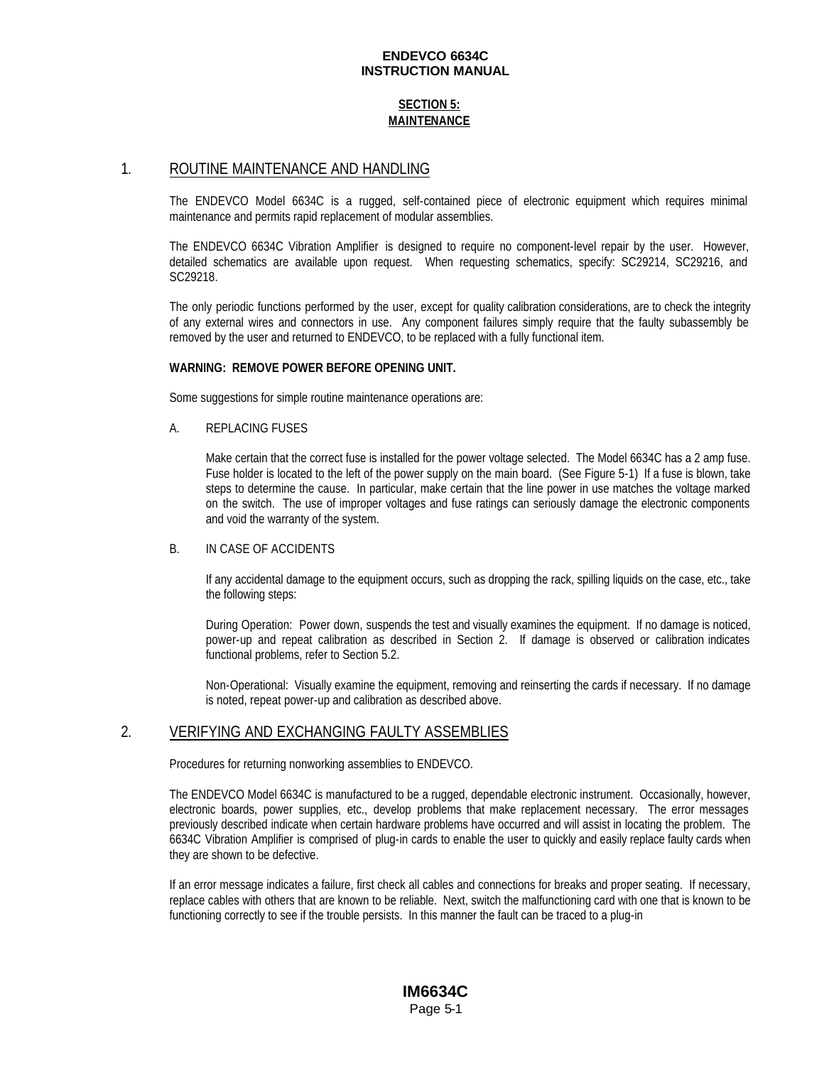## SECTION 5: MAINTENANCE

### 1. ROUTINE MAINTENANCE AND HANDLING

The ENDEVCO Model 6634C is a rugged, self-contained piece of electronic equipment which requires minimal maintenance and permits rapid replacement of modular assemblies.

The ENDEVCO 6634C Vibration Amplifier is designed to require no component-level repair by the user. However, detailed schematics are available upon request. When requesting schematics, specify: SC29214, SC29216, and SC29218.

The only periodic functions performed by the user, except for quality calibration considerations, are to check the integrity of any external wires and connectors in use. Any component failures simply require that the faulty subassembly be removed by the user and returned to ENDEVCO, to be replaced with a fully functional item.

**WARNING: REMOVE POWER BEFORE OPENING UNIT.**

Some suggestions for simple routine maintenance operations are:

A. REPLACING FUSES

Make certain that the correct fuse is installed for the power voltage selected. The Model 6634C has a 2 amp fuse. Fuse holder is located to the left of the power supply on the main board. (See Figure 5-1) If a fuse is blown, take steps to determine the cause. In particular, make certain that the line power in use matches the voltage marked on the switch. The use of improper voltages and fuse ratings can seriously damage the electronic components and void the warranty of the system.

B. IN CASE OF ACCIDENTS

If any accidental damage to the equipment occurs, such as dropping the rack, spilling liquids on the case, etc., take the following steps:

During Operation: Power down, suspends the test and visually examines the equipment. If no damage is noticed, power-up and repeat calibration as described in Section 2. If damage is observed or calibration indicates functional problems, refer to Section 5.2.

Non-Operational: Visually examine the equipment, removing and reinserting the cards if necessary. If no damage is noted, repeat power-up and calibration as described above.

### 2. VERIFYING AND EXCHANGING FAULTY ASSEMBLIES

Procedures for returning nonworking assemblies to ENDEVCO.

The ENDEVCO Model 6634C is manufactured to be a rugged, dependable electronic instrument. Occasionally, however, electronic boards, power supplies, etc., develop problems that make replacement necessary. The error messages previously described indicate when certain hardware problems have occurred and will assist in locating the problem. The 6634C Vibration Amplifier is comprised of plug-in cards to enable the user to quickly and easily replace faulty cards when they are shown to be defective.

If an error message indicates a failure, first check all cables and connections for breaks and proper seating. If necessary, replace cables with others that are known to be reliable. Next, switch the malfunctioning card with one that is known to be functioning correctly to see if the trouble persists. In this manner the fault can be traced to a plug-in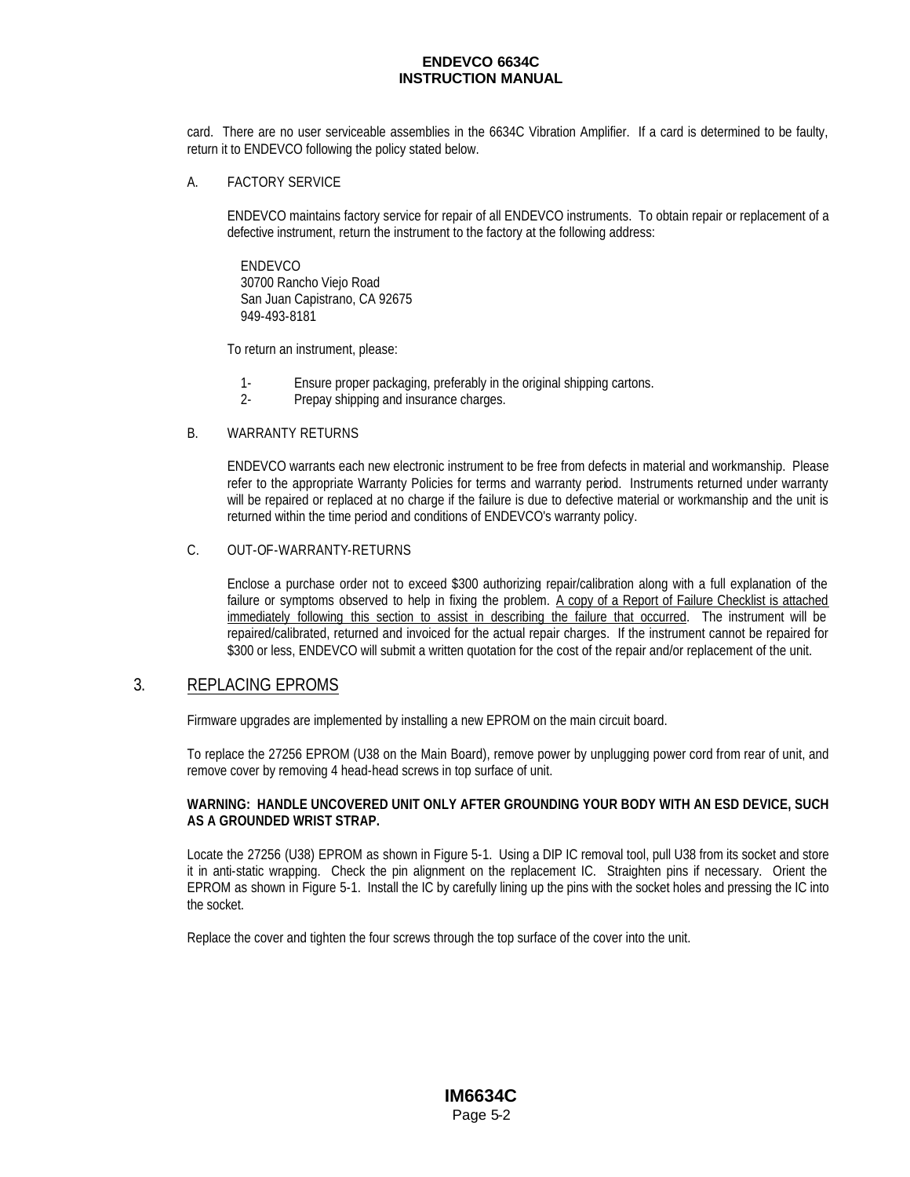card. There are no user serviceable assemblies in the 6634C Vibration Amplifier. If a card is determined to be faulty, return it to ENDEVCO following the policy stated below.

A. FACTORY SERVICE

ENDEVCO maintains factory service for repair of all ENDEVCO instruments. To obtain repair or replacement of a defective instrument, return the instrument to the factory at the following address:

ENDEVCO  
30700 Rancho Viejo Road  
San Juan Capistrano, CA 92675  
949-493-8181

To return an instrument, please:

1- Ensure proper packaging, preferably in the original shipping cartons.  
2- Prepay shipping and insurance charges.

B. WARRANTY RETURNS

ENDEVCO warrants each new electronic instrument to be free from defects in material and workmanship. Please refer to the appropriate Warranty Policies for terms and warranty period. Instruments returned under warranty will be repaired or replaced at no charge if the failure is due to defective material or workmanship and the unit is returned within the time period and conditions of ENDEVCO's warranty policy.

C. OUT-OF-WARRANTY-RETURNS

Enclose a purchase order not to exceed $300 authorizing repair/calibration along with a full explanation of the failure or symptoms observed to help in fixing the problem. <u>A copy of a Report of Failure Checklist is attached immediately following this section to assist in describing the failure that occurred</u>. The instrument will be repaired/calibrated, returned and invoiced for the actual repair charges. If the instrument cannot be repaired for $300 or less, ENDEVCO will submit a written quotation for the cost of the repair and/or replacement of the unit.

## 3. REPLACING EPROMS

Firmware upgrades are implemented by installing a new EPROM on the main circuit board.

To replace the 27256 EPROM (U38 on the Main Board), remove power by unplugging power cord from rear of unit, and remove cover by removing 4 head-head screws in top surface of unit.

**WARNING: HANDLE UNCOVERED UNIT ONLY AFTER GROUNDING YOUR BODY WITH AN ESD DEVICE, SUCH AS A GROUNDED WRIST STRAP.**

Locate the 27256 (U38) EPROM as shown in Figure 5-1. Using a DIP IC removal tool, pull U38 from its socket and store it in anti-static wrapping. Check the pin alignment on the replacement IC. Straighten pins if necessary. Orient the EPROM as shown in Figure 5-1. Install the IC by carefully lining up the pins with the socket holes and pressing the IC into the socket.

Replace the cover and tighten the four screws through the top surface of the cover into the unit.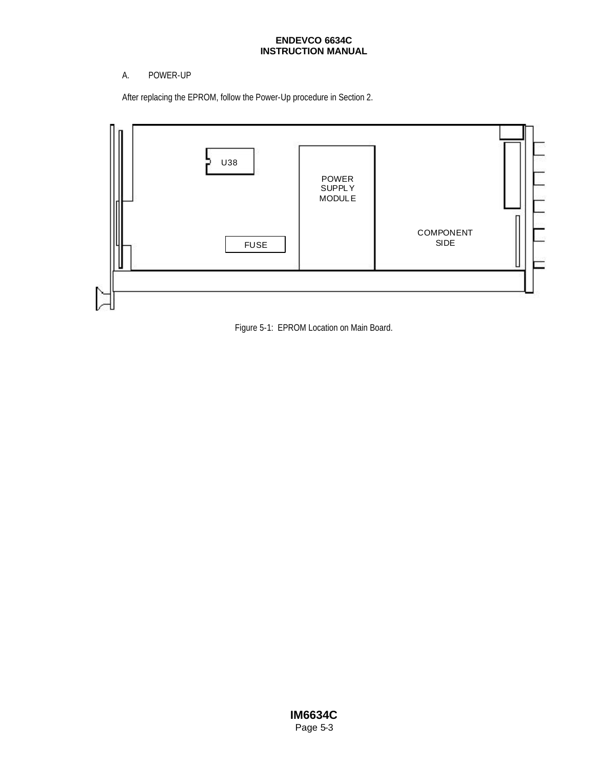A. POWER-UP

After replacing the EPROM, follow the Power-Up procedure in Section 2.

U38

POWER SUPPLY MODULE

FUSE

COMPONENT SIDE

Figure 5-1: EPROM Location on Main Board.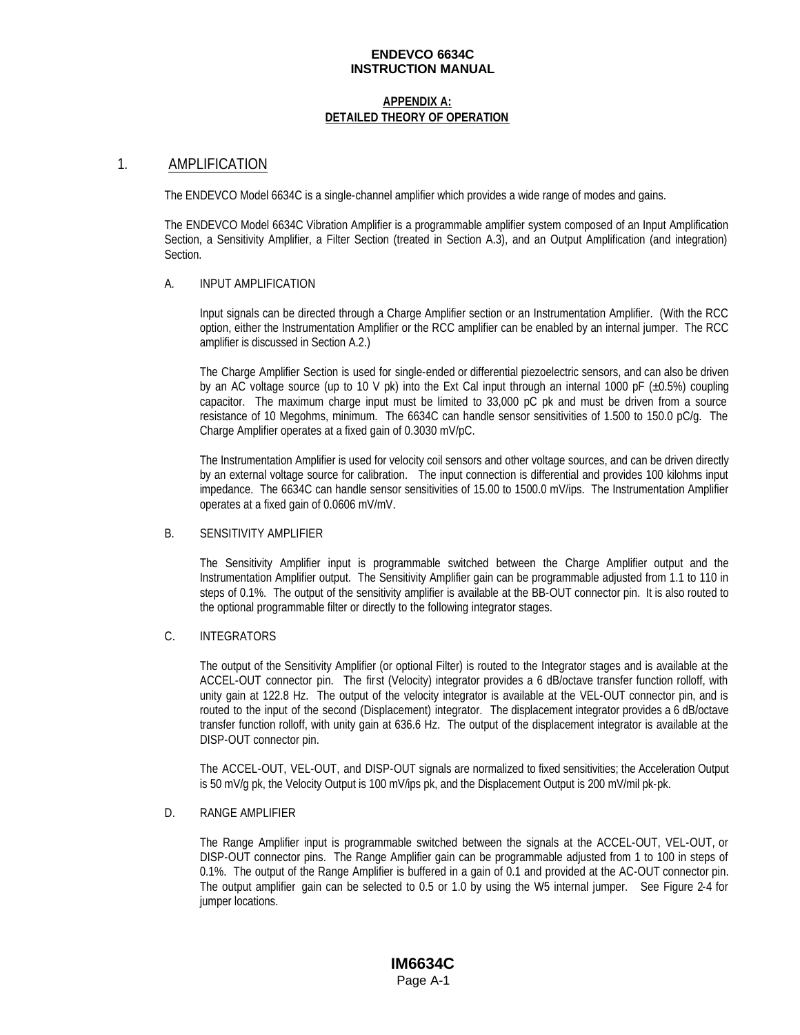**APPENDIX A:**
**DETAILED THEORY OF OPERATION**

# 1. AMPLIFICATION

The ENDEVCO Model 6634C is a single-channel amplifier which provides a wide range of modes and gains.

The ENDEVCO Model 6634C Vibration Amplifier is a programmable amplifier system composed of an Input Amplification Section, a Sensitivity Amplifier, a Filter Section (treated in Section A.3), and an Output Amplification (and integration) Section.

## A. INPUT AMPLIFICATION

Input signals can be directed through a Charge Amplifier section or an Instrumentation Amplifier. (With the RCC option, either the Instrumentation Amplifier or the RCC amplifier can be enabled by an internal jumper. The RCC amplifier is discussed in Section A.2.)

The Charge Amplifier Section is used for single-ended or differential piezoelectric sensors, and can also be driven by an AC voltage source (up to 10 V pk) into the Ext Cal input through an internal 1000 pF (±0.5%) coupling capacitor. The maximum charge input must be limited to 33,000 pC pk and must be driven from a source resistance of 10 Megohms, minimum. The 6634C can handle sensor sensitivities of 1.500 to 150.0 pC/g. The Charge Amplifier operates at a fixed gain of 0.3030 mV/pC.

The Instrumentation Amplifier is used for velocity coil sensors and other voltage sources, and can be driven directly by an external voltage source for calibration. The input connection is differential and provides 100 kilohms input impedance. The 6634C can handle sensor sensitivities of 15.00 to 1500.0 mV/ips. The Instrumentation Amplifier operates at a fixed gain of 0.0606 mV/mV.

## B. SENSITIVITY AMPLIFIER

The Sensitivity Amplifier input is programmable switched between the Charge Amplifier output and the Instrumentation Amplifier output. The Sensitivity Amplifier gain can be programmable adjusted from 1.1 to 110 in steps of 0.1%. The output of the sensitivity amplifier is available at the BB-OUT connector pin. It is also routed to the optional programmable filter or directly to the following integrator stages.

## C. INTEGRATORS

The output of the Sensitivity Amplifier (or optional Filter) is routed to the Integrator stages and is available at the ACCEL-OUT connector pin. The first (Velocity) integrator provides a 6 dB/octave transfer function rolloff, with unity gain at 122.8 Hz. The output of the velocity integrator is available at the VEL-OUT connector pin, and is routed to the input of the second (Displacement) integrator. The displacement integrator provides a 6 dB/octave transfer function rolloff, with unity gain at 636.6 Hz. The output of the displacement integrator is available at the DISP-OUT connector pin.

The ACCEL-OUT, VEL-OUT, and DISP-OUT signals are normalized to fixed sensitivities; the Acceleration Output is 50 mV/g pk, the Velocity Output is 100 mV/ips pk, and the Displacement Output is 200 mV/mil pk-pk.

## D. RANGE AMPLIFIER

The Range Amplifier input is programmable switched between the signals at the ACCEL-OUT, VEL-OUT, or DISP-OUT connector pins. The Range Amplifier gain can be programmable adjusted from 1 to 100 in steps of 0.1%. The output of the Range Amplifier is buffered in a gain of 0.1 and provided at the AC-OUT connector pin. The output amplifier gain can be selected to 0.5 or 1.0 by using the W5 internal jumper. See Figure 2-4 for jumper locations.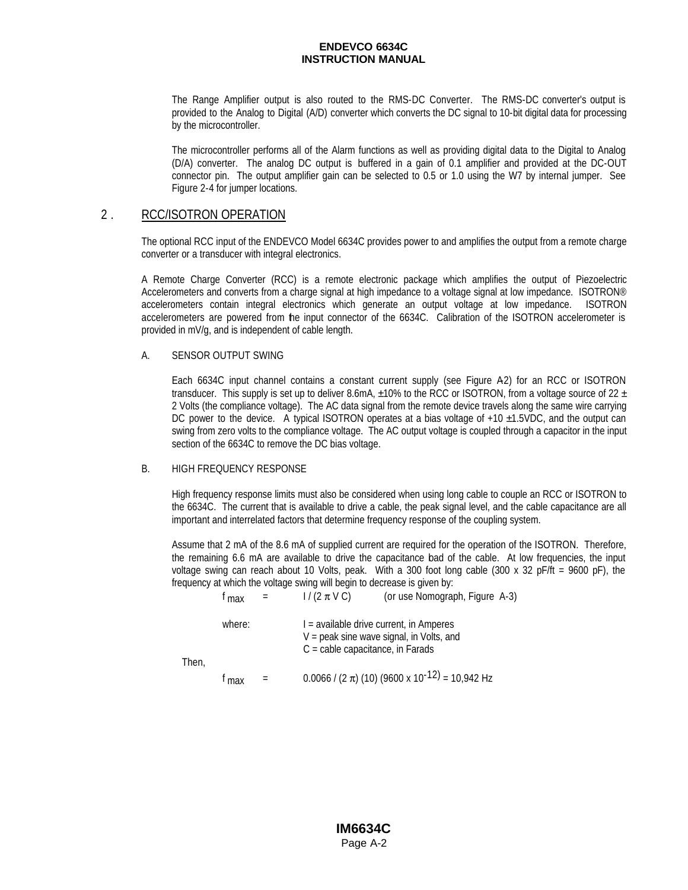The Range Amplifier output is also routed to the RMS-DC Converter. The RMS-DC converter's output is provided to the Analog to Digital (A/D) converter which converts the DC signal to 10-bit digital data for processing by the microcontroller.

The microcontroller performs all of the Alarm functions as well as providing digital data to the Digital to Analog (D/A) converter. The analog DC output is buffered in a gain of 0.1 amplifier and provided at the DC-OUT connector pin. The output amplifier gain can be selected to 0.5 or 1.0 using the W7 by internal jumper. See Figure 2-4 for jumper locations.

## 2. RCC/ISOTRON OPERATION

The optional RCC input of the ENDEVCO Model 6634C provides power to and amplifies the output from a remote charge converter or a transducer with integral electronics.

A Remote Charge Converter (RCC) is a remote electronic package which amplifies the output of Piezoelectric Accelerometers and converts from a charge signal at high impedance to a voltage signal at low impedance. ISOTRON® accelerometers contain integral electronics which generate an output voltage at low impedance. ISOTRON accelerometers are powered from the input connector of the 6634C. Calibration of the ISOTRON accelerometer is provided in mV/g, and is independent of cable length.

### A. SENSOR OUTPUT SWING

Each 6634C input channel contains a constant current supply (see Figure A-2) for an RCC or ISOTRON transducer. This supply is set up to deliver 8.6mA, ±10% to the RCC or ISOTRON, from a voltage source of 22 ± 2 Volts (the compliance voltage). The AC data signal from the remote device travels along the same wire carrying DC power to the device. A typical ISOTRON operates at a bias voltage of +10 ±1.5VDC, and the output can swing from zero volts to the compliance voltage. The AC output voltage is coupled through a capacitor in the input section of the 6634C to remove the DC bias voltage.

### B. HIGH FREQUENCY RESPONSE

High frequency response limits must also be considered when using long cable to couple an RCC or ISOTRON to the 6634C. The current that is available to drive a cable, the peak signal level, and the cable capacitance are all important and interrelated factors that determine frequency response of the coupling system.

Assume that 2 mA of the 8.6 mA of supplied current are required for the operation of the ISOTRON. Therefore, the remaining 6.6 mA are available to drive the capacitance load of the cable. At low frequencies, the input voltage swing can reach about 10 Volts, peak. With a 300 foot long cable (300 x 32 pF/ft = 9600 pF), the frequency at which the voltage swing will begin to decrease is given by:

$$f_{max} = I / (2 \pi V C)$$ (or use Nomograph, Figure A-3)

where:
I = available drive current, in Amperes
V = peak sine wave signal, in Volts, and
C = cable capacitance, in Farads

Then,

$$f_{max} = 0.0066 / (2 \pi) (10) (9600 \times 10^{-12}) = 10{,}942 \text{ Hz}$$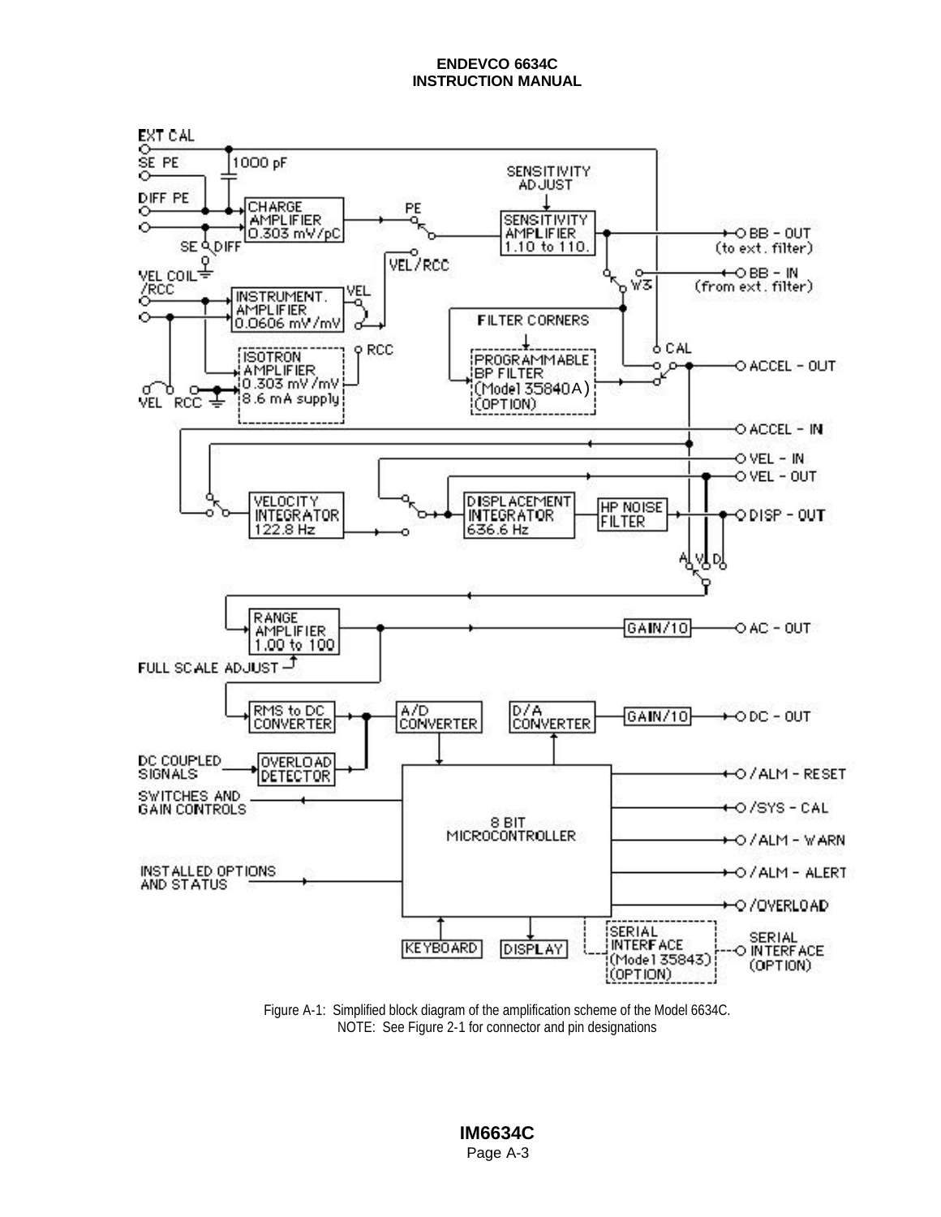Figure A-1: Simplified block diagram of the amplification scheme of the Model 6634C.
NOTE: See Figure 2-1 for connector and pin designations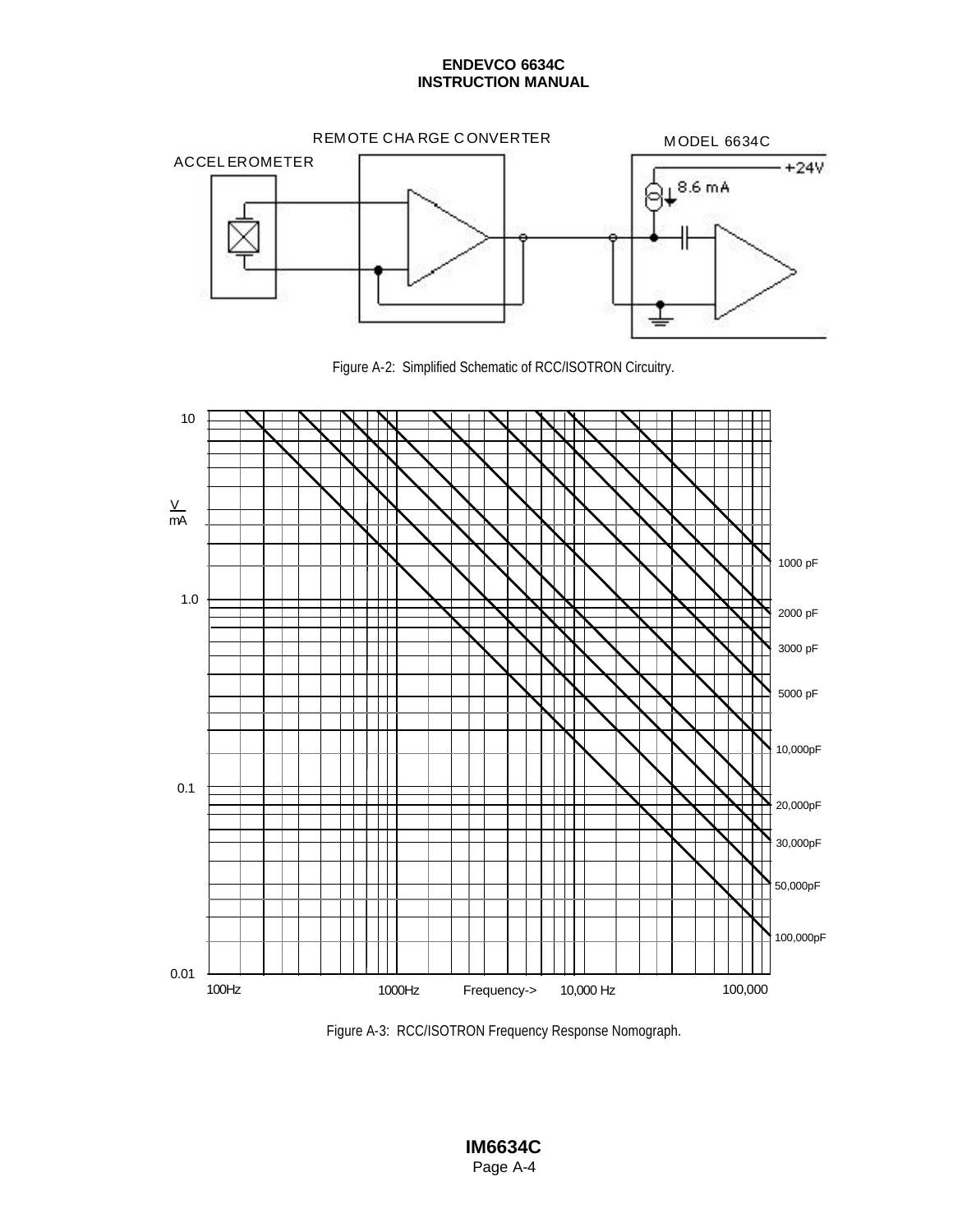REMOTE CHARGE CONVERTER

ACCELEROMETER

MODEL 6634C

+24V

8.6 mA

Figure A-2: Simplified Schematic of RCC/ISOTRON Circuitry.

10

V/mA

1.0

0.1

0.01

1000 pF

2000 pF

3000 pF

5000 pF

10,000pF

20,000pF

30,000pF

50,000pF

100,000pF

100Hz

1000Hz

Frequency->

10,000 Hz

100,000

Figure A-3: RCC/ISOTRON Frequency Response Nomograph.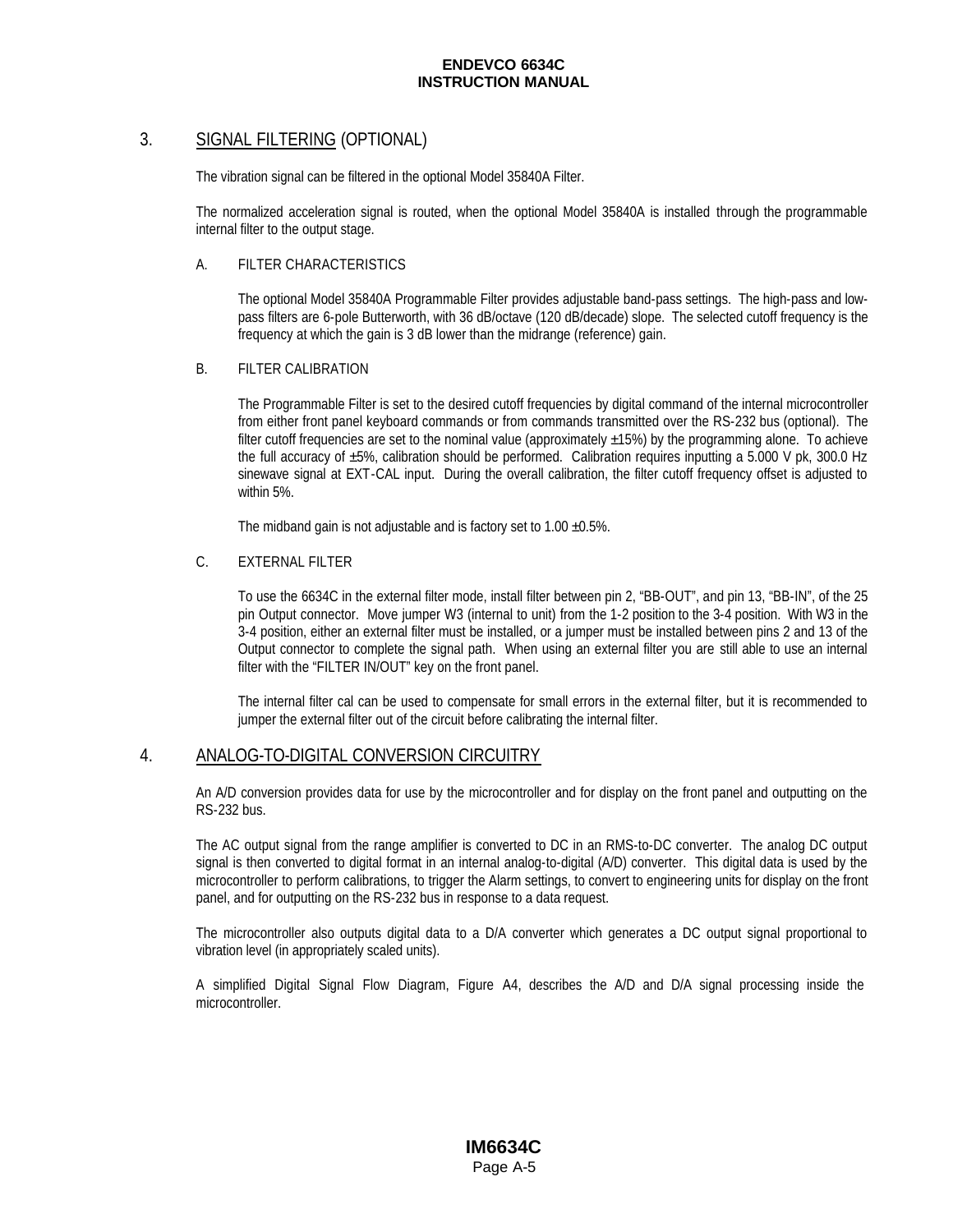## 3. SIGNAL FILTERING (OPTIONAL)

The vibration signal can be filtered in the optional Model 35840A Filter.

The normalized acceleration signal is routed, when the optional Model 35840A is installed through the programmable internal filter to the output stage.

### A. FILTER CHARACTERISTICS

The optional Model 35840A Programmable Filter provides adjustable band-pass settings. The high-pass and low-pass filters are 6-pole Butterworth, with 36 dB/octave (120 dB/decade) slope. The selected cutoff frequency is the frequency at which the gain is 3 dB lower than the midrange (reference) gain.

### B. FILTER CALIBRATION

The Programmable Filter is set to the desired cutoff frequencies by digital command of the internal microcontroller from either front panel keyboard commands or from commands transmitted over the RS-232 bus (optional). The filter cutoff frequencies are set to the nominal value (approximately ±15%) by the programming alone. To achieve the full accuracy of ±5%, calibration should be performed. Calibration requires inputting a 5.000 V pk, 300.0 Hz sinewave signal at EXT-CAL input. During the overall calibration, the filter cutoff frequency offset is adjusted to within 5%.

The midband gain is not adjustable and is factory set to 1.00 ±0.5%.

### C. EXTERNAL FILTER

To use the 6634C in the external filter mode, install filter between pin 2, "BB-OUT", and pin 13, "BB-IN", of the 25 pin Output connector. Move jumper W3 (internal to unit) from the 1-2 position to the 3-4 position. With W3 in the 3-4 position, either an external filter must be installed, or a jumper must be installed between pins 2 and 13 of the Output connector to complete the signal path. When using an external filter you are still able to use an internal filter with the "FILTER IN/OUT" key on the front panel.

The internal filter cal can be used to compensate for small errors in the external filter, but it is recommended to jumper the external filter out of the circuit before calibrating the internal filter.

## 4. ANALOG-TO-DIGITAL CONVERSION CIRCUITRY

An A/D conversion provides data for use by the microcontroller and for display on the front panel and outputting on the RS-232 bus.

The AC output signal from the range amplifier is converted to DC in an RMS-to-DC converter. The analog DC output signal is then converted to digital format in an internal analog-to-digital (A/D) converter. This digital data is used by the microcontroller to perform calibrations, to trigger the Alarm settings, to convert to engineering units for display on the front panel, and for outputting on the RS-232 bus in response to a data request.

The microcontroller also outputs digital data to a D/A converter which generates a DC output signal proportional to vibration level (in appropriately scaled units).

A simplified Digital Signal Flow Diagram, Figure A4, describes the A/D and D/A signal processing inside the microcontroller.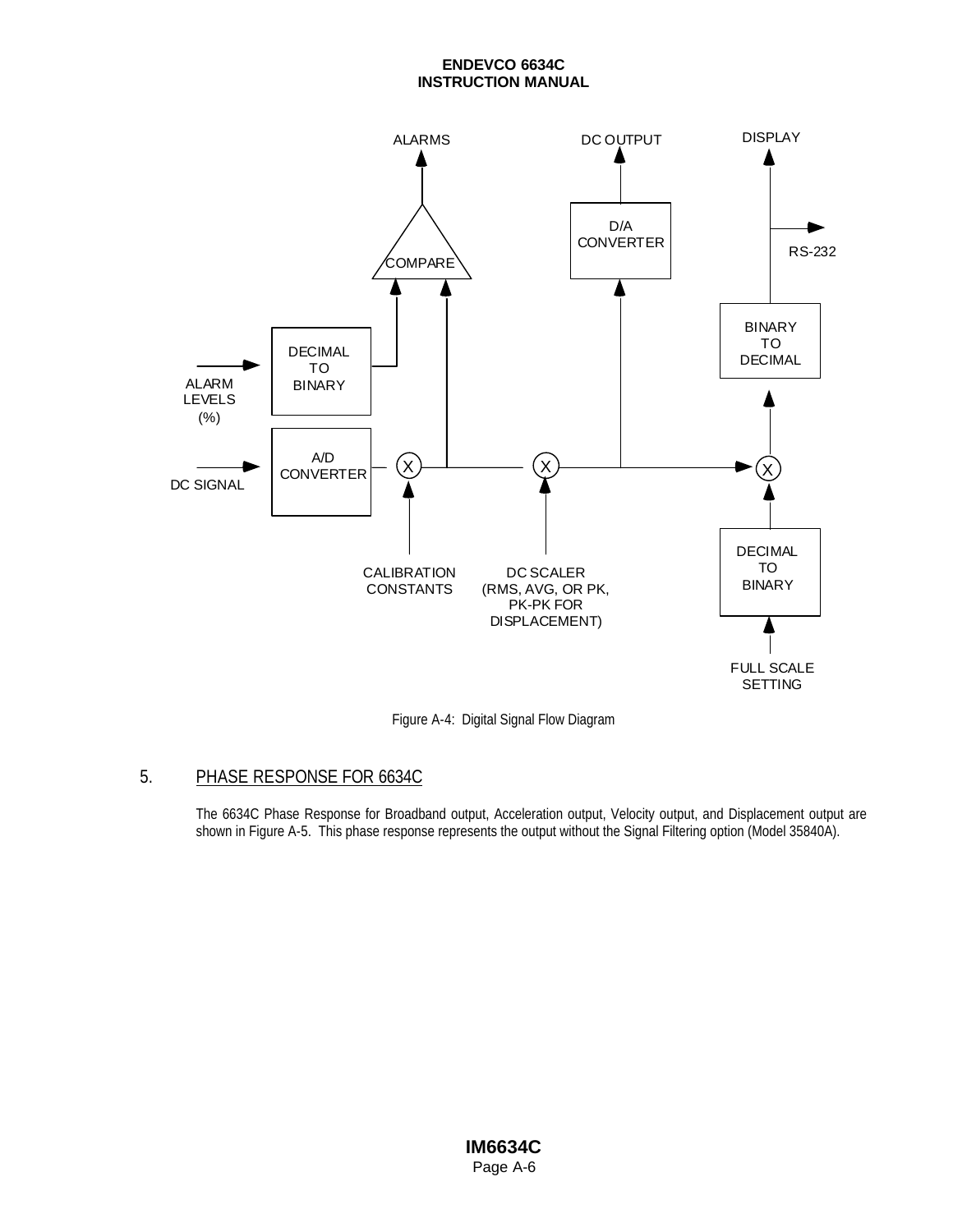Figure A-4: Digital Signal Flow Diagram

## 5. PHASE RESPONSE FOR 6634C

The 6634C Phase Response for Broadband output, Acceleration output, Velocity output, and Displacement output are shown in Figure A-5. This phase response represents the output without the Signal Filtering option (Model 35840A).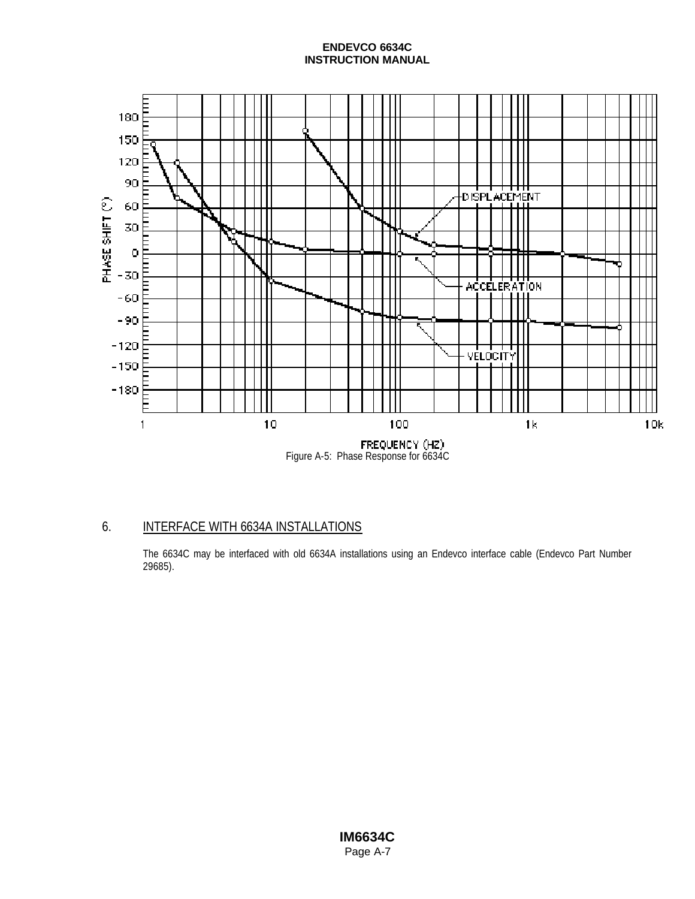PHASE SHIFT (°)

180
150
120
90
60
30
0
-30
-60
-90
-120
-150
-180

1
10
100
1k
10k

FREQUENCY (HZ)

DISPLACEMENT
ACCELERATION
VELOCITY

Figure A-5: Phase Response for 6634C

## 6. INTERFACE WITH 6634A INSTALLATIONS

The 6634C may be interfaced with old 6634A installations using an Endevco interface cable (Endevco Part Number 29685).